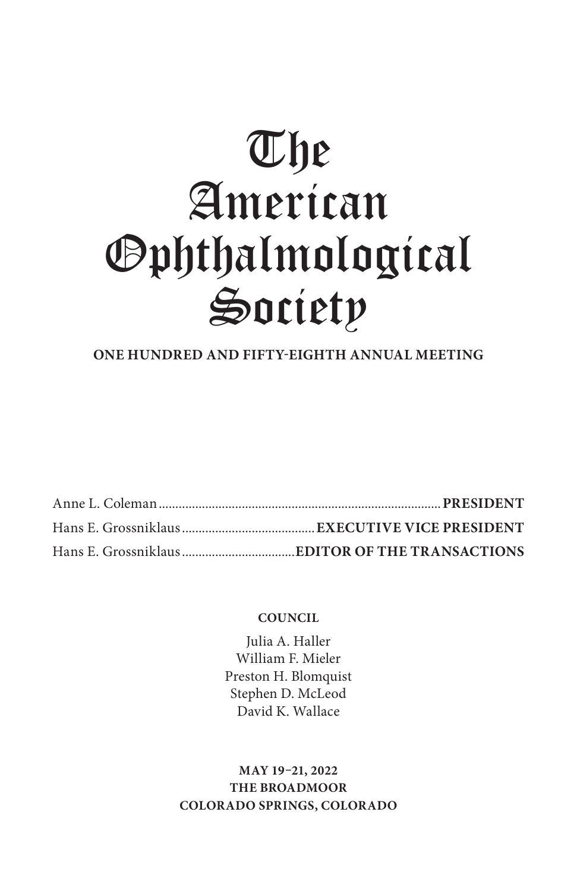# The American Ophthalmological Society

**ONE HUNDRED AND FIFTY-EIGHTH ANNUAL MEETING**

Anne L. Coleman ........ **PRESIDENT**
Hans E. Grossniklaus ........ **EXECUTIVE VICE PRESIDENT**
Hans E. Grossniklaus ........ **EDITOR OF THE TRANSACTIONS**

**COUNCIL**

Julia A. Haller
William F. Mieler
Preston H. Blomquist
Stephen D. McLeod
David K. Wallace

**MAY 19–21, 2022**
**THE BROADMOOR**
**COLORADO SPRINGS, COLORADO**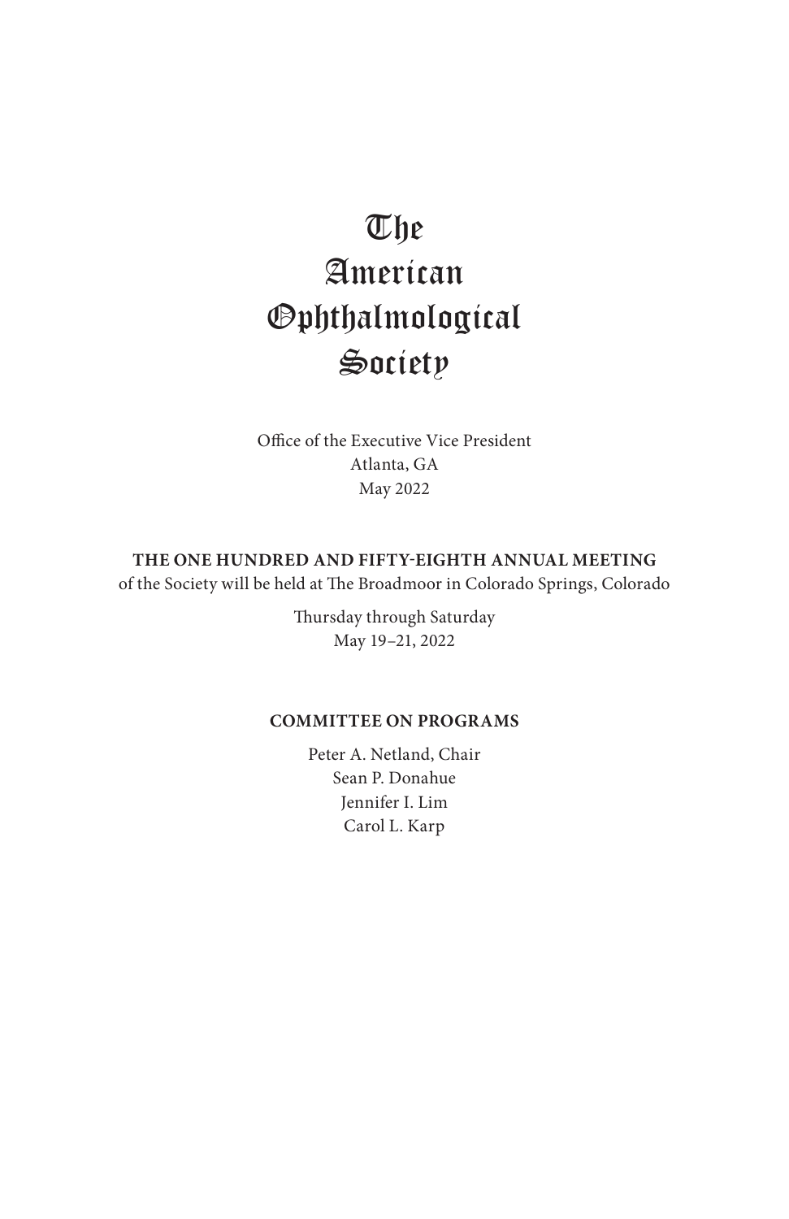# The American Ophthalmological Society

Office of the Executive Vice President
Atlanta, GA
May 2022

**THE ONE HUNDRED AND FIFTY-EIGHTH ANNUAL MEETING**
of the Society will be held at The Broadmoor in Colorado Springs, Colorado

Thursday through Saturday
May 19–21, 2022

## COMMITTEE ON PROGRAMS

Peter A. Netland, Chair
Sean P. Donahue
Jennifer I. Lim
Carol L. Karp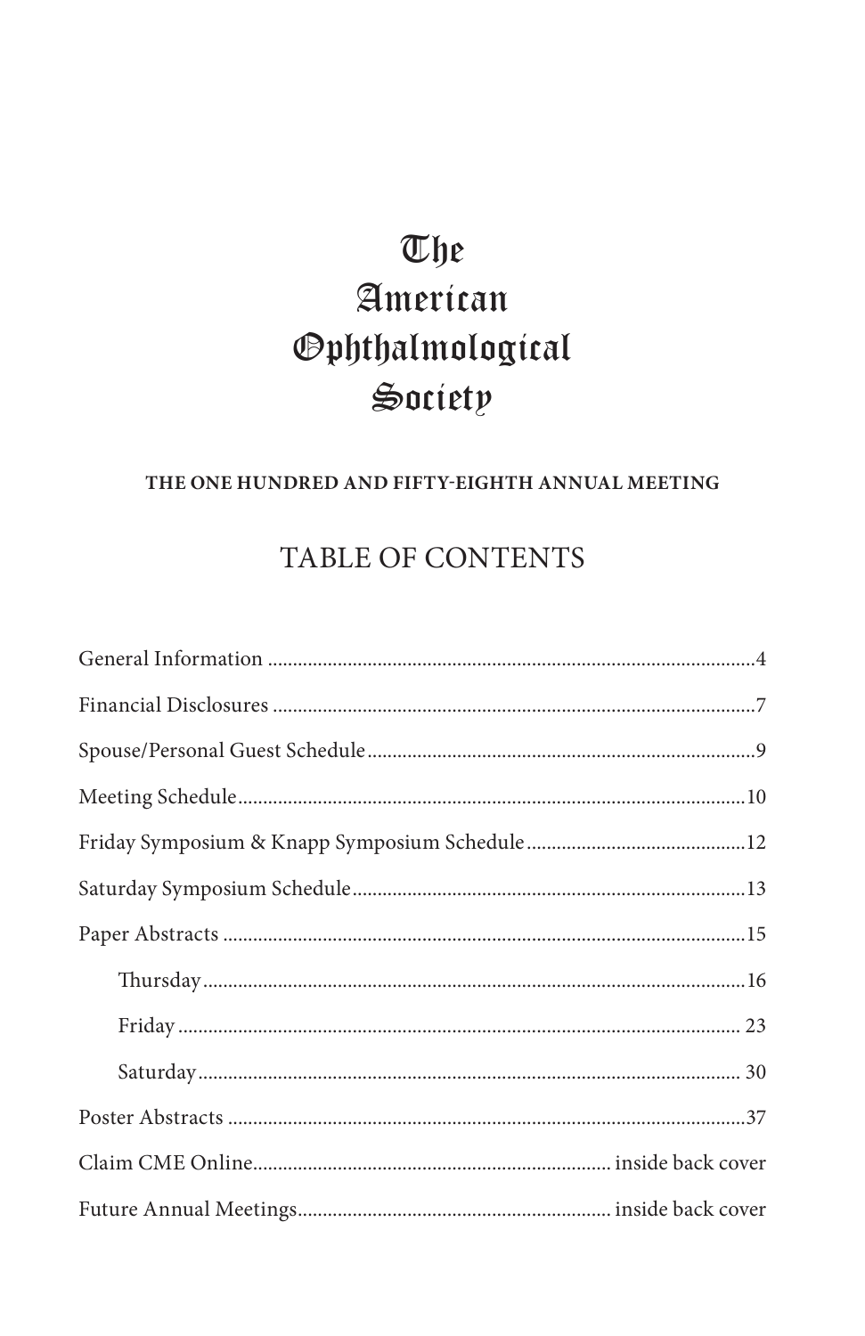# The American Ophthalmological Society

**THE ONE HUNDRED AND FIFTY-EIGHTH ANNUAL MEETING**

## TABLE OF CONTENTS

General Information ........................................ 4

Financial Disclosures ........................................ 7

Spouse/Personal Guest Schedule ........................................ 9

Meeting Schedule ........................................ 10

Friday Symposium & Knapp Symposium Schedule ........................................ 12

Saturday Symposium Schedule ........................................ 13

Paper Abstracts ........................................ 15

- Thursday ........................................ 16
- Friday ........................................ 23
- Saturday ........................................ 30

Poster Abstracts ........................................ 37

Claim CME Online ........................................ inside back cover

Future Annual Meetings ........................................ inside back cover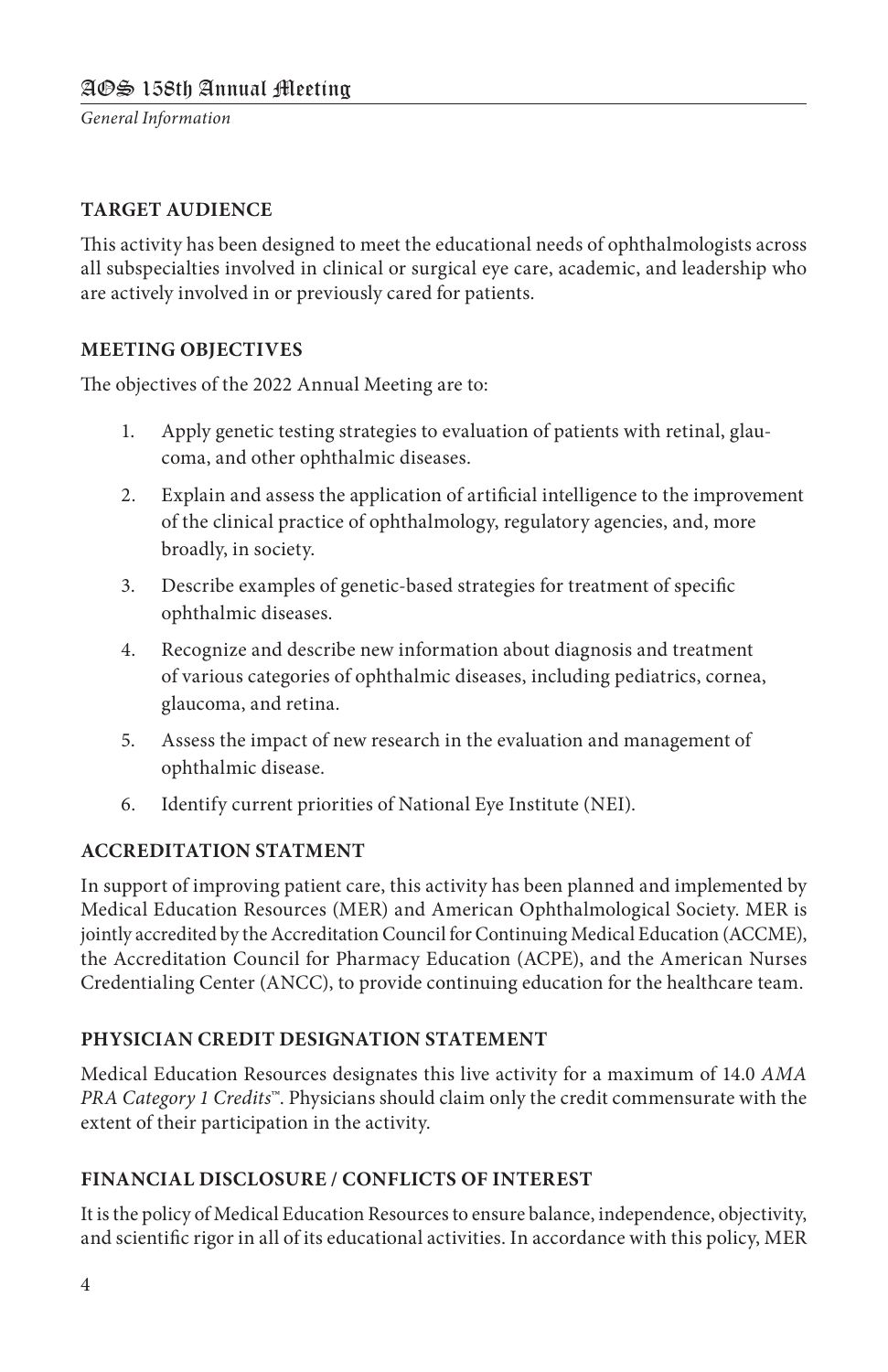## TARGET AUDIENCE

This activity has been designed to meet the educational needs of ophthalmologists across all subspecialties involved in clinical or surgical eye care, academic, and leadership who are actively involved in or previously cared for patients.

## MEETING OBJECTIVES

The objectives of the 2022 Annual Meeting are to:

1. Apply genetic testing strategies to evaluation of patients with retinal, glaucoma, and other ophthalmic diseases.
2. Explain and assess the application of artificial intelligence to the improvement of the clinical practice of ophthalmology, regulatory agencies, and, more broadly, in society.
3. Describe examples of genetic-based strategies for treatment of specific ophthalmic diseases.
4. Recognize and describe new information about diagnosis and treatment of various categories of ophthalmic diseases, including pediatrics, cornea, glaucoma, and retina.
5. Assess the impact of new research in the evaluation and management of ophthalmic disease.
6. Identify current priorities of National Eye Institute (NEI).

## ACCREDITATION STATMENT

In support of improving patient care, this activity has been planned and implemented by Medical Education Resources (MER) and American Ophthalmological Society. MER is jointly accredited by the Accreditation Council for Continuing Medical Education (ACCME), the Accreditation Council for Pharmacy Education (ACPE), and the American Nurses Credentialing Center (ANCC), to provide continuing education for the healthcare team.

## PHYSICIAN CREDIT DESIGNATION STATEMENT

Medical Education Resources designates this live activity for a maximum of 14.0 *AMA PRA Category 1 Credits*™. Physicians should claim only the credit commensurate with the extent of their participation in the activity.

## FINANCIAL DISCLOSURE / CONFLICTS OF INTEREST

It is the policy of Medical Education Resources to ensure balance, independence, objectivity, and scientific rigor in all of its educational activities. In accordance with this policy, MER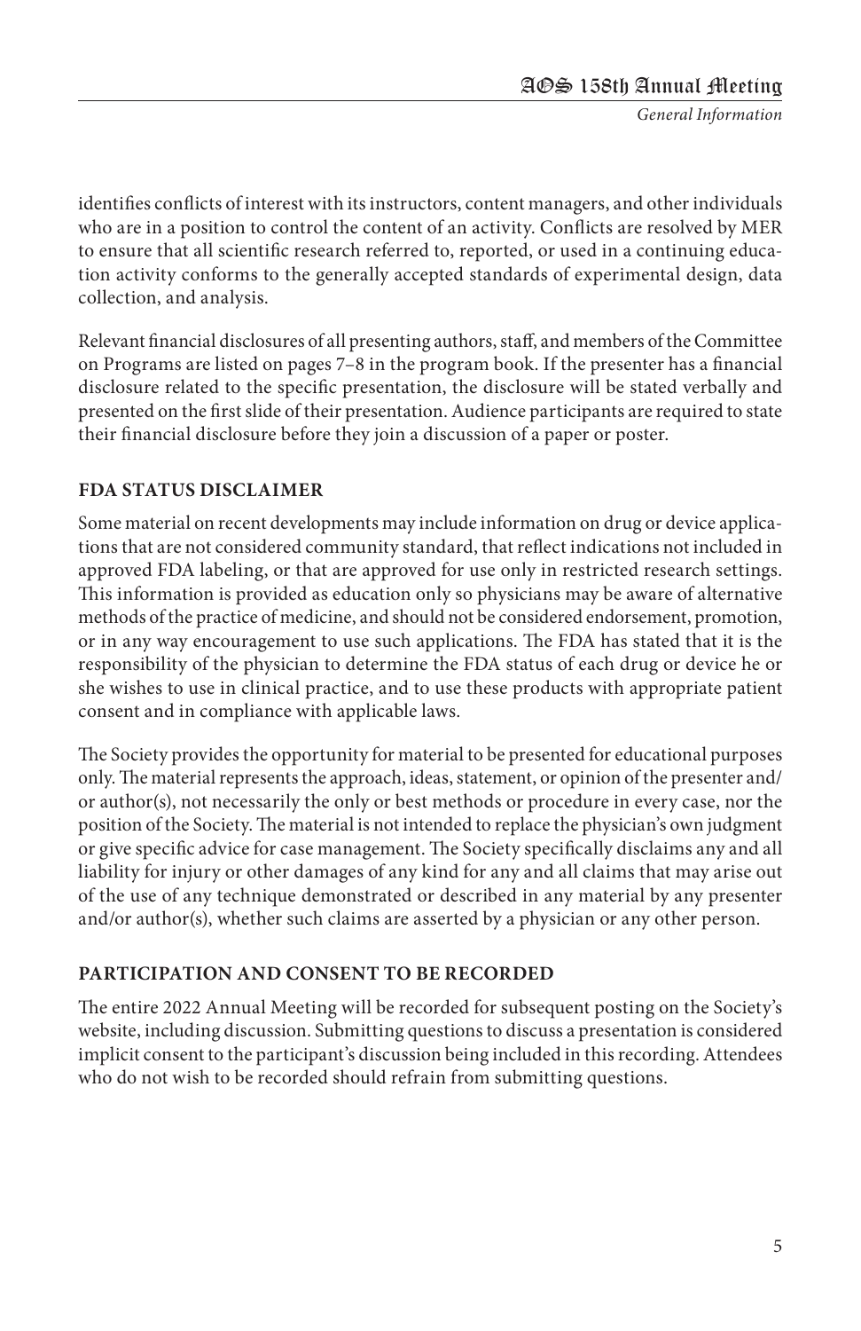identifies conflicts of interest with its instructors, content managers, and other individuals who are in a position to control the content of an activity. Conflicts are resolved by MER to ensure that all scientific research referred to, reported, or used in a continuing education activity conforms to the generally accepted standards of experimental design, data collection, and analysis.

Relevant financial disclosures of all presenting authors, staff, and members of the Committee on Programs are listed on pages 7–8 in the program book. If the presenter has a financial disclosure related to the specific presentation, the disclosure will be stated verbally and presented on the first slide of their presentation. Audience participants are required to state their financial disclosure before they join a discussion of a paper or poster.

## FDA STATUS DISCLAIMER

Some material on recent developments may include information on drug or device applications that are not considered community standard, that reflect indications not included in approved FDA labeling, or that are approved for use only in restricted research settings. This information is provided as education only so physicians may be aware of alternative methods of the practice of medicine, and should not be considered endorsement, promotion, or in any way encouragement to use such applications. The FDA has stated that it is the responsibility of the physician to determine the FDA status of each drug or device he or she wishes to use in clinical practice, and to use these products with appropriate patient consent and in compliance with applicable laws.

The Society provides the opportunity for material to be presented for educational purposes only. The material represents the approach, ideas, statement, or opinion of the presenter and/or author(s), not necessarily the only or best methods or procedure in every case, nor the position of the Society. The material is not intended to replace the physician's own judgment or give specific advice for case management. The Society specifically disclaims any and all liability for injury or other damages of any kind for any and all claims that may arise out of the use of any technique demonstrated or described in any material by any presenter and/or author(s), whether such claims are asserted by a physician or any other person.

## PARTICIPATION AND CONSENT TO BE RECORDED

The entire 2022 Annual Meeting will be recorded for subsequent posting on the Society's website, including discussion. Submitting questions to discuss a presentation is considered implicit consent to the participant's discussion being included in this recording. Attendees who do not wish to be recorded should refrain from submitting questions.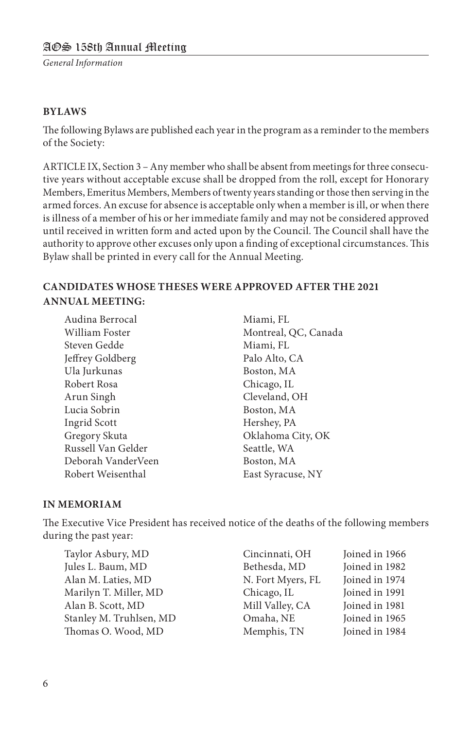## BYLAWS

The following Bylaws are published each year in the program as a reminder to the members of the Society:

ARTICLE IX, Section 3 – Any member who shall be absent from meetings for three consecutive years without acceptable excuse shall be dropped from the roll, except for Honorary Members, Emeritus Members, Members of twenty years standing or those then serving in the armed forces. An excuse for absence is acceptable only when a member is ill, or when there is illness of a member of his or her immediate family and may not be considered approved until received in written form and acted upon by the Council. The Council shall have the authority to approve other excuses only upon a finding of exceptional circumstances. This Bylaw shall be printed in every call for the Annual Meeting.

## CANDIDATES WHOSE THESES WERE APPROVED AFTER THE 2021 ANNUAL MEETING:

| | |
|---|---|
| Audina Berrocal | Miami, FL |
| William Foster | Montreal, QC, Canada |
| Steven Gedde | Miami, FL |
| Jeffrey Goldberg | Palo Alto, CA |
| Ula Jurkunas | Boston, MA |
| Robert Rosa | Chicago, IL |
| Arun Singh | Cleveland, OH |
| Lucia Sobrin | Boston, MA |
| Ingrid Scott | Hershey, PA |
| Gregory Skuta | Oklahoma City, OK |
| Russell Van Gelder | Seattle, WA |
| Deborah VanderVeen | Boston, MA |
| Robert Weisenthal | East Syracuse, NY |

## IN MEMORIAM

The Executive Vice President has received notice of the deaths of the following members during the past year:

| | | |
|---|---|---|
| Taylor Asbury, MD | Cincinnati, OH | Joined in 1966 |
| Jules L. Baum, MD | Bethesda, MD | Joined in 1982 |
| Alan M. Laties, MD | N. Fort Myers, FL | Joined in 1974 |
| Marilyn T. Miller, MD | Chicago, IL | Joined in 1991 |
| Alan B. Scott, MD | Mill Valley, CA | Joined in 1981 |
| Stanley M. Truhlsen, MD | Omaha, NE | Joined in 1965 |
| Thomas O. Wood, MD | Memphis, TN | Joined in 1984 |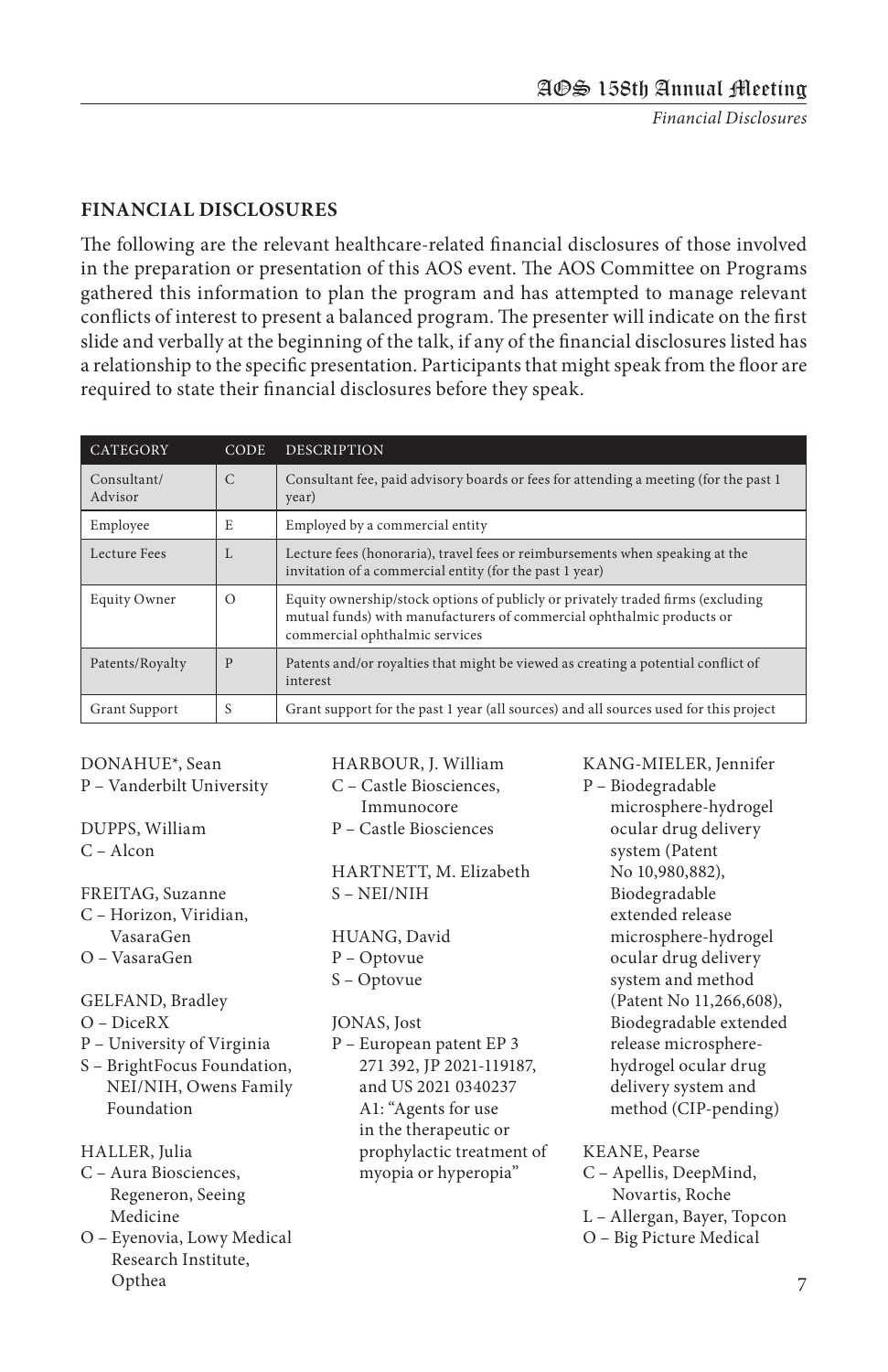## FINANCIAL DISCLOSURES

The following are the relevant healthcare-related financial disclosures of those involved in the preparation or presentation of this AOS event. The AOS Committee on Programs gathered this information to plan the program and has attempted to manage relevant conflicts of interest to present a balanced program. The presenter will indicate on the first slide and verbally at the beginning of the talk, if any of the financial disclosures listed has a relationship to the specific presentation. Participants that might speak from the floor are required to state their financial disclosures before they speak.

| CATEGORY | CODE | DESCRIPTION |
|---|---|---|
| Consultant/ Advisor | C | Consultant fee, paid advisory boards or fees for attending a meeting (for the past 1 year) |
| Employee | E | Employed by a commercial entity |
| Lecture Fees | L | Lecture fees (honoraria), travel fees or reimbursements when speaking at the invitation of a commercial entity (for the past 1 year) |
| Equity Owner | O | Equity ownership/stock options of publicly or privately traded firms (excluding mutual funds) with manufacturers of commercial ophthalmic products or commercial ophthalmic services |
| Patents/Royalty | P | Patents and/or royalties that might be viewed as creating a potential conflict of interest |
| Grant Support | S | Grant support for the past 1 year (all sources) and all sources used for this project |

DONAHUE*, Sean
P – Vanderbilt University

DUPPS, William
C – Alcon

FREITAG, Suzanne
C – Horizon, Viridian, VasaraGen
O – VasaraGen

GELFAND, Bradley
O – DiceRX
P – University of Virginia
S – BrightFocus Foundation, NEI/NIH, Owens Family Foundation

HALLER, Julia
C – Aura Biosciences, Regeneron, Seeing Medicine
O – Eyenovia, Lowy Medical Research Institute, Opthea

HARBOUR, J. William
C – Castle Biosciences, Immunocore
P – Castle Biosciences

HARTNETT, M. Elizabeth
S – NEI/NIH

HUANG, David
P – Optovue
S – Optovue

JONAS, Jost
P – European patent EP 3 271 392, JP 2021-119187, and US 2021 0340237 A1: "Agents for use in the therapeutic or prophylactic treatment of myopia or hyperopia"

KANG-MIELER, Jennifer
P – Biodegradable microsphere-hydrogel ocular drug delivery system (Patent No 10,980,882), Biodegradable extended release microsphere-hydrogel ocular drug delivery system and method (Patent No 11,266,608), Biodegradable extended release microsphere-hydrogel ocular drug delivery system and method (CIP-pending)

KEANE, Pearse
C – Apellis, DeepMind, Novartis, Roche
L – Allergan, Bayer, Topcon
O – Big Picture Medical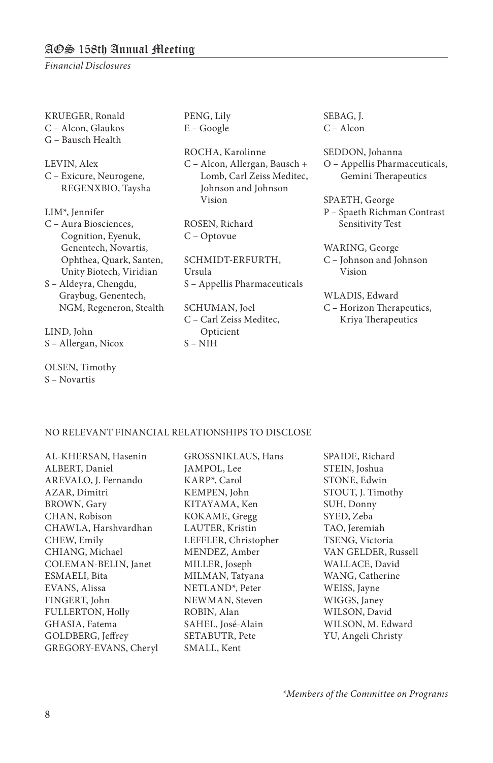KRUEGER, Ronald
C – Alcon, Glaukos
G – Bausch Health

LEVIN, Alex
C – Exicure, Neurogene, REGENXBIO, Taysha

LIM*, Jennifer
C – Aura Biosciences, Cognition, Eyenuk, Genentech, Novartis, Ophthea, Quark, Santen, Unity Biotech, Viridian
S – Aldeyra, Chengdu, Graybug, Genentech, NGM, Regeneron, Stealth

LIND, John
S – Allergan, Nicox

OLSEN, Timothy
S – Novartis

PENG, Lily
E – Google

ROCHA, Karolinne
C – Alcon, Allergan, Bausch + Lomb, Carl Zeiss Meditec, Johnson and Johnson Vision

ROSEN, Richard
C – Optovue

SCHMIDT-ERFURTH, Ursula
S – Appellis Pharmaceuticals

SCHUMAN, Joel
C – Carl Zeiss Meditec, Opticient
S – NIH

SEBAG, J.
C – Alcon

SEDDON, Johanna
O – Appellis Pharmaceuticals, Gemini Therapeutics

SPAETH, George
P – Spaeth Richman Contrast Sensitivity Test

WARING, George
C – Johnson and Johnson Vision

WLADIS, Edward
C – Horizon Therapeutics, Kriya Therapeutics

NO RELEVANT FINANCIAL RELATIONSHIPS TO DISCLOSE

AL-KHERSAN, Hasenin
ALBERT, Daniel
AREVALO, J. Fernando
AZAR, Dimitri
BROWN, Gary
CHAN, Robison
CHAWLA, Harshvardhan
CHEW, Emily
CHIANG, Michael
COLEMAN-BELIN, Janet
ESMAELI, Bita
EVANS, Alissa
FINGERT, John
FULLERTON, Holly
GHASIA, Fatema
GOLDBERG, Jeffrey
GREGORY-EVANS, Cheryl
GROSSNIKLAUS, Hans
JAMPOL, Lee
KARP*, Carol
KEMPEN, John
KITAYAMA, Ken
KOKAME, Gregg
LAUTER, Kristin
LEFFLER, Christopher
MENDEZ, Amber
MILLER, Joseph
MILMAN, Tatyana
NETLAND*, Peter
NEWMAN, Steven
ROBIN, Alan
SAHEL, José-Alain
SETABUTR, Pete
SMALL, Kent
SPAIDE, Richard
STEIN, Joshua
STONE, Edwin
STOUT, J. Timothy
SUH, Donny
SYED, Zeba
TAO, Jeremiah
TSENG, Victoria
VAN GELDER, Russell
WALLACE, David
WANG, Catherine
WEISS, Jayne
WIGGS, Janey
WILSON, David
WILSON, M. Edward
YU, Angeli Christy

*Members of the Committee on Programs*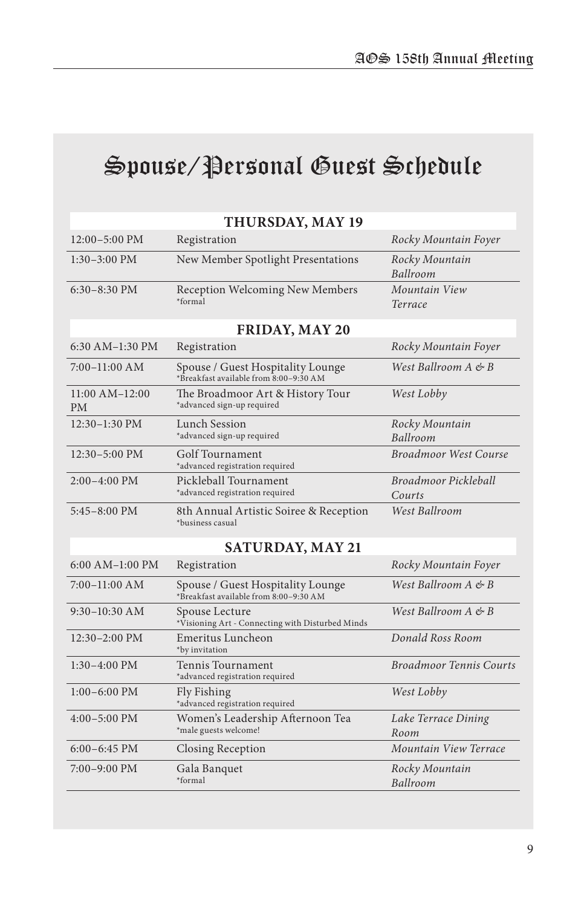# Spouse/Personal Guest Schedule

| THURSDAY, MAY 19 | | |
|---|---|---|
| 12:00–5:00 PM | Registration | *Rocky Mountain Foyer* |
| 1:30–3:00 PM | New Member Spotlight Presentations | *Rocky Mountain Ballroom* |
| 6:30–8:30 PM | Reception Welcoming New Members<br>*formal | *Mountain View Terrace* |

| FRIDAY, MAY 20 | | |
|---|---|---|
| 6:30 AM–1:30 PM | Registration | *Rocky Mountain Foyer* |
| 7:00–11:00 AM | Spouse / Guest Hospitality Lounge<br>*Breakfast available from 8:00–9:30 AM | *West Ballroom A & B* |
| 11:00 AM–12:00 PM | The Broadmoor Art & History Tour<br>*advanced sign-up required | *West Lobby* |
| 12:30–1:30 PM | Lunch Session<br>*advanced sign-up required | *Rocky Mountain Ballroom* |
| 12:30–5:00 PM | Golf Tournament<br>*advanced registration required | *Broadmoor West Course* |
| 2:00–4:00 PM | Pickleball Tournament<br>*advanced registration required | *Broadmoor Pickleball Courts* |
| 5:45–8:00 PM | 8th Annual Artistic Soiree & Reception<br>*business casual | *West Ballroom* |

| SATURDAY, MAY 21 | | |
|---|---|---|
| 6:00 AM–1:00 PM | Registration | *Rocky Mountain Foyer* |
| 7:00–11:00 AM | Spouse / Guest Hospitality Lounge<br>*Breakfast available from 8:00–9:30 AM | *West Ballroom A & B* |
| 9:30–10:30 AM | Spouse Lecture<br>*Visioning Art - Connecting with Disturbed Minds | *West Ballroom A & B* |
| 12:30–2:00 PM | Emeritus Luncheon<br>*by invitation | *Donald Ross Room* |
| 1:30–4:00 PM | Tennis Tournament<br>*advanced registration required | *Broadmoor Tennis Courts* |
| 1:00–6:00 PM | Fly Fishing<br>*advanced registration required | *West Lobby* |
| 4:00–5:00 PM | Women's Leadership Afternoon Tea<br>*male guests welcome! | *Lake Terrace Dining Room* |
| 6:00–6:45 PM | Closing Reception | *Mountain View Terrace* |
| 7:00–9:00 PM | Gala Banquet<br>*formal | *Rocky Mountain Ballroom* |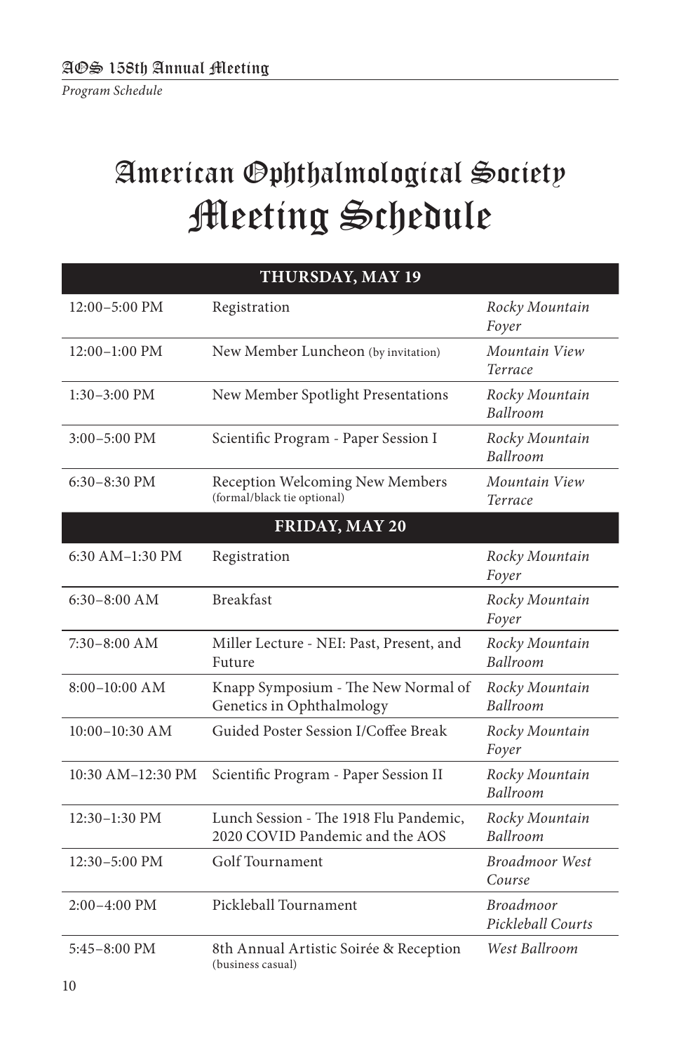# American Ophthalmological Society
# Meeting Schedule

| THURSDAY, MAY 19 | | |
|---|---|---|
| 12:00–5:00 PM | Registration | *Rocky Mountain Foyer* |
| 12:00–1:00 PM | New Member Luncheon (by invitation) | *Mountain View Terrace* |
| 1:30–3:00 PM | New Member Spotlight Presentations | *Rocky Mountain Ballroom* |
| 3:00–5:00 PM | Scientific Program - Paper Session I | *Rocky Mountain Ballroom* |
| 6:30–8:30 PM | Reception Welcoming New Members (formal/black tie optional) | *Mountain View Terrace* |
| **FRIDAY, MAY 20** | | |
| 6:30 AM–1:30 PM | Registration | *Rocky Mountain Foyer* |
| 6:30–8:00 AM | Breakfast | *Rocky Mountain Foyer* |
| 7:30–8:00 AM | Miller Lecture - NEI: Past, Present, and Future | *Rocky Mountain Ballroom* |
| 8:00–10:00 AM | Knapp Symposium - The New Normal of Genetics in Ophthalmology | *Rocky Mountain Ballroom* |
| 10:00–10:30 AM | Guided Poster Session I/Coffee Break | *Rocky Mountain Foyer* |
| 10:30 AM–12:30 PM | Scientific Program - Paper Session II | *Rocky Mountain Ballroom* |
| 12:30–1:30 PM | Lunch Session - The 1918 Flu Pandemic, 2020 COVID Pandemic and the AOS | *Rocky Mountain Ballroom* |
| 12:30–5:00 PM | Golf Tournament | *Broadmoor West Course* |
| 2:00–4:00 PM | Pickleball Tournament | *Broadmoor Pickleball Courts* |
| 5:45–8:00 PM | 8th Annual Artistic Soirée & Reception (business casual) | *West Ballroom* |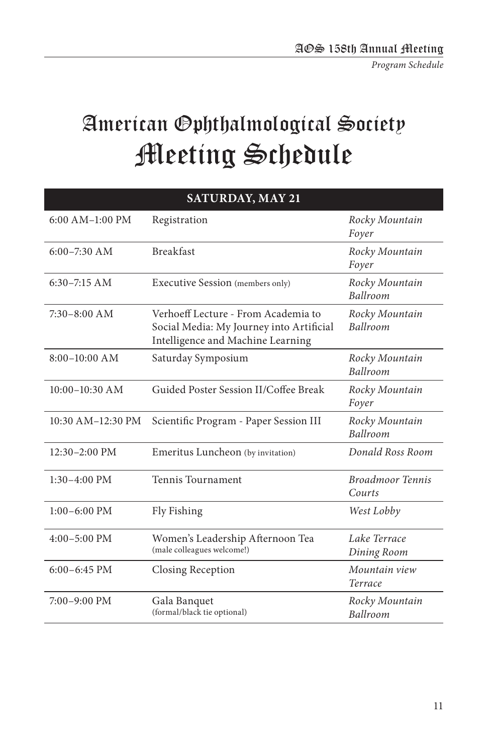# American Ophthalmological Society
# Meeting Schedule

| SATURDAY, MAY 21 | | |
|---|---|---|
| 6:00 AM–1:00 PM | Registration | *Rocky Mountain Foyer* |
| 6:00–7:30 AM | Breakfast | *Rocky Mountain Foyer* |
| 6:30–7:15 AM | Executive Session (members only) | *Rocky Mountain Ballroom* |
| 7:30–8:00 AM | Verhoeff Lecture - From Academia to Social Media: My Journey into Artificial Intelligence and Machine Learning | *Rocky Mountain Ballroom* |
| 8:00–10:00 AM | Saturday Symposium | *Rocky Mountain Ballroom* |
| 10:00–10:30 AM | Guided Poster Session II/Coffee Break | *Rocky Mountain Foyer* |
| 10:30 AM–12:30 PM | Scientific Program - Paper Session III | *Rocky Mountain Ballroom* |
| 12:30–2:00 PM | Emeritus Luncheon (by invitation) | *Donald Ross Room* |
| 1:30–4:00 PM | Tennis Tournament | *Broadmoor Tennis Courts* |
| 1:00–6:00 PM | Fly Fishing | *West Lobby* |
| 4:00–5:00 PM | Women's Leadership Afternoon Tea (male colleagues welcome!) | *Lake Terrace Dining Room* |
| 6:00–6:45 PM | Closing Reception | *Mountain view Terrace* |
| 7:00–9:00 PM | Gala Banquet (formal/black tie optional) | *Rocky Mountain Ballroom* |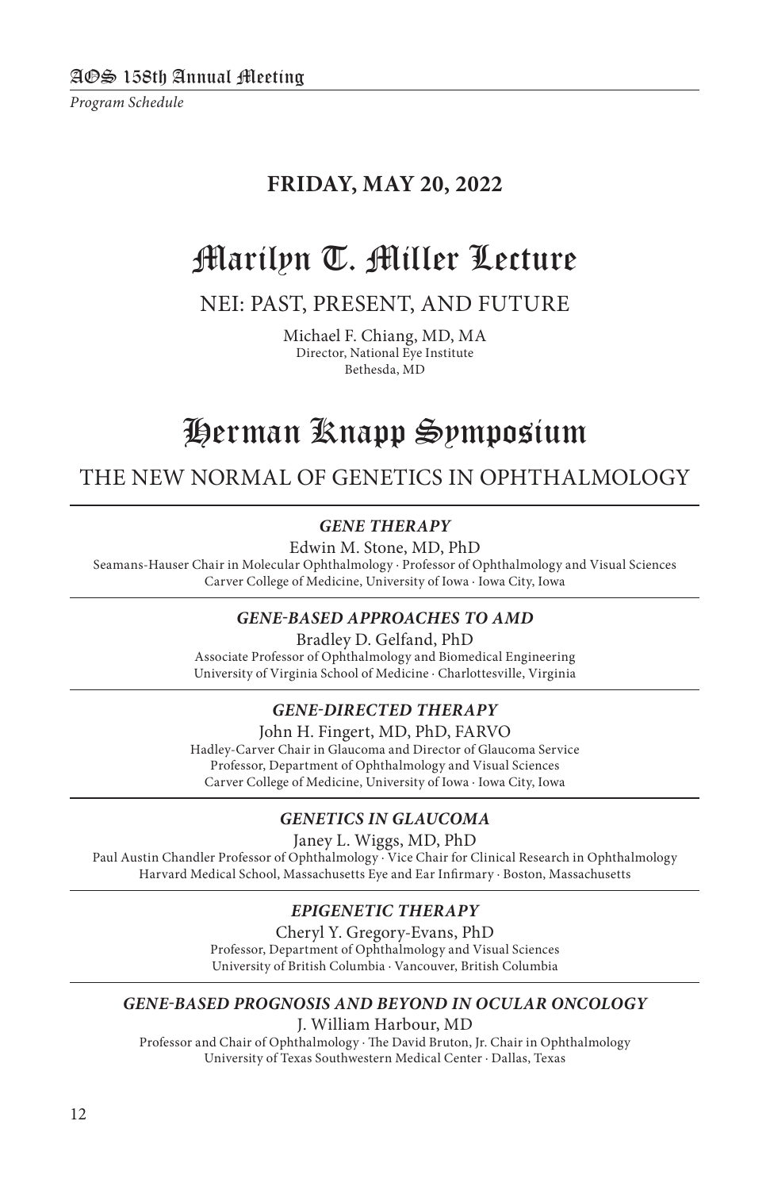## FRIDAY, MAY 20, 2022

# Marilyn T. Miller Lecture

## NEI: PAST, PRESENT, AND FUTURE

Michael F. Chiang, MD, MA
Director, National Eye Institute
Bethesda, MD

# Herman Knapp Symposium

## THE NEW NORMAL OF GENETICS IN OPHTHALMOLOGY

### *GENE THERAPY*

Edwin M. Stone, MD, PhD
Seamans-Hauser Chair in Molecular Ophthalmology · Professor of Ophthalmology and Visual Sciences
Carver College of Medicine, University of Iowa · Iowa City, Iowa

### *GENE-BASED APPROACHES TO AMD*

Bradley D. Gelfand, PhD
Associate Professor of Ophthalmology and Biomedical Engineering
University of Virginia School of Medicine · Charlottesville, Virginia

### *GENE-DIRECTED THERAPY*

John H. Fingert, MD, PhD, FARVO
Hadley-Carver Chair in Glaucoma and Director of Glaucoma Service
Professor, Department of Ophthalmology and Visual Sciences
Carver College of Medicine, University of Iowa · Iowa City, Iowa

### *GENETICS IN GLAUCOMA*

Janey L. Wiggs, MD, PhD
Paul Austin Chandler Professor of Ophthalmology · Vice Chair for Clinical Research in Ophthalmology
Harvard Medical School, Massachusetts Eye and Ear Infirmary · Boston, Massachusetts

### *EPIGENETIC THERAPY*

Cheryl Y. Gregory-Evans, PhD
Professor, Department of Ophthalmology and Visual Sciences
University of British Columbia · Vancouver, British Columbia

### *GENE-BASED PROGNOSIS AND BEYOND IN OCULAR ONCOLOGY*

J. William Harbour, MD
Professor and Chair of Ophthalmology · The David Bruton, Jr. Chair in Ophthalmology
University of Texas Southwestern Medical Center · Dallas, Texas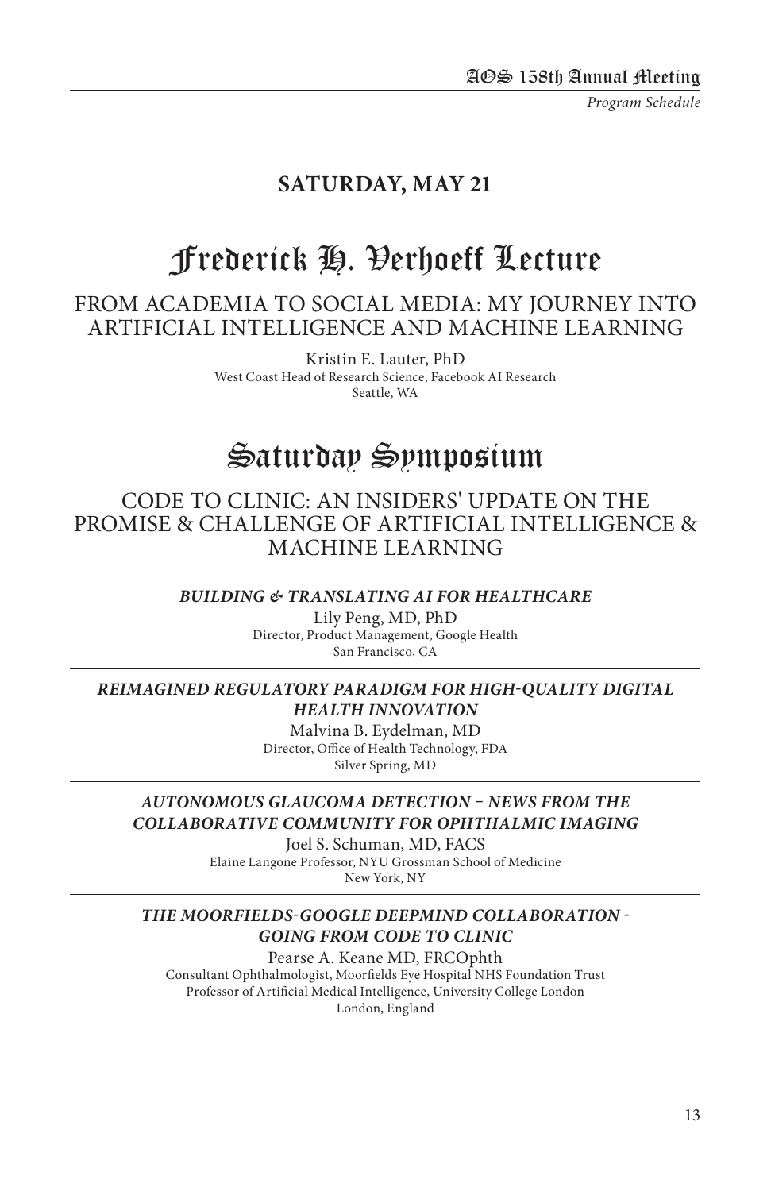## SATURDAY, MAY 21

# Frederick H. Verhoeff Lecture

FROM ACADEMIA TO SOCIAL MEDIA: MY JOURNEY INTO ARTIFICIAL INTELLIGENCE AND MACHINE LEARNING

Kristin E. Lauter, PhD
West Coast Head of Research Science, Facebook AI Research
Seattle, WA

# Saturday Symposium

CODE TO CLINIC: AN INSIDERS' UPDATE ON THE PROMISE & CHALLENGE OF ARTIFICIAL INTELLIGENCE & MACHINE LEARNING

***BUILDING & TRANSLATING AI FOR HEALTHCARE***

Lily Peng, MD, PhD
Director, Product Management, Google Health
San Francisco, CA

***REIMAGINED REGULATORY PARADIGM FOR HIGH-QUALITY DIGITAL HEALTH INNOVATION***

Malvina B. Eydelman, MD
Director, Office of Health Technology, FDA
Silver Spring, MD

***AUTONOMOUS GLAUCOMA DETECTION – NEWS FROM THE COLLABORATIVE COMMUNITY FOR OPHTHALMIC IMAGING***

Joel S. Schuman, MD, FACS
Elaine Langone Professor, NYU Grossman School of Medicine
New York, NY

***THE MOORFIELDS-GOOGLE DEEPMIND COLLABORATION - GOING FROM CODE TO CLINIC***

Pearse A. Keane MD, FRCOphth
Consultant Ophthalmologist, Moorfields Eye Hospital NHS Foundation Trust
Professor of Artificial Medical Intelligence, University College London
London, England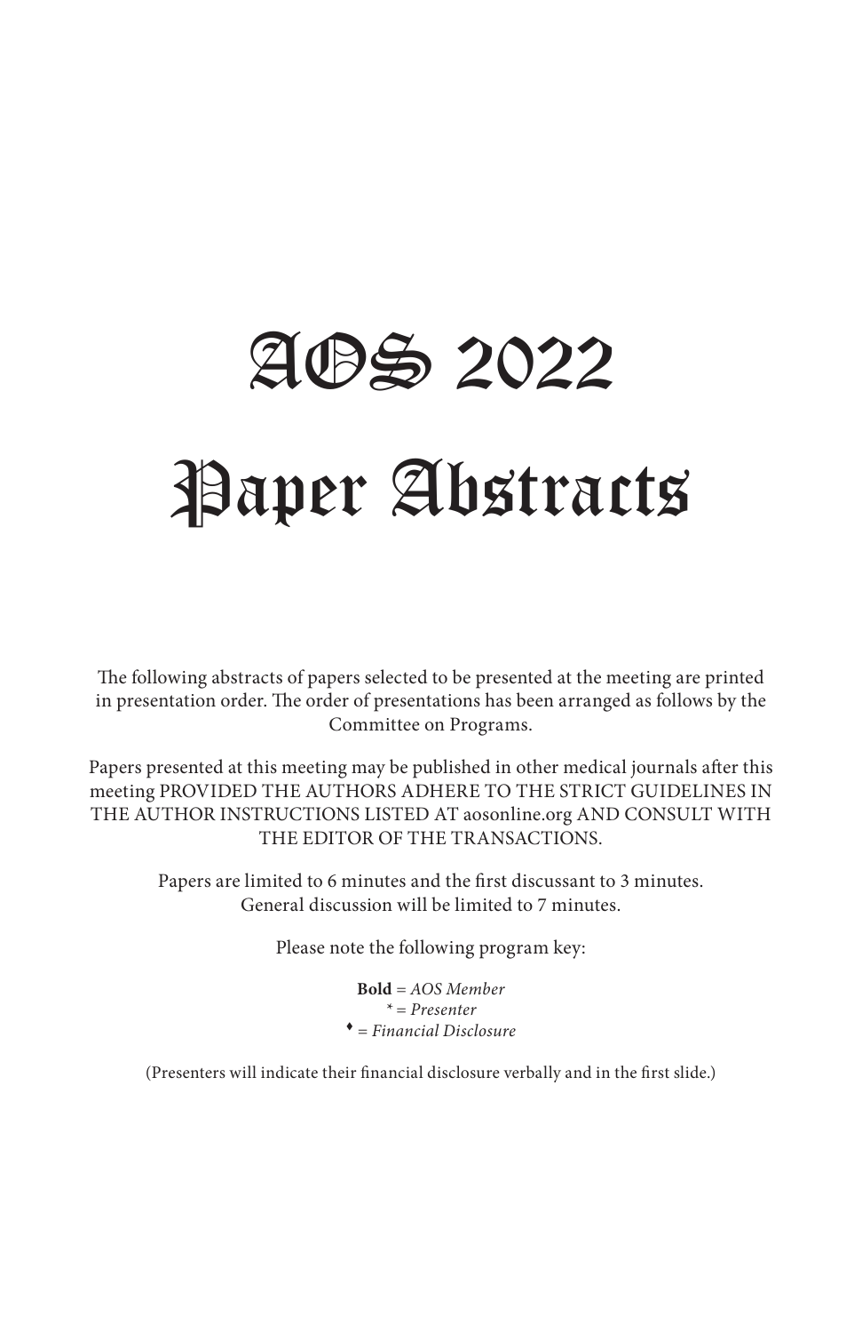# AOS 2022

# Paper Abstracts

The following abstracts of papers selected to be presented at the meeting are printed in presentation order. The order of presentations has been arranged as follows by the Committee on Programs.

Papers presented at this meeting may be published in other medical journals after this meeting PROVIDED THE AUTHORS ADHERE TO THE STRICT GUIDELINES IN THE AUTHOR INSTRUCTIONS LISTED AT aosonline.org AND CONSULT WITH THE EDITOR OF THE TRANSACTIONS.

Papers are limited to 6 minutes and the first discussant to 3 minutes. General discussion will be limited to 7 minutes.

Please note the following program key:

**Bold** = *AOS Member*
* = *Presenter*
♦ = *Financial Disclosure*

(Presenters will indicate their financial disclosure verbally and in the first slide.)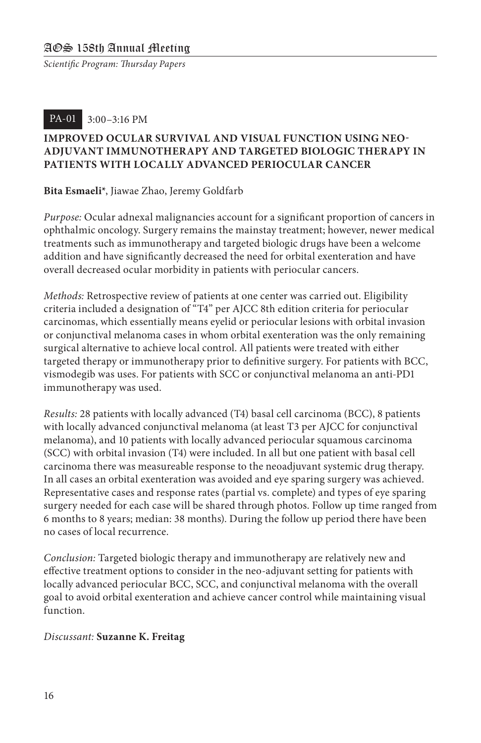PA-01 3:00–3:16 PM

### IMPROVED OCULAR SURVIVAL AND VISUAL FUNCTION USING NEO-ADJUVANT IMMUNOTHERAPY AND TARGETED BIOLOGIC THERAPY IN PATIENTS WITH LOCALLY ADVANCED PERIOCULAR CANCER

**Bita Esmaeli***, Jiawae Zhao, Jeremy Goldfarb

*Purpose:* Ocular adnexal malignancies account for a significant proportion of cancers in ophthalmic oncology. Surgery remains the mainstay treatment; however, newer medical treatments such as immunotherapy and targeted biologic drugs have been a welcome addition and have significantly decreased the need for orbital exenteration and have overall decreased ocular morbidity in patients with periocular cancers.

*Methods:* Retrospective review of patients at one center was carried out. Eligibility criteria included a designation of "T4" per AJCC 8th edition criteria for periocular carcinomas, which essentially means eyelid or periocular lesions with orbital invasion or conjunctival melanoma cases in whom orbital exenteration was the only remaining surgical alternative to achieve local control. All patients were treated with either targeted therapy or immunotherapy prior to definitive surgery. For patients with BCC, vismodegib was uses. For patients with SCC or conjunctival melanoma an anti-PD1 immunotherapy was used.

*Results:* 28 patients with locally advanced (T4) basal cell carcinoma (BCC), 8 patients with locally advanced conjunctival melanoma (at least T3 per AJCC for conjunctival melanoma), and 10 patients with locally advanced periocular squamous carcinoma (SCC) with orbital invasion (T4) were included. In all but one patient with basal cell carcinoma there was measureable response to the neoadjuvant systemic drug therapy. In all cases an orbital exenteration was avoided and eye sparing surgery was achieved. Representative cases and response rates (partial vs. complete) and types of eye sparing surgery needed for each case will be shared through photos. Follow up time ranged from 6 months to 8 years; median: 38 months). During the follow up period there have been no cases of local recurrence.

*Conclusion:* Targeted biologic therapy and immunotherapy are relatively new and effective treatment options to consider in the neo-adjuvant setting for patients with locally advanced periocular BCC, SCC, and conjunctival melanoma with the overall goal to avoid orbital exenteration and achieve cancer control while maintaining visual function.

*Discussant:* **Suzanne K. Freitag**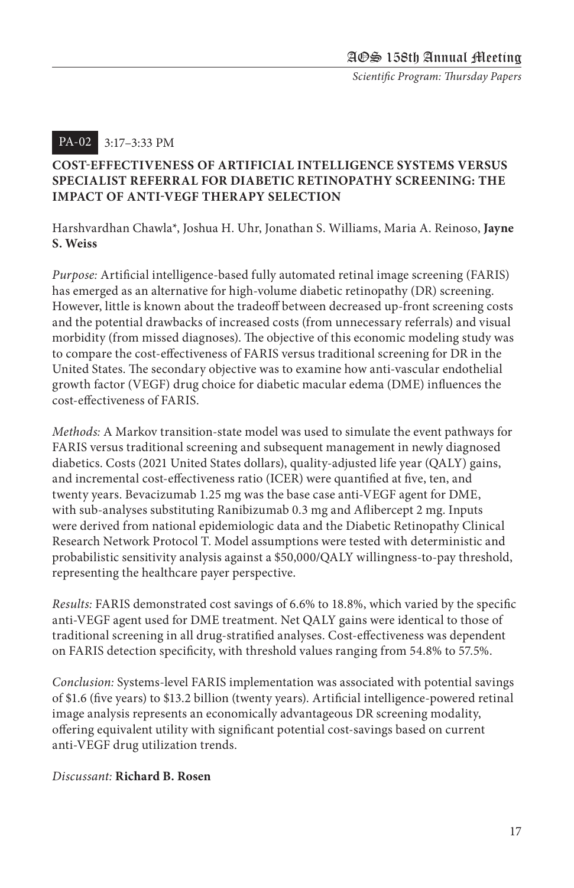PA-02 3:17–3:33 PM

### COST-EFFECTIVENESS OF ARTIFICIAL INTELLIGENCE SYSTEMS VERSUS SPECIALIST REFERRAL FOR DIABETIC RETINOPATHY SCREENING: THE IMPACT OF ANTI-VEGF THERAPY SELECTION

Harshvardhan Chawla*, Joshua H. Uhr, Jonathan S. Williams, Maria A. Reinoso, **Jayne S. Weiss**

*Purpose:* Artificial intelligence-based fully automated retinal image screening (FARIS) has emerged as an alternative for high-volume diabetic retinopathy (DR) screening. However, little is known about the tradeoff between decreased up-front screening costs and the potential drawbacks of increased costs (from unnecessary referrals) and visual morbidity (from missed diagnoses). The objective of this economic modeling study was to compare the cost-effectiveness of FARIS versus traditional screening for DR in the United States. The secondary objective was to examine how anti-vascular endothelial growth factor (VEGF) drug choice for diabetic macular edema (DME) influences the cost-effectiveness of FARIS.

*Methods:* A Markov transition-state model was used to simulate the event pathways for FARIS versus traditional screening and subsequent management in newly diagnosed diabetics. Costs (2021 United States dollars), quality-adjusted life year (QALY) gains, and incremental cost-effectiveness ratio (ICER) were quantified at five, ten, and twenty years. Bevacizumab 1.25 mg was the base case anti-VEGF agent for DME, with sub-analyses substituting Ranibizumab 0.3 mg and Aflibercept 2 mg. Inputs were derived from national epidemiologic data and the Diabetic Retinopathy Clinical Research Network Protocol T. Model assumptions were tested with deterministic and probabilistic sensitivity analysis against a $50,000/QALY willingness-to-pay threshold, representing the healthcare payer perspective.

*Results:* FARIS demonstrated cost savings of 6.6% to 18.8%, which varied by the specific anti-VEGF agent used for DME treatment. Net QALY gains were identical to those of traditional screening in all drug-stratified analyses. Cost-effectiveness was dependent on FARIS detection specificity, with threshold values ranging from 54.8% to 57.5%.

*Conclusion:* Systems-level FARIS implementation was associated with potential savings of $1.6 (five years) to $13.2 billion (twenty years). Artificial intelligence-powered retinal image analysis represents an economically advantageous DR screening modality, offering equivalent utility with significant potential cost-savings based on current anti-VEGF drug utilization trends.

*Discussant:* **Richard B. Rosen**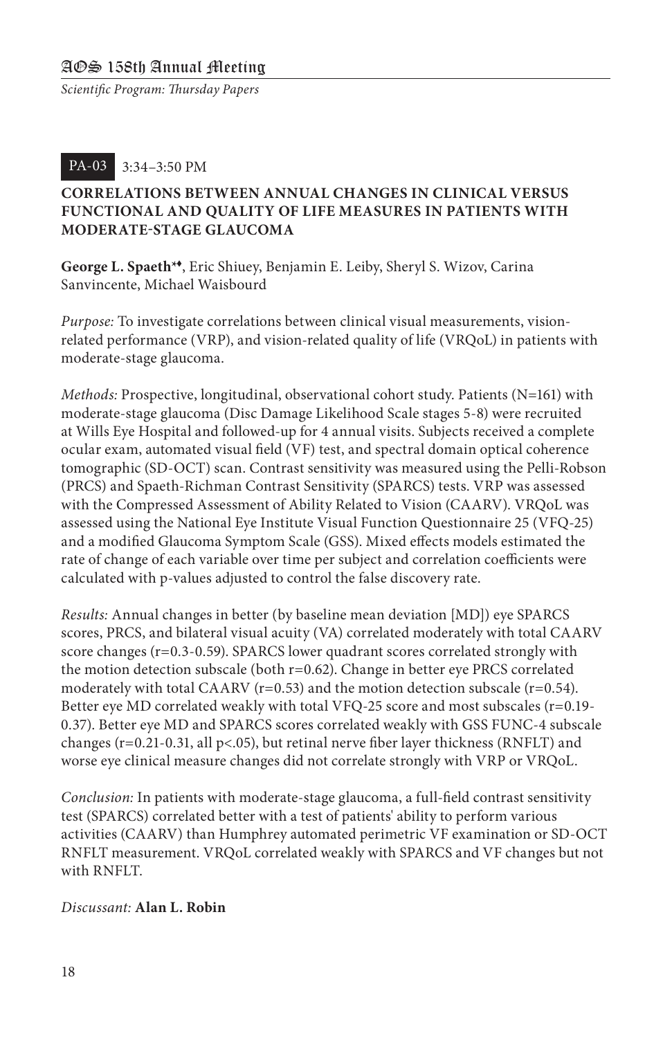PA-03 3:34–3:50 PM

**CORRELATIONS BETWEEN ANNUAL CHANGES IN CLINICAL VERSUS FUNCTIONAL AND QUALITY OF LIFE MEASURES IN PATIENTS WITH MODERATE-STAGE GLAUCOMA**

**George L. Spaeth*♦**, Eric Shiuey, Benjamin E. Leiby, Sheryl S. Wizov, Carina Sanvincente, Michael Waisbourd

*Purpose:* To investigate correlations between clinical visual measurements, vision-related performance (VRP), and vision-related quality of life (VRQoL) in patients with moderate-stage glaucoma.

*Methods:* Prospective, longitudinal, observational cohort study. Patients (N=161) with moderate-stage glaucoma (Disc Damage Likelihood Scale stages 5-8) were recruited at Wills Eye Hospital and followed-up for 4 annual visits. Subjects received a complete ocular exam, automated visual field (VF) test, and spectral domain optical coherence tomographic (SD-OCT) scan. Contrast sensitivity was measured using the Pelli-Robson (PRCS) and Spaeth-Richman Contrast Sensitivity (SPARCS) tests. VRP was assessed with the Compressed Assessment of Ability Related to Vision (CAARV). VRQoL was assessed using the National Eye Institute Visual Function Questionnaire 25 (VFQ-25) and a modified Glaucoma Symptom Scale (GSS). Mixed effects models estimated the rate of change of each variable over time per subject and correlation coefficients were calculated with p-values adjusted to control the false discovery rate.

*Results:* Annual changes in better (by baseline mean deviation [MD]) eye SPARCS scores, PRCS, and bilateral visual acuity (VA) correlated moderately with total CAARV score changes (r=0.3-0.59). SPARCS lower quadrant scores correlated strongly with the motion detection subscale (both r=0.62). Change in better eye PRCS correlated moderately with total CAARV (r=0.53) and the motion detection subscale (r=0.54). Better eye MD correlated weakly with total VFQ-25 score and most subscales (r=0.19-0.37). Better eye MD and SPARCS scores correlated weakly with GSS FUNC-4 subscale changes (r=0.21-0.31, all p<.05), but retinal nerve fiber layer thickness (RNFLT) and worse eye clinical measure changes did not correlate strongly with VRP or VRQoL.

*Conclusion:* In patients with moderate-stage glaucoma, a full-field contrast sensitivity test (SPARCS) correlated better with a test of patients' ability to perform various activities (CAARV) than Humphrey automated perimetric VF examination or SD-OCT RNFLT measurement. VRQoL correlated weakly with SPARCS and VF changes but not with RNFLT.

*Discussant:* **Alan L. Robin**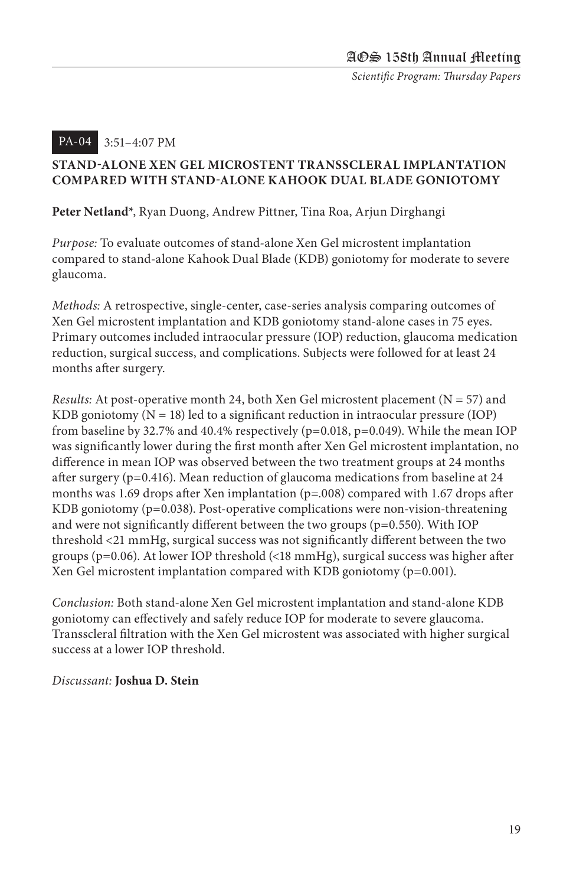PA-04 3:51–4:07 PM

### STAND-ALONE XEN GEL MICROSTENT TRANSSCLERAL IMPLANTATION COMPARED WITH STAND-ALONE KAHOOK DUAL BLADE GONIOTOMY

**Peter Netland***, Ryan Duong, Andrew Pittner, Tina Roa, Arjun Dirghangi

*Purpose:* To evaluate outcomes of stand-alone Xen Gel microstent implantation compared to stand-alone Kahook Dual Blade (KDB) goniotomy for moderate to severe glaucoma.

*Methods:* A retrospective, single-center, case-series analysis comparing outcomes of Xen Gel microstent implantation and KDB goniotomy stand-alone cases in 75 eyes. Primary outcomes included intraocular pressure (IOP) reduction, glaucoma medication reduction, surgical success, and complications. Subjects were followed for at least 24 months after surgery.

*Results:* At post-operative month 24, both Xen Gel microstent placement (N = 57) and KDB goniotomy (N = 18) led to a significant reduction in intraocular pressure (IOP) from baseline by 32.7% and 40.4% respectively ($p=0.018$, $p=0.049$). While the mean IOP was significantly lower during the first month after Xen Gel microstent implantation, no difference in mean IOP was observed between the two treatment groups at 24 months after surgery ($p=0.416$). Mean reduction of glaucoma medications from baseline at 24 months was 1.69 drops after Xen implantation ($p=.008$) compared with 1.67 drops after KDB goniotomy ($p=0.038$). Post-operative complications were non-vision-threatening and were not significantly different between the two groups ($p=0.550$). With IOP threshold <21 mmHg, surgical success was not significantly different between the two groups ($p=0.06$). At lower IOP threshold (<18 mmHg), surgical success was higher after Xen Gel microstent implantation compared with KDB goniotomy ($p=0.001$).

*Conclusion:* Both stand-alone Xen Gel microstent implantation and stand-alone KDB goniotomy can effectively and safely reduce IOP for moderate to severe glaucoma. Transscleral filtration with the Xen Gel microstent was associated with higher surgical success at a lower IOP threshold.

*Discussant:* **Joshua D. Stein**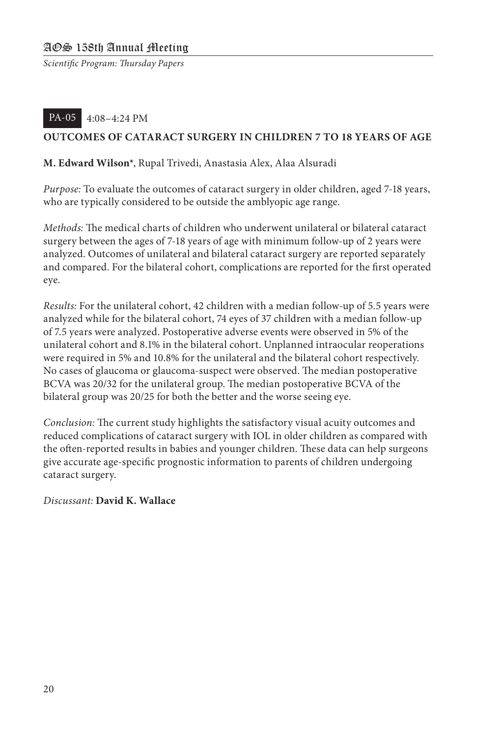PA-05 4:08–4:24 PM

## OUTCOMES OF CATARACT SURGERY IN CHILDREN 7 TO 18 YEARS OF AGE

**M. Edward Wilson***, Rupal Trivedi, Anastasia Alex, Alaa Alsuradi

*Purpose:* To evaluate the outcomes of cataract surgery in older children, aged 7-18 years, who are typically considered to be outside the amblyopic age range.

*Methods:* The medical charts of children who underwent unilateral or bilateral cataract surgery between the ages of 7-18 years of age with minimum follow-up of 2 years were analyzed. Outcomes of unilateral and bilateral cataract surgery are reported separately and compared. For the bilateral cohort, complications are reported for the first operated eye.

*Results:* For the unilateral cohort, 42 children with a median follow-up of 5.5 years were analyzed while for the bilateral cohort, 74 eyes of 37 children with a median follow-up of 7.5 years were analyzed. Postoperative adverse events were observed in 5% of the unilateral cohort and 8.1% in the bilateral cohort. Unplanned intraocular reoperations were required in 5% and 10.8% for the unilateral and the bilateral cohort respectively. No cases of glaucoma or glaucoma-suspect were observed. The median postoperative BCVA was 20/32 for the unilateral group. The median postoperative BCVA of the bilateral group was 20/25 for both the better and the worse seeing eye.

*Conclusion:* The current study highlights the satisfactory visual acuity outcomes and reduced complications of cataract surgery with IOL in older children as compared with the often-reported results in babies and younger children. These data can help surgeons give accurate age-specific prognostic information to parents of children undergoing cataract surgery.

*Discussant:* **David K. Wallace**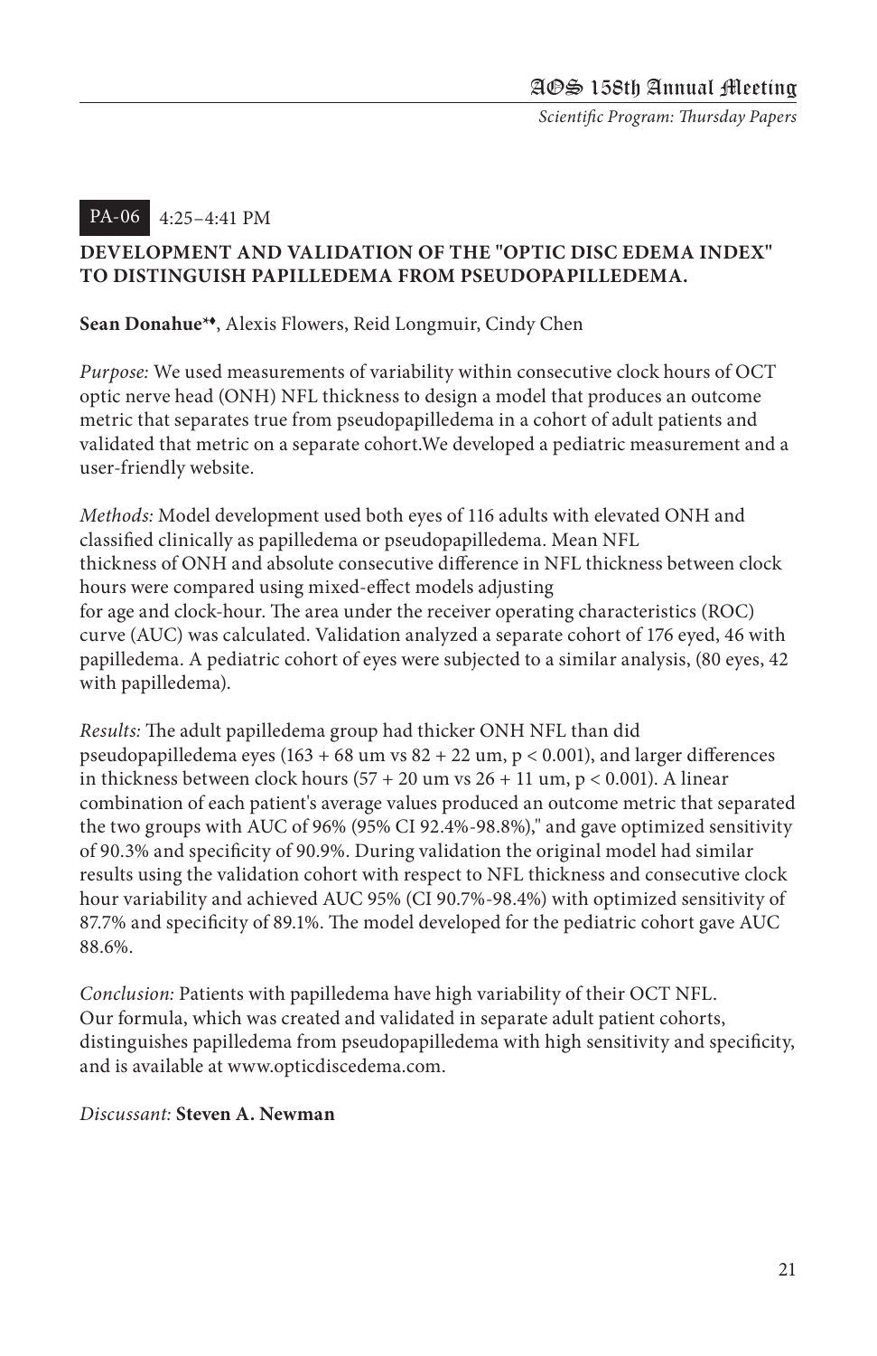PA-06 4:25–4:41 PM

### DEVELOPMENT AND VALIDATION OF THE "OPTIC DISC EDEMA INDEX" TO DISTINGUISH PAPILLEDEMA FROM PSEUDOPAPILLEDEMA.

**Sean Donahue*♦**, Alexis Flowers, Reid Longmuir, Cindy Chen

*Purpose:* We used measurements of variability within consecutive clock hours of OCT optic nerve head (ONH) NFL thickness to design a model that produces an outcome metric that separates true from pseudopapilledema in a cohort of adult patients and validated that metric on a separate cohort.We developed a pediatric measurement and a user-friendly website.

*Methods:* Model development used both eyes of 116 adults with elevated ONH and classified clinically as papilledema or pseudopapilledema. Mean NFL thickness of ONH and absolute consecutive difference in NFL thickness between clock hours were compared using mixed-effect models adjusting for age and clock-hour. The area under the receiver operating characteristics (ROC) curve (AUC) was calculated. Validation analyzed a separate cohort of 176 eyed, 46 with papilledema. A pediatric cohort of eyes were subjected to a similar analysis, (80 eyes, 42 with papilledema).

*Results:* The adult papilledema group had thicker ONH NFL than did pseudopapilledema eyes (163 + 68 um vs 82 + 22 um, $p < 0.001$), and larger differences in thickness between clock hours (57 + 20 um vs 26 + 11 um, $p < 0.001$). A linear combination of each patient's average values produced an outcome metric that separated the two groups with AUC of 96% (95% CI 92.4%-98.8%)," and gave optimized sensitivity of 90.3% and specificity of 90.9%. During validation the original model had similar results using the validation cohort with respect to NFL thickness and consecutive clock hour variability and achieved AUC 95% (CI 90.7%-98.4%) with optimized sensitivity of 87.7% and specificity of 89.1%. The model developed for the pediatric cohort gave AUC 88.6%.

*Conclusion:* Patients with papilledema have high variability of their OCT NFL. Our formula, which was created and validated in separate adult patient cohorts, distinguishes papilledema from pseudopapilledema with high sensitivity and specificity, and is available at www.opticdiscedema.com.

*Discussant:* **Steven A. Newman**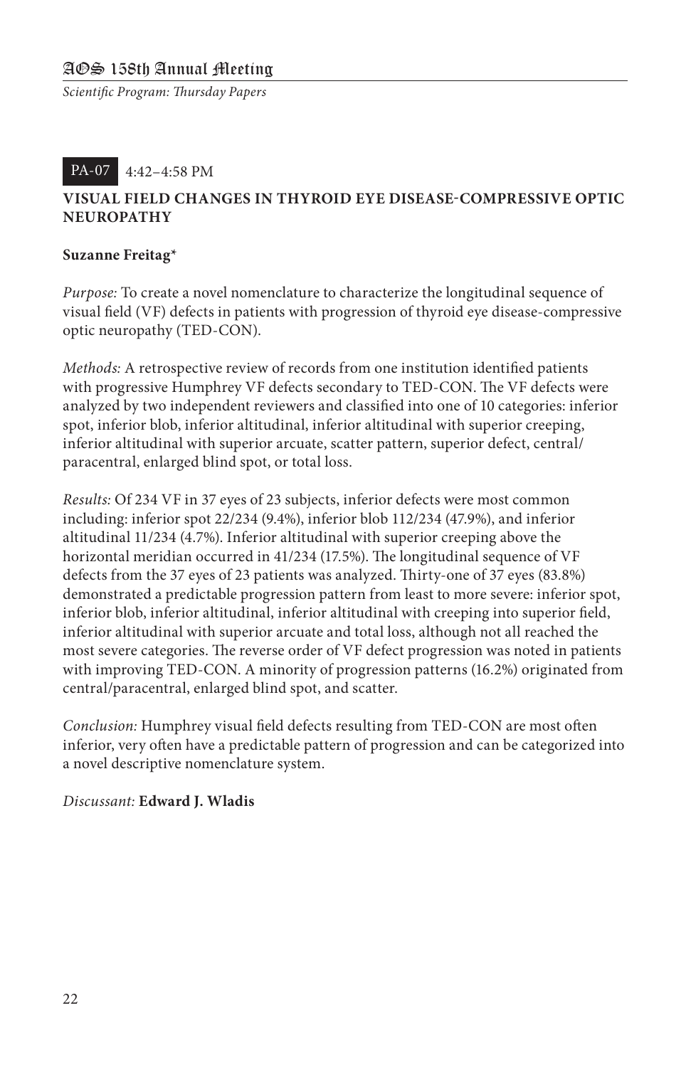**PA-07** 4:42–4:58 PM

## VISUAL FIELD CHANGES IN THYROID EYE DISEASE-COMPRESSIVE OPTIC NEUROPATHY

**Suzanne Freitag***

*Purpose:* To create a novel nomenclature to characterize the longitudinal sequence of visual field (VF) defects in patients with progression of thyroid eye disease-compressive optic neuropathy (TED-CON).

*Methods:* A retrospective review of records from one institution identified patients with progressive Humphrey VF defects secondary to TED-CON. The VF defects were analyzed by two independent reviewers and classified into one of 10 categories: inferior spot, inferior blob, inferior altitudinal, inferior altitudinal with superior creeping, inferior altitudinal with superior arcuate, scatter pattern, superior defect, central/paracentral, enlarged blind spot, or total loss.

*Results:* Of 234 VF in 37 eyes of 23 subjects, inferior defects were most common including: inferior spot 22/234 (9.4%), inferior blob 112/234 (47.9%), and inferior altitudinal 11/234 (4.7%). Inferior altitudinal with superior creeping above the horizontal meridian occurred in 41/234 (17.5%). The longitudinal sequence of VF defects from the 37 eyes of 23 patients was analyzed. Thirty-one of 37 eyes (83.8%) demonstrated a predictable progression pattern from least to more severe: inferior spot, inferior blob, inferior altitudinal, inferior altitudinal with creeping into superior field, inferior altitudinal with superior arcuate and total loss, although not all reached the most severe categories. The reverse order of VF defect progression was noted in patients with improving TED-CON. A minority of progression patterns (16.2%) originated from central/paracentral, enlarged blind spot, and scatter.

*Conclusion:* Humphrey visual field defects resulting from TED-CON are most often inferior, very often have a predictable pattern of progression and can be categorized into a novel descriptive nomenclature system.

*Discussant:* **Edward J. Wladis**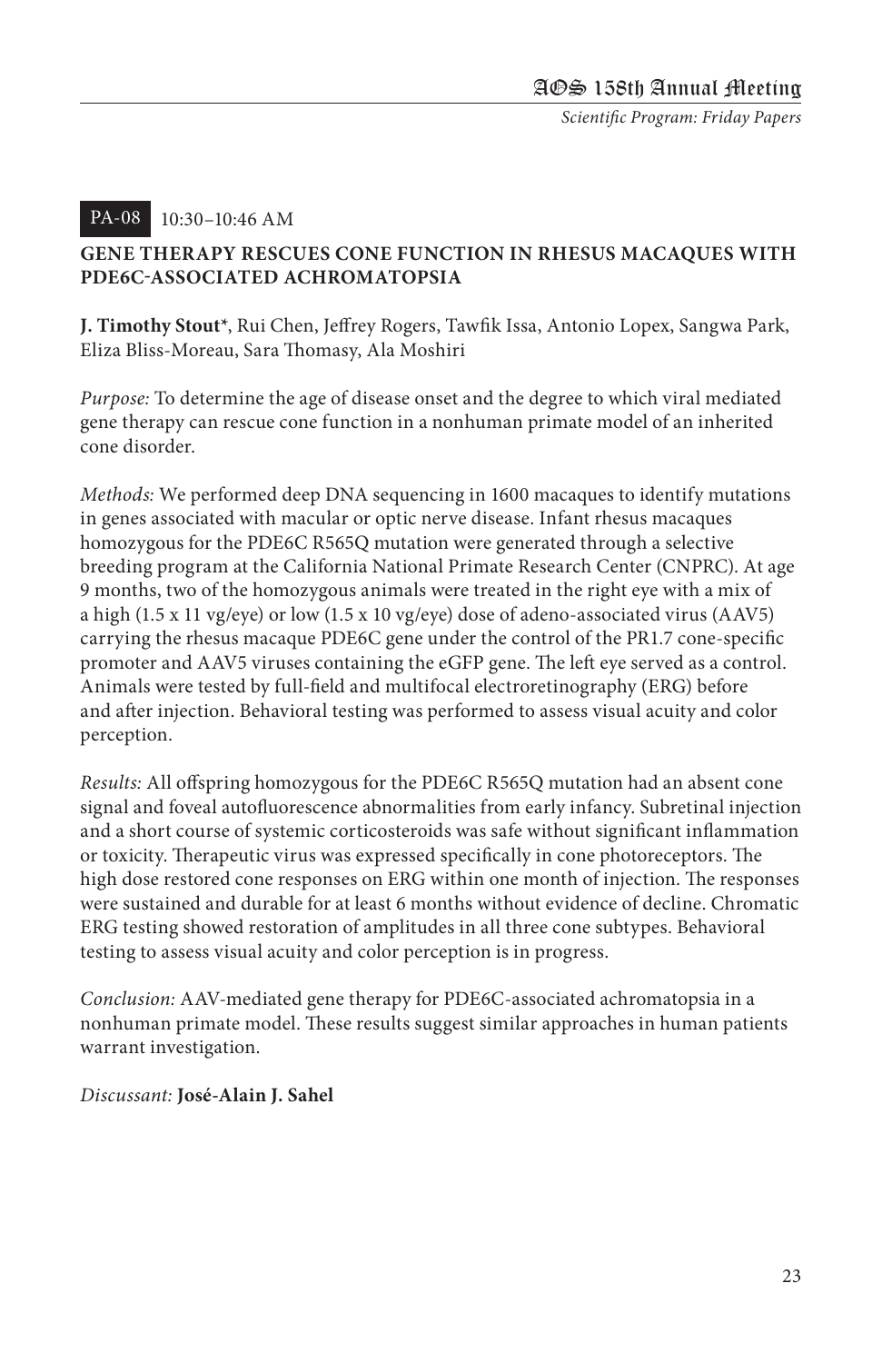PA-08 10:30–10:46 AM

## GENE THERAPY RESCUES CONE FUNCTION IN RHESUS MACAQUES WITH PDE6C-ASSOCIATED ACHROMATOPSIA

**J. Timothy Stout***, Rui Chen, Jeffrey Rogers, Tawfik Issa, Antonio Lopex, Sangwa Park, Eliza Bliss-Moreau, Sara Thomasy, Ala Moshiri

*Purpose:* To determine the age of disease onset and the degree to which viral mediated gene therapy can rescue cone function in a nonhuman primate model of an inherited cone disorder.

*Methods:* We performed deep DNA sequencing in 1600 macaques to identify mutations in genes associated with macular or optic nerve disease. Infant rhesus macaques homozygous for the PDE6C R565Q mutation were generated through a selective breeding program at the California National Primate Research Center (CNPRC). At age 9 months, two of the homozygous animals were treated in the right eye with a mix of a high (1.5 x 11 vg/eye) or low (1.5 x 10 vg/eye) dose of adeno-associated virus (AAV5) carrying the rhesus macaque PDE6C gene under the control of the PR1.7 cone-specific promoter and AAV5 viruses containing the eGFP gene. The left eye served as a control. Animals were tested by full-field and multifocal electroretinography (ERG) before and after injection. Behavioral testing was performed to assess visual acuity and color perception.

*Results:* All offspring homozygous for the PDE6C R565Q mutation had an absent cone signal and foveal autofluorescence abnormalities from early infancy. Subretinal injection and a short course of systemic corticosteroids was safe without significant inflammation or toxicity. Therapeutic virus was expressed specifically in cone photoreceptors. The high dose restored cone responses on ERG within one month of injection. The responses were sustained and durable for at least 6 months without evidence of decline. Chromatic ERG testing showed restoration of amplitudes in all three cone subtypes. Behavioral testing to assess visual acuity and color perception is in progress.

*Conclusion:* AAV-mediated gene therapy for PDE6C-associated achromatopsia in a nonhuman primate model. These results suggest similar approaches in human patients warrant investigation.

*Discussant:* **José-Alain J. Sahel**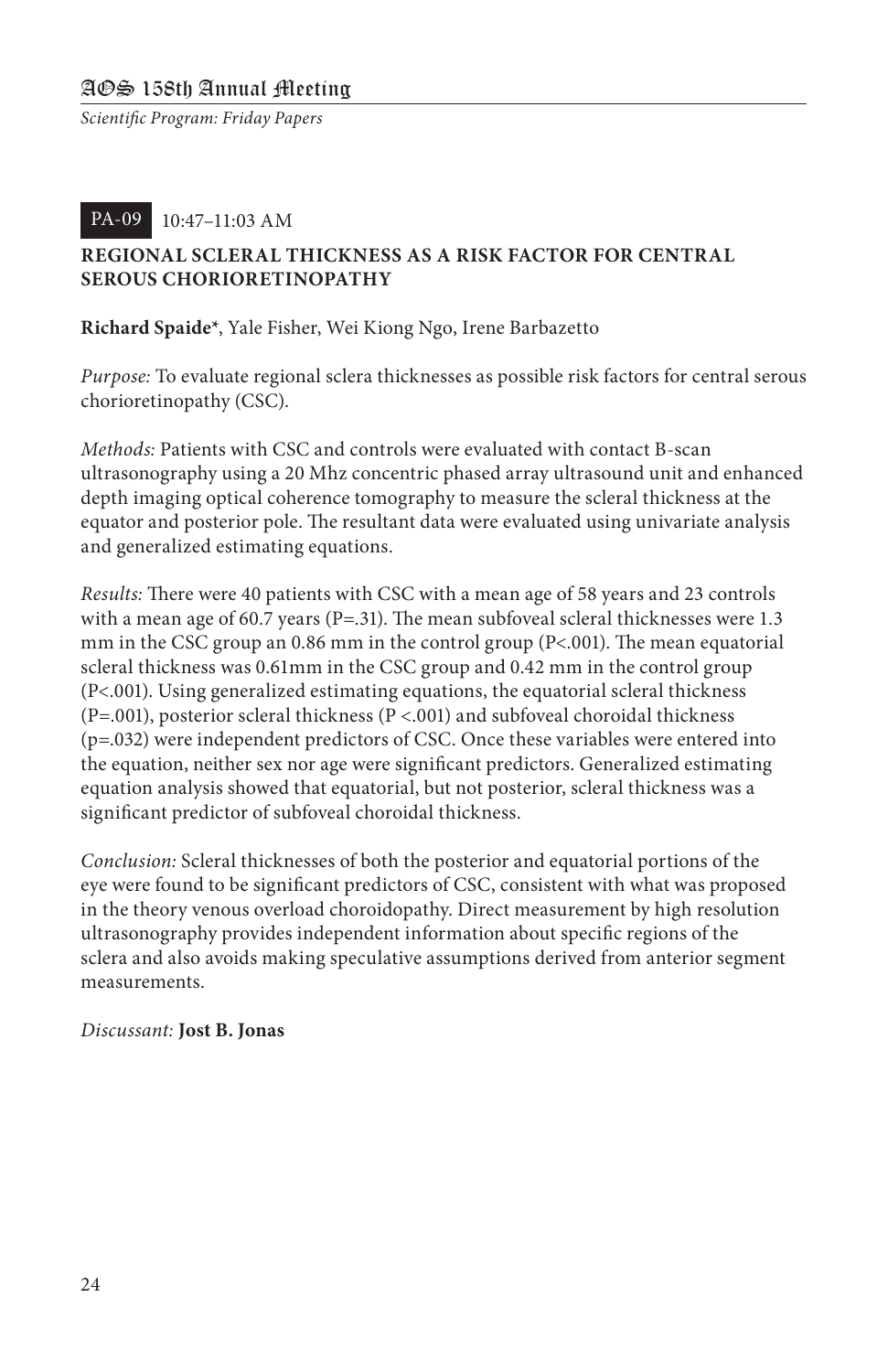PA-09 10:47–11:03 AM

**REGIONAL SCLERAL THICKNESS AS A RISK FACTOR FOR CENTRAL SEROUS CHORIORETINOPATHY**

**Richard Spaide***, Yale Fisher, Wei Kiong Ngo, Irene Barbazetto

*Purpose:* To evaluate regional sclera thicknesses as possible risk factors for central serous chorioretinopathy (CSC).

*Methods:* Patients with CSC and controls were evaluated with contact B-scan ultrasonography using a 20 Mhz concentric phased array ultrasound unit and enhanced depth imaging optical coherence tomography to measure the scleral thickness at the equator and posterior pole. The resultant data were evaluated using univariate analysis and generalized estimating equations.

*Results:* There were 40 patients with CSC with a mean age of 58 years and 23 controls with a mean age of 60.7 years (P=.31). The mean subfoveal scleral thicknesses were 1.3 mm in the CSC group an 0.86 mm in the control group (P<.001). The mean equatorial scleral thickness was 0.61mm in the CSC group and 0.42 mm in the control group (P<.001). Using generalized estimating equations, the equatorial scleral thickness (P=.001), posterior scleral thickness (P <.001) and subfoveal choroidal thickness (p=.032) were independent predictors of CSC. Once these variables were entered into the equation, neither sex nor age were significant predictors. Generalized estimating equation analysis showed that equatorial, but not posterior, scleral thickness was a significant predictor of subfoveal choroidal thickness.

*Conclusion:* Scleral thicknesses of both the posterior and equatorial portions of the eye were found to be significant predictors of CSC, consistent with what was proposed in the theory venous overload choroidopathy. Direct measurement by high resolution ultrasonography provides independent information about specific regions of the sclera and also avoids making speculative assumptions derived from anterior segment measurements.

*Discussant:* **Jost B. Jonas**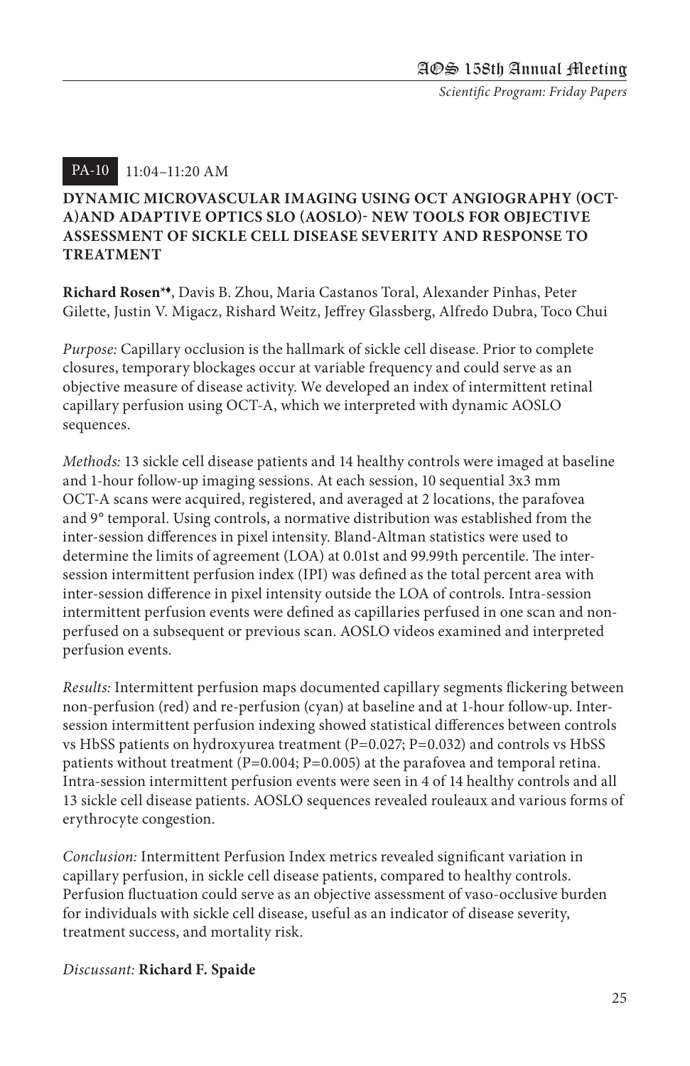PA-10 11:04–11:20 AM

### DYNAMIC MICROVASCULAR IMAGING USING OCT ANGIOGRAPHY (OCT-A)AND ADAPTIVE OPTICS SLO (AOSLO)- NEW TOOLS FOR OBJECTIVE ASSESSMENT OF SICKLE CELL DISEASE SEVERITY AND RESPONSE TO TREATMENT

**Richard Rosen**[*♦], Davis B. Zhou, Maria Castanos Toral, Alexander Pinhas, Peter Gilette, Justin V. Migacz, Rishard Weitz, Jeffrey Glassberg, Alfredo Dubra, Toco Chui

*Purpose:* Capillary occlusion is the hallmark of sickle cell disease. Prior to complete closures, temporary blockages occur at variable frequency and could serve as an objective measure of disease activity. We developed an index of intermittent retinal capillary perfusion using OCT-A, which we interpreted with dynamic AOSLO sequences.

*Methods:* 13 sickle cell disease patients and 14 healthy controls were imaged at baseline and 1-hour follow-up imaging sessions. At each session, 10 sequential 3x3 mm OCT-A scans were acquired, registered, and averaged at 2 locations, the parafovea and 9° temporal. Using controls, a normative distribution was established from the inter-session differences in pixel intensity. Bland-Altman statistics were used to determine the limits of agreement (LOA) at 0.01st and 99.99th percentile. The inter-session intermittent perfusion index (IPI) was defined as the total percent area with inter-session difference in pixel intensity outside the LOA of controls. Intra-session intermittent perfusion events were defined as capillaries perfused in one scan and non-perfused on a subsequent or previous scan. AOSLO videos examined and interpreted perfusion events.

*Results:* Intermittent perfusion maps documented capillary segments flickering between non-perfusion (red) and re-perfusion (cyan) at baseline and at 1-hour follow-up. Inter-session intermittent perfusion indexing showed statistical differences between controls vs HbSS patients on hydroxyurea treatment ($P=0.027$; $P=0.032$) and controls vs HbSS patients without treatment ($P=0.004$; $P=0.005$) at the parafovea and temporal retina. Intra-session intermittent perfusion events were seen in 4 of 14 healthy controls and all 13 sickle cell disease patients. AOSLO sequences revealed rouleaux and various forms of erythrocyte congestion.

*Conclusion:* Intermittent Perfusion Index metrics revealed significant variation in capillary perfusion, in sickle cell disease patients, compared to healthy controls. Perfusion fluctuation could serve as an objective assessment of vaso-occlusive burden for individuals with sickle cell disease, useful as an indicator of disease severity, treatment success, and mortality risk.

*Discussant:* **Richard F. Spaide**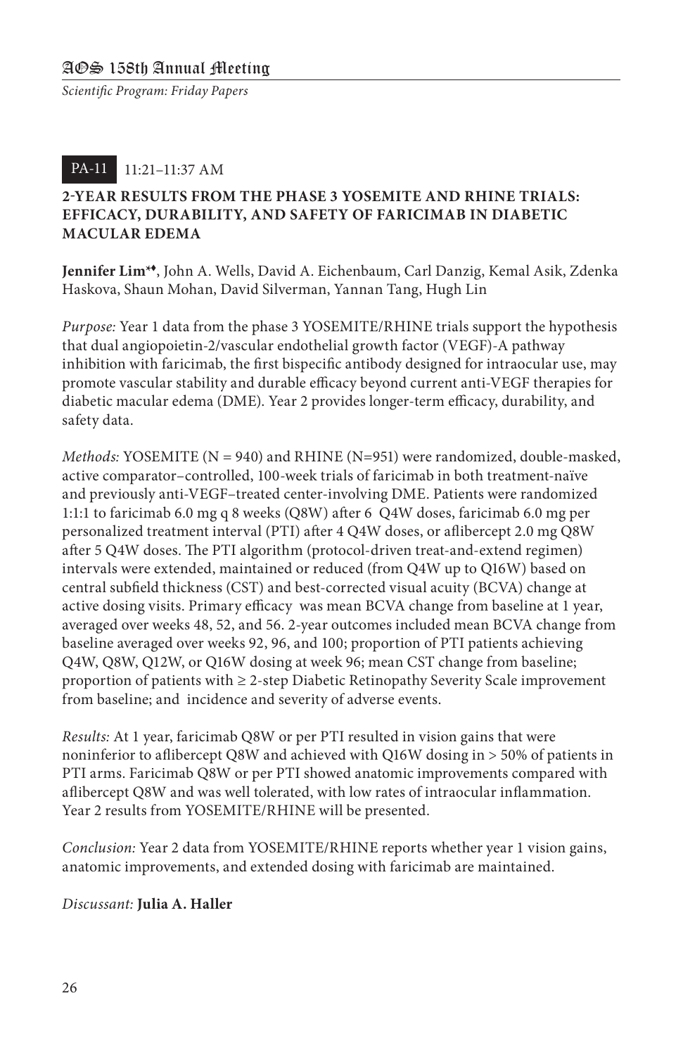PA-11 11:21–11:37 AM

### 2-YEAR RESULTS FROM THE PHASE 3 YOSEMITE AND RHINE TRIALS: EFFICACY, DURABILITY, AND SAFETY OF FARICIMAB IN DIABETIC MACULAR EDEMA

**Jennifer Lim**[*♦], John A. Wells, David A. Eichenbaum, Carl Danzig, Kemal Asik, Zdenka Haskova, Shaun Mohan, David Silverman, Yannan Tang, Hugh Lin

*Purpose:* Year 1 data from the phase 3 YOSEMITE/RHINE trials support the hypothesis that dual angiopoietin-2/vascular endothelial growth factor (VEGF)-A pathway inhibition with faricimab, the first bispecific antibody designed for intraocular use, may promote vascular stability and durable efficacy beyond current anti-VEGF therapies for diabetic macular edema (DME). Year 2 provides longer-term efficacy, durability, and safety data.

*Methods:* YOSEMITE (N = 940) and RHINE (N=951) were randomized, double-masked, active comparator–controlled, 100-week trials of faricimab in both treatment-naïve and previously anti-VEGF–treated center-involving DME. Patients were randomized 1:1:1 to faricimab 6.0 mg q 8 weeks (Q8W) after 6 Q4W doses, faricimab 6.0 mg per personalized treatment interval (PTI) after 4 Q4W doses, or aflibercept 2.0 mg Q8W after 5 Q4W doses. The PTI algorithm (protocol-driven treat-and-extend regimen) intervals were extended, maintained or reduced (from Q4W up to Q16W) based on central subfield thickness (CST) and best-corrected visual acuity (BCVA) change at active dosing visits. Primary efficacy was mean BCVA change from baseline at 1 year, averaged over weeks 48, 52, and 56. 2-year outcomes included mean BCVA change from baseline averaged over weeks 92, 96, and 100; proportion of PTI patients achieving Q4W, Q8W, Q12W, or Q16W dosing at week 96; mean CST change from baseline; proportion of patients with ≥ 2-step Diabetic Retinopathy Severity Scale improvement from baseline; and incidence and severity of adverse events.

*Results:* At 1 year, faricimab Q8W or per PTI resulted in vision gains that were noninferior to aflibercept Q8W and achieved with Q16W dosing in > 50% of patients in PTI arms. Faricimab Q8W or per PTI showed anatomic improvements compared with aflibercept Q8W and was well tolerated, with low rates of intraocular inflammation. Year 2 results from YOSEMITE/RHINE will be presented.

*Conclusion:* Year 2 data from YOSEMITE/RHINE reports whether year 1 vision gains, anatomic improvements, and extended dosing with faricimab are maintained.

*Discussant:* **Julia A. Haller**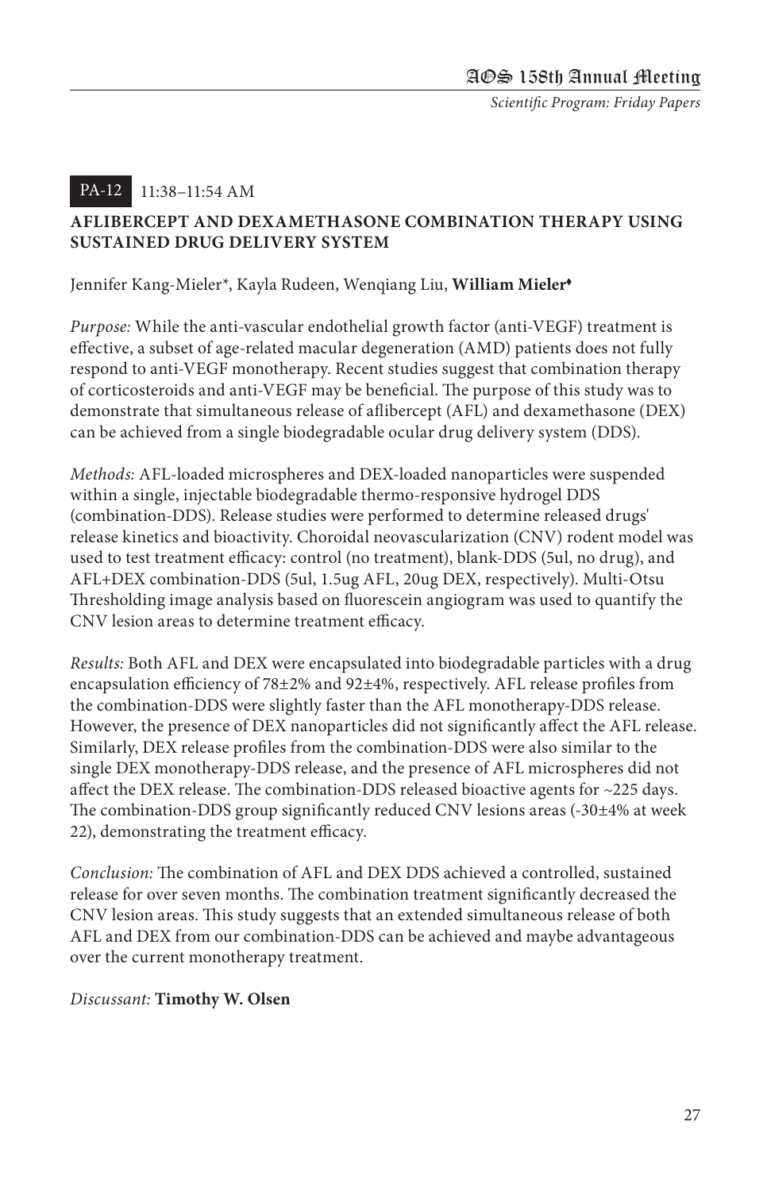PA-12 11:38–11:54 AM

### AFLIBERCEPT AND DEXAMETHASONE COMBINATION THERAPY USING SUSTAINED DRUG DELIVERY SYSTEM

Jennifer Kang-Mieler*, Kayla Rudeen, Wenqiang Liu, **William Mieler♦**

*Purpose:* While the anti-vascular endothelial growth factor (anti-VEGF) treatment is effective, a subset of age-related macular degeneration (AMD) patients does not fully respond to anti-VEGF monotherapy. Recent studies suggest that combination therapy of corticosteroids and anti-VEGF may be beneficial. The purpose of this study was to demonstrate that simultaneous release of aflibercept (AFL) and dexamethasone (DEX) can be achieved from a single biodegradable ocular drug delivery system (DDS).

*Methods:* AFL-loaded microspheres and DEX-loaded nanoparticles were suspended within a single, injectable biodegradable thermo-responsive hydrogel DDS (combination-DDS). Release studies were performed to determine released drugs' release kinetics and bioactivity. Choroidal neovascularization (CNV) rodent model was used to test treatment efficacy: control (no treatment), blank-DDS (5ul, no drug), and AFL+DEX combination-DDS (5ul, 1.5ug AFL, 20ug DEX, respectively). Multi-Otsu Thresholding image analysis based on fluorescein angiogram was used to quantify the CNV lesion areas to determine treatment efficacy.

*Results:* Both AFL and DEX were encapsulated into biodegradable particles with a drug encapsulation efficiency of 78±2% and 92±4%, respectively. AFL release profiles from the combination-DDS were slightly faster than the AFL monotherapy-DDS release. However, the presence of DEX nanoparticles did not significantly affect the AFL release. Similarly, DEX release profiles from the combination-DDS were also similar to the single DEX monotherapy-DDS release, and the presence of AFL microspheres did not affect the DEX release. The combination-DDS released bioactive agents for ~225 days. The combination-DDS group significantly reduced CNV lesions areas (-30±4% at week 22), demonstrating the treatment efficacy.

*Conclusion:* The combination of AFL and DEX DDS achieved a controlled, sustained release for over seven months. The combination treatment significantly decreased the CNV lesion areas. This study suggests that an extended simultaneous release of both AFL and DEX from our combination-DDS can be achieved and maybe advantageous over the current monotherapy treatment.

*Discussant:* **Timothy W. Olsen**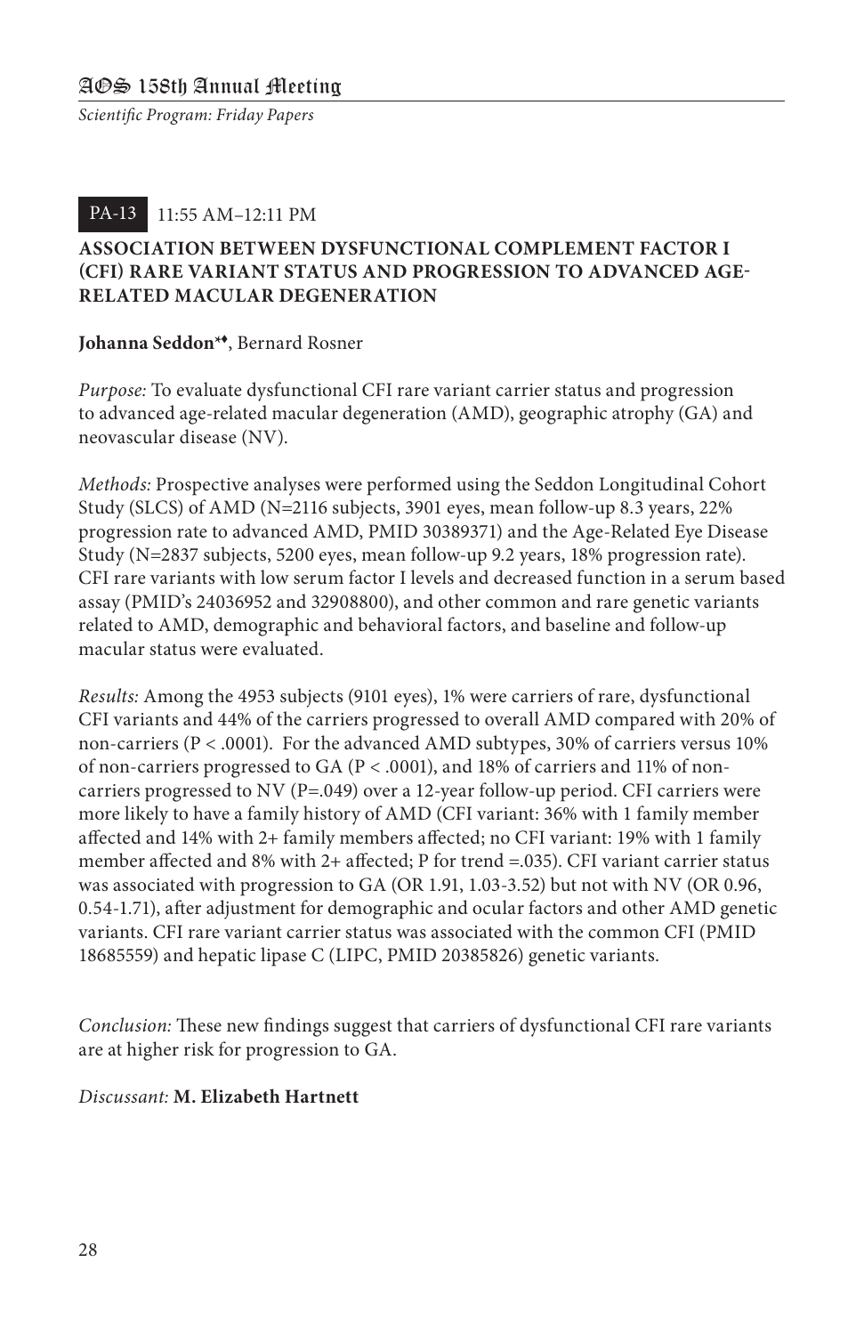PA-13 11:55 AM–12:11 PM

## ASSOCIATION BETWEEN DYSFUNCTIONAL COMPLEMENT FACTOR I (CFI) RARE VARIANT STATUS AND PROGRESSION TO ADVANCED AGE-RELATED MACULAR DEGENERATION

**Johanna Seddon**\*♦, Bernard Rosner

*Purpose:* To evaluate dysfunctional CFI rare variant carrier status and progression to advanced age-related macular degeneration (AMD), geographic atrophy (GA) and neovascular disease (NV).

*Methods:* Prospective analyses were performed using the Seddon Longitudinal Cohort Study (SLCS) of AMD (N=2116 subjects, 3901 eyes, mean follow-up 8.3 years, 22% progression rate to advanced AMD, PMID 30389371) and the Age-Related Eye Disease Study (N=2837 subjects, 5200 eyes, mean follow-up 9.2 years, 18% progression rate). CFI rare variants with low serum factor I levels and decreased function in a serum based assay (PMID's 24036952 and 32908800), and other common and rare genetic variants related to AMD, demographic and behavioral factors, and baseline and follow-up macular status were evaluated.

*Results:* Among the 4953 subjects (9101 eyes), 1% were carriers of rare, dysfunctional CFI variants and 44% of the carriers progressed to overall AMD compared with 20% of non-carriers (P < .0001). For the advanced AMD subtypes, 30% of carriers versus 10% of non-carriers progressed to GA (P < .0001), and 18% of carriers and 11% of non-carriers progressed to NV (P=.049) over a 12-year follow-up period. CFI carriers were more likely to have a family history of AMD (CFI variant: 36% with 1 family member affected and 14% with 2+ family members affected; no CFI variant: 19% with 1 family member affected and 8% with 2+ affected; P for trend =.035). CFI variant carrier status was associated with progression to GA (OR 1.91, 1.03-3.52) but not with NV (OR 0.96, 0.54-1.71), after adjustment for demographic and ocular factors and other AMD genetic variants. CFI rare variant carrier status was associated with the common CFI (PMID 18685559) and hepatic lipase C (LIPC, PMID 20385826) genetic variants.

*Conclusion:* These new findings suggest that carriers of dysfunctional CFI rare variants are at higher risk for progression to GA.

*Discussant:* **M. Elizabeth Hartnett**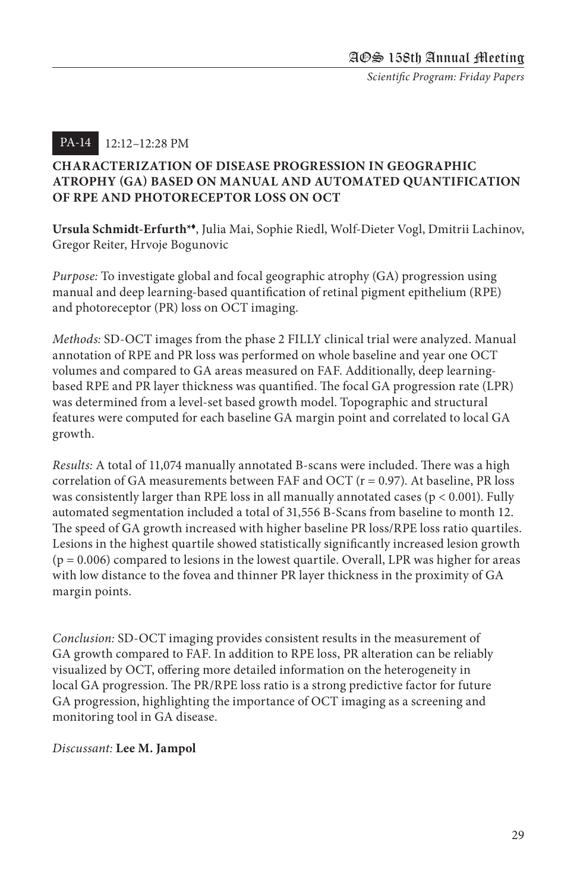**PA-14** 12:12–12:28 PM

### CHARACTERIZATION OF DISEASE PROGRESSION IN GEOGRAPHIC ATROPHY (GA) BASED ON MANUAL AND AUTOMATED QUANTIFICATION OF RPE AND PHOTORECEPTOR LOSS ON OCT

**Ursula Schmidt-Erfurth*♦**, Julia Mai, Sophie Riedl, Wolf-Dieter Vogl, Dmitrii Lachinov, Gregor Reiter, Hrvoje Bogunovic

*Purpose:* To investigate global and focal geographic atrophy (GA) progression using manual and deep learning-based quantification of retinal pigment epithelium (RPE) and photoreceptor (PR) loss on OCT imaging.

*Methods:* SD-OCT images from the phase 2 FILLY clinical trial were analyzed. Manual annotation of RPE and PR loss was performed on whole baseline and year one OCT volumes and compared to GA areas measured on FAF. Additionally, deep learning-based RPE and PR layer thickness was quantified. The focal GA progression rate (LPR) was determined from a level-set based growth model. Topographic and structural features were computed for each baseline GA margin point and correlated to local GA growth.

*Results:* A total of 11,074 manually annotated B-scans were included. There was a high correlation of GA measurements between FAF and OCT ($r = 0.97$). At baseline, PR loss was consistently larger than RPE loss in all manually annotated cases ($p < 0.001$). Fully automated segmentation included a total of 31,556 B-Scans from baseline to month 12. The speed of GA growth increased with higher baseline PR loss/RPE loss ratio quartiles. Lesions in the highest quartile showed statistically significantly increased lesion growth ($p = 0.006$) compared to lesions in the lowest quartile. Overall, LPR was higher for areas with low distance to the fovea and thinner PR layer thickness in the proximity of GA margin points.

*Conclusion:* SD-OCT imaging provides consistent results in the measurement of GA growth compared to FAF. In addition to RPE loss, PR alteration can be reliably visualized by OCT, offering more detailed information on the heterogeneity in local GA progression. The PR/RPE loss ratio is a strong predictive factor for future GA progression, highlighting the importance of OCT imaging as a screening and monitoring tool in GA disease.

*Discussant:* **Lee M. Jampol**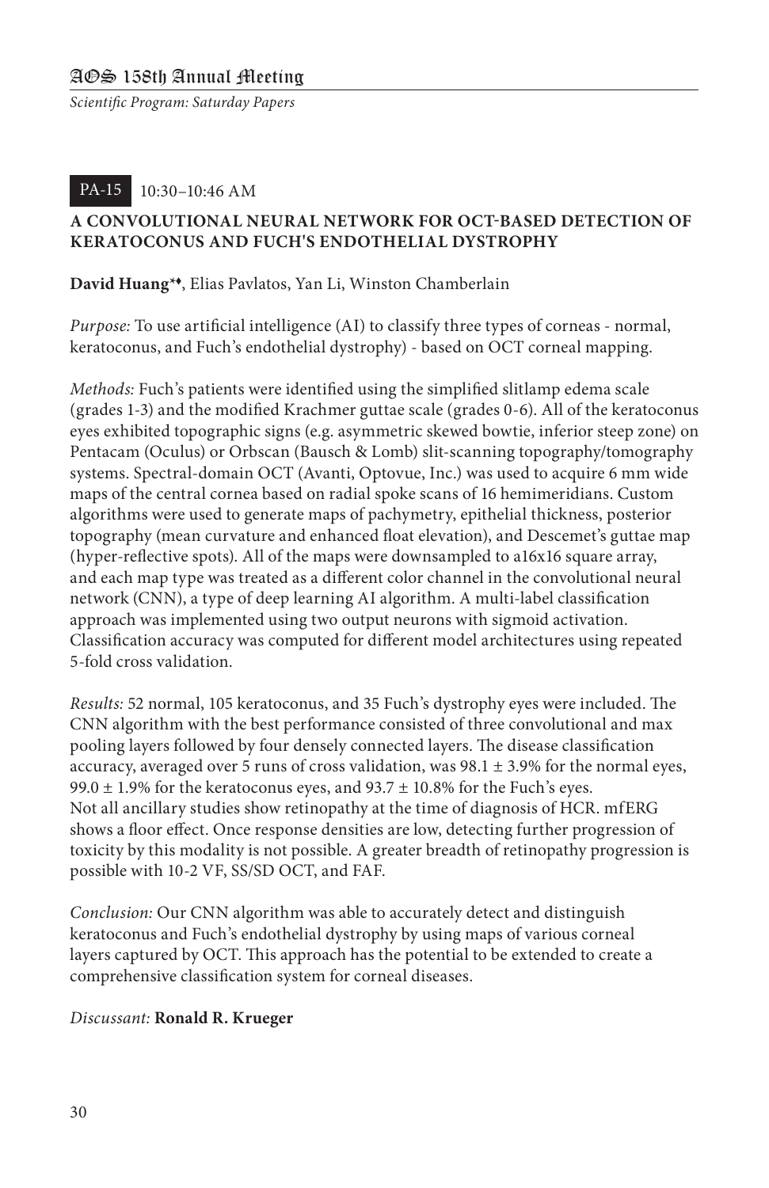PA-15 10:30–10:46 AM

### A CONVOLUTIONAL NEURAL NETWORK FOR OCT-BASED DETECTION OF KERATOCONUS AND FUCH'S ENDOTHELIAL DYSTROPHY

**David Huang**\*♦, Elias Pavlatos, Yan Li, Winston Chamberlain

*Purpose:* To use artificial intelligence (AI) to classify three types of corneas - normal, keratoconus, and Fuch's endothelial dystrophy) - based on OCT corneal mapping.

*Methods:* Fuch's patients were identified using the simplified slitlamp edema scale (grades 1-3) and the modified Krachmer guttae scale (grades 0-6). All of the keratoconus eyes exhibited topographic signs (e.g. asymmetric skewed bowtie, inferior steep zone) on Pentacam (Oculus) or Orbscan (Bausch & Lomb) slit-scanning topography/tomography systems. Spectral-domain OCT (Avanti, Optovue, Inc.) was used to acquire 6 mm wide maps of the central cornea based on radial spoke scans of 16 hemimeridians. Custom algorithms were used to generate maps of pachymetry, epithelial thickness, posterior topography (mean curvature and enhanced float elevation), and Descemet's guttae map (hyper-reflective spots). All of the maps were downsampled to a16x16 square array, and each map type was treated as a different color channel in the convolutional neural network (CNN), a type of deep learning AI algorithm. A multi-label classification approach was implemented using two output neurons with sigmoid activation. Classification accuracy was computed for different model architectures using repeated 5-fold cross validation.

*Results:* 52 normal, 105 keratoconus, and 35 Fuch's dystrophy eyes were included. The CNN algorithm with the best performance consisted of three convolutional and max pooling layers followed by four densely connected layers. The disease classification accuracy, averaged over 5 runs of cross validation, was 98.1 ± 3.9% for the normal eyes, 99.0 ± 1.9% for the keratoconus eyes, and 93.7 ± 10.8% for the Fuch's eyes.
Not all ancillary studies show retinopathy at the time of diagnosis of HCR. mfERG shows a floor effect. Once response densities are low, detecting further progression of toxicity by this modality is not possible. A greater breadth of retinopathy progression is possible with 10-2 VF, SS/SD OCT, and FAF.

*Conclusion:* Our CNN algorithm was able to accurately detect and distinguish keratoconus and Fuch's endothelial dystrophy by using maps of various corneal layers captured by OCT. This approach has the potential to be extended to create a comprehensive classification system for corneal diseases.

*Discussant:* **Ronald R. Krueger**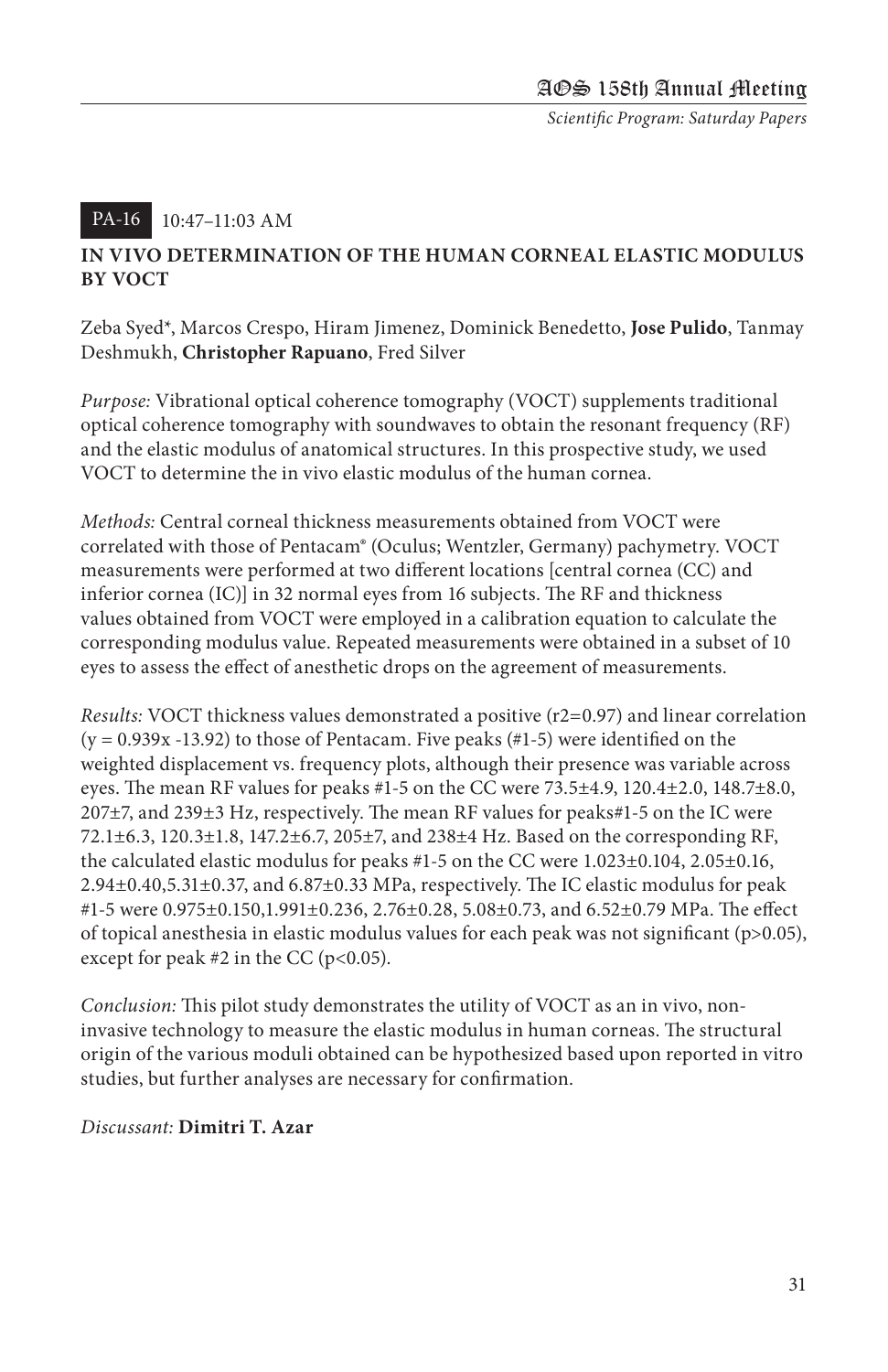PA-16 10:47–11:03 AM

## IN VIVO DETERMINATION OF THE HUMAN CORNEAL ELASTIC MODULUS BY VOCT

Zeba Syed*, Marcos Crespo, Hiram Jimenez, Dominick Benedetto, **Jose Pulido**, Tanmay Deshmukh, **Christopher Rapuano**, Fred Silver

*Purpose:* Vibrational optical coherence tomography (VOCT) supplements traditional optical coherence tomography with soundwaves to obtain the resonant frequency (RF) and the elastic modulus of anatomical structures. In this prospective study, we used VOCT to determine the in vivo elastic modulus of the human cornea.

*Methods:* Central corneal thickness measurements obtained from VOCT were correlated with those of Pentacam® (Oculus; Wentzler, Germany) pachymetry. VOCT measurements were performed at two different locations [central cornea (CC) and inferior cornea (IC)] in 32 normal eyes from 16 subjects. The RF and thickness values obtained from VOCT were employed in a calibration equation to calculate the corresponding modulus value. Repeated measurements were obtained in a subset of 10 eyes to assess the effect of anesthetic drops on the agreement of measurements.

*Results:* VOCT thickness values demonstrated a positive ($r2=0.97$) and linear correlation ($y = 0.939x -13.92$) to those of Pentacam. Five peaks (#1-5) were identified on the weighted displacement vs. frequency plots, although their presence was variable across eyes. The mean RF values for peaks #1-5 on the CC were 73.5±4.9, 120.4±2.0, 148.7±8.0, 207±7, and 239±3 Hz, respectively. The mean RF values for peaks#1-5 on the IC were 72.1±6.3, 120.3±1.8, 147.2±6.7, 205±7, and 238±4 Hz. Based on the corresponding RF, the calculated elastic modulus for peaks #1-5 on the CC were 1.023±0.104, 2.05±0.16, 2.94±0.40,5.31±0.37, and 6.87±0.33 MPa, respectively. The IC elastic modulus for peak #1-5 were 0.975±0.150,1.991±0.236, 2.76±0.28, 5.08±0.73, and 6.52±0.79 MPa. The effect of topical anesthesia in elastic modulus values for each peak was not significant ($p>0.05$), except for peak #2 in the CC ($p<0.05$).

*Conclusion:* This pilot study demonstrates the utility of VOCT as an in vivo, non-invasive technology to measure the elastic modulus in human corneas. The structural origin of the various moduli obtained can be hypothesized based upon reported in vitro studies, but further analyses are necessary for confirmation.

*Discussant:* **Dimitri T. Azar**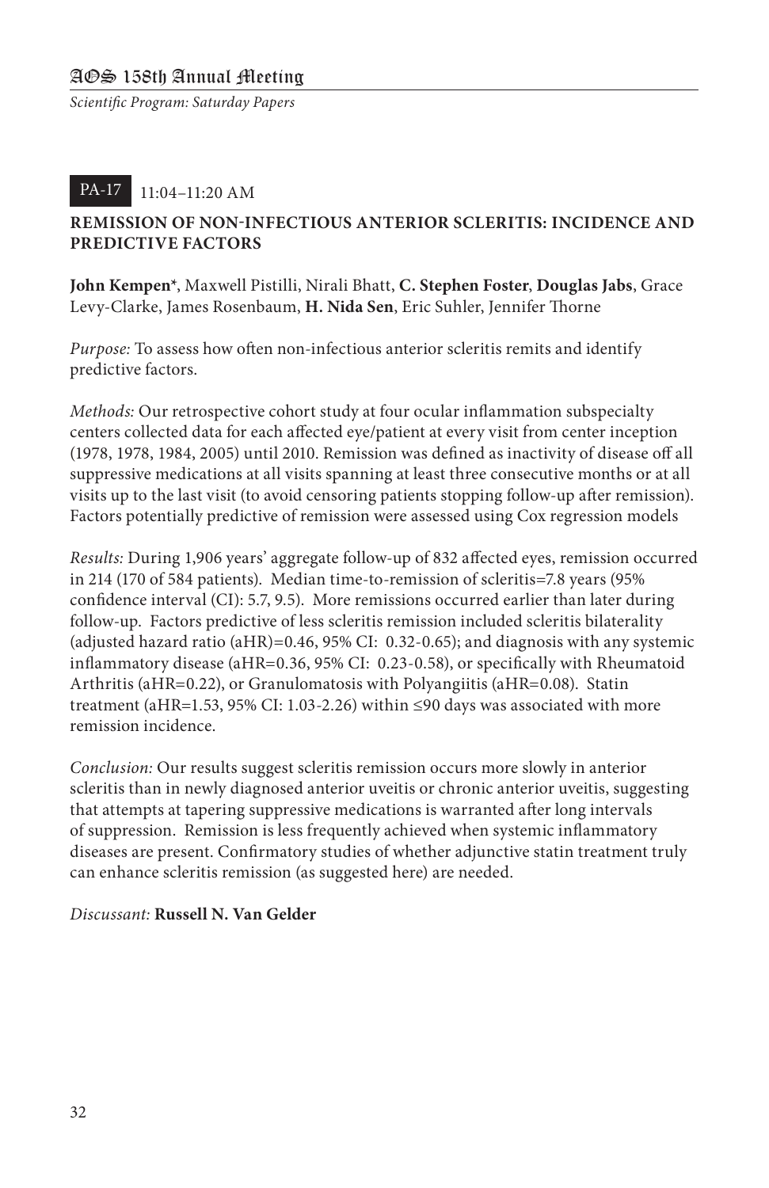**PA-17** 11:04–11:20 AM

## REMISSION OF NON-INFECTIOUS ANTERIOR SCLERITIS: INCIDENCE AND PREDICTIVE FACTORS

**John Kempen***, Maxwell Pistilli, Nirali Bhatt, **C. Stephen Foster**, **Douglas Jabs**, Grace Levy-Clarke, James Rosenbaum, **H. Nida Sen**, Eric Suhler, Jennifer Thorne

*Purpose:* To assess how often non-infectious anterior scleritis remits and identify predictive factors.

*Methods:* Our retrospective cohort study at four ocular inflammation subspecialty centers collected data for each affected eye/patient at every visit from center inception (1978, 1978, 1984, 2005) until 2010. Remission was defined as inactivity of disease off all suppressive medications at all visits spanning at least three consecutive months or at all visits up to the last visit (to avoid censoring patients stopping follow-up after remission). Factors potentially predictive of remission were assessed using Cox regression models

*Results:* During 1,906 years' aggregate follow-up of 832 affected eyes, remission occurred in 214 (170 of 584 patients). Median time-to-remission of scleritis=7.8 years (95% confidence interval (CI): 5.7, 9.5). More remissions occurred earlier than later during follow-up. Factors predictive of less scleritis remission included scleritis bilaterality (adjusted hazard ratio (aHR)=0.46, 95% CI: 0.32-0.65); and diagnosis with any systemic inflammatory disease (aHR=0.36, 95% CI: 0.23-0.58), or specifically with Rheumatoid Arthritis (aHR=0.22), or Granulomatosis with Polyangiitis (aHR=0.08). Statin treatment (aHR=1.53, 95% CI: 1.03-2.26) within ≤90 days was associated with more remission incidence.

*Conclusion:* Our results suggest scleritis remission occurs more slowly in anterior scleritis than in newly diagnosed anterior uveitis or chronic anterior uveitis, suggesting that attempts at tapering suppressive medications is warranted after long intervals of suppression. Remission is less frequently achieved when systemic inflammatory diseases are present. Confirmatory studies of whether adjunctive statin treatment truly can enhance scleritis remission (as suggested here) are needed.

*Discussant:* **Russell N. Van Gelder**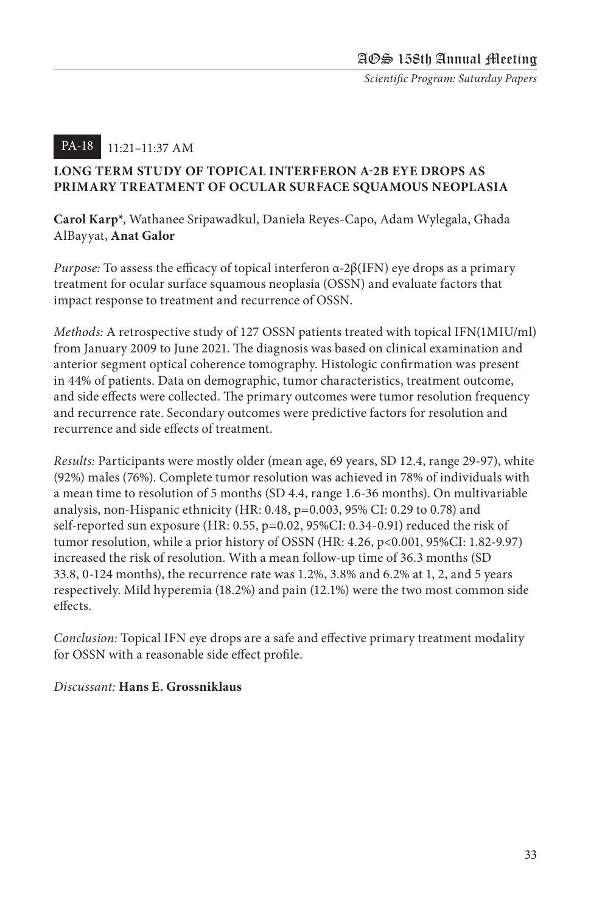PA-18 11:21–11:37 AM

### LONG TERM STUDY OF TOPICAL INTERFERON Α-2Β EYE DROPS AS PRIMARY TREATMENT OF OCULAR SURFACE SQUAMOUS NEOPLASIA

**Carol Karp***, Wathanee Sripawadkul, Daniela Reyes-Capo, Adam Wylegala, Ghada AlBayyat, **Anat Galor**

*Purpose:* To assess the efficacy of topical interferon α-2β(IFN) eye drops as a primary treatment for ocular surface squamous neoplasia (OSSN) and evaluate factors that impact response to treatment and recurrence of OSSN.

*Methods:* A retrospective study of 127 OSSN patients treated with topical IFN(1MIU/ml) from January 2009 to June 2021. The diagnosis was based on clinical examination and anterior segment optical coherence tomography. Histologic confirmation was present in 44% of patients. Data on demographic, tumor characteristics, treatment outcome, and side effects were collected. The primary outcomes were tumor resolution frequency and recurrence rate. Secondary outcomes were predictive factors for resolution and recurrence and side effects of treatment.

*Results:* Participants were mostly older (mean age, 69 years, SD 12.4, range 29-97), white (92%) males (76%). Complete tumor resolution was achieved in 78% of individuals with a mean time to resolution of 5 months (SD 4.4, range 1.6-36 months). On multivariable analysis, non-Hispanic ethnicity (HR: 0.48, p=0.003, 95% CI: 0.29 to 0.78) and self-reported sun exposure (HR: 0.55, p=0.02, 95%CI: 0.34-0.91) reduced the risk of tumor resolution, while a prior history of OSSN (HR: 4.26, p<0.001, 95%CI: 1.82-9.97) increased the risk of resolution. With a mean follow-up time of 36.3 months (SD 33.8, 0-124 months), the recurrence rate was 1.2%, 3.8% and 6.2% at 1, 2, and 5 years respectively. Mild hyperemia (18.2%) and pain (12.1%) were the two most common side effects.

*Conclusion:* Topical IFN eye drops are a safe and effective primary treatment modality for OSSN with a reasonable side effect profile.

*Discussant:* **Hans E. Grossniklaus**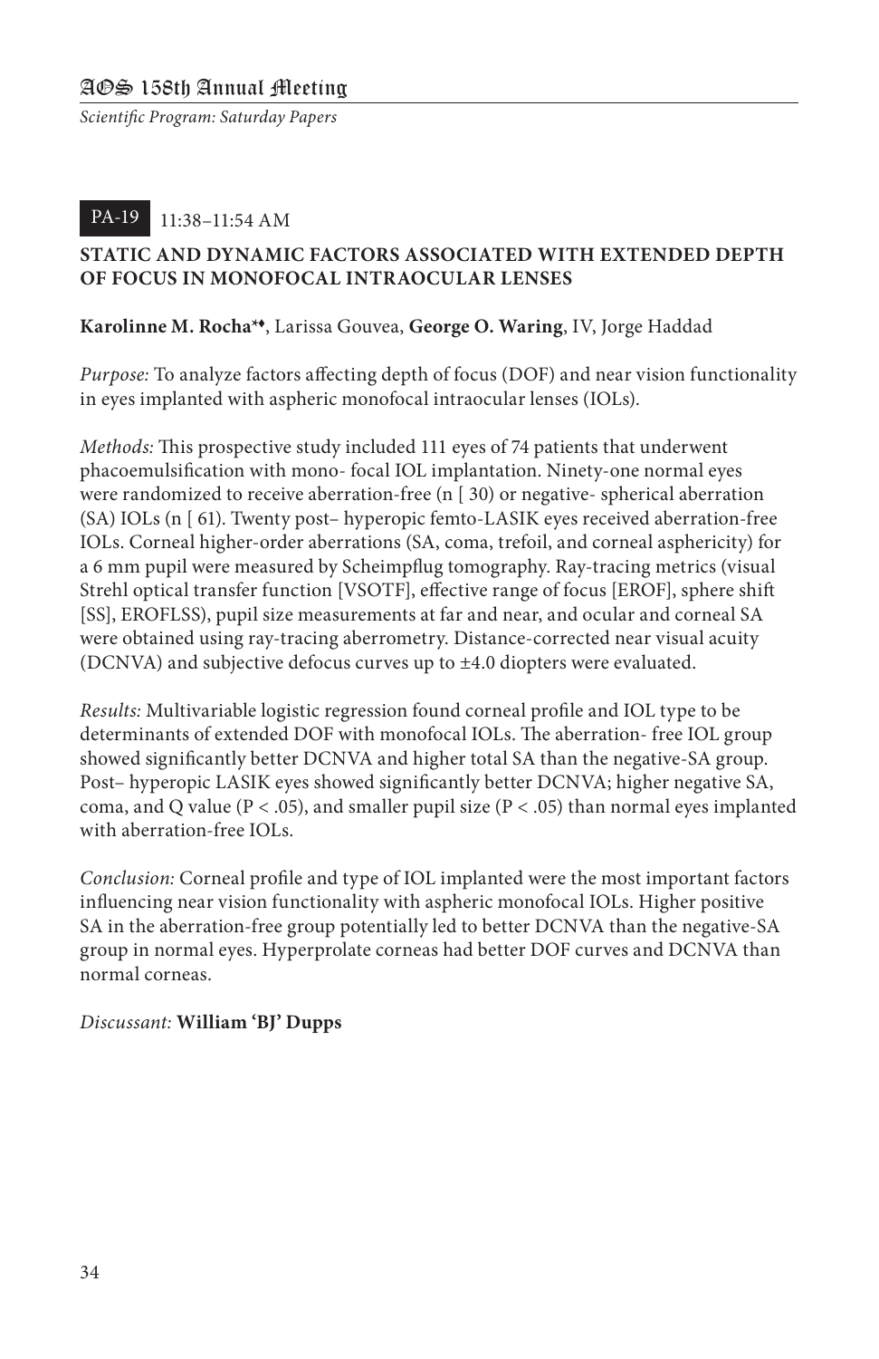PA-19 11:38–11:54 AM

### STATIC AND DYNAMIC FACTORS ASSOCIATED WITH EXTENDED DEPTH OF FOCUS IN MONOFOCAL INTRAOCULAR LENSES

**Karolinne M. Rocha*♦**, Larissa Gouvea, **George O. Waring**, IV, Jorge Haddad

*Purpose:* To analyze factors affecting depth of focus (DOF) and near vision functionality in eyes implanted with aspheric monofocal intraocular lenses (IOLs).

*Methods:* This prospective study included 111 eyes of 74 patients that underwent phacoemulsification with mono- focal IOL implantation. Ninety-one normal eyes were randomized to receive aberration-free (n [ 30) or negative- spherical aberration (SA) IOLs (n [ 61). Twenty post– hyperopic femto-LASIK eyes received aberration-free IOLs. Corneal higher-order aberrations (SA, coma, trefoil, and corneal asphericity) for a 6 mm pupil were measured by Scheimpflug tomography. Ray-tracing metrics (visual Strehl optical transfer function [VSOTF], effective range of focus [EROF], sphere shift [SS], EROFLSS), pupil size measurements at far and near, and ocular and corneal SA were obtained using ray-tracing aberrometry. Distance-corrected near visual acuity (DCNVA) and subjective defocus curves up to ±4.0 diopters were evaluated.

*Results:* Multivariable logistic regression found corneal profile and IOL type to be determinants of extended DOF with monofocal IOLs. The aberration- free IOL group showed significantly better DCNVA and higher total SA than the negative-SA group. Post– hyperopic LASIK eyes showed significantly better DCNVA; higher negative SA, coma, and Q value ($P < .05$), and smaller pupil size ($P < .05$) than normal eyes implanted with aberration-free IOLs.

*Conclusion:* Corneal profile and type of IOL implanted were the most important factors influencing near vision functionality with aspheric monofocal IOLs. Higher positive SA in the aberration-free group potentially led to better DCNVA than the negative-SA group in normal eyes. Hyperprolate corneas had better DOF curves and DCNVA than normal corneas.

*Discussant:* **William 'BJ' Dupps**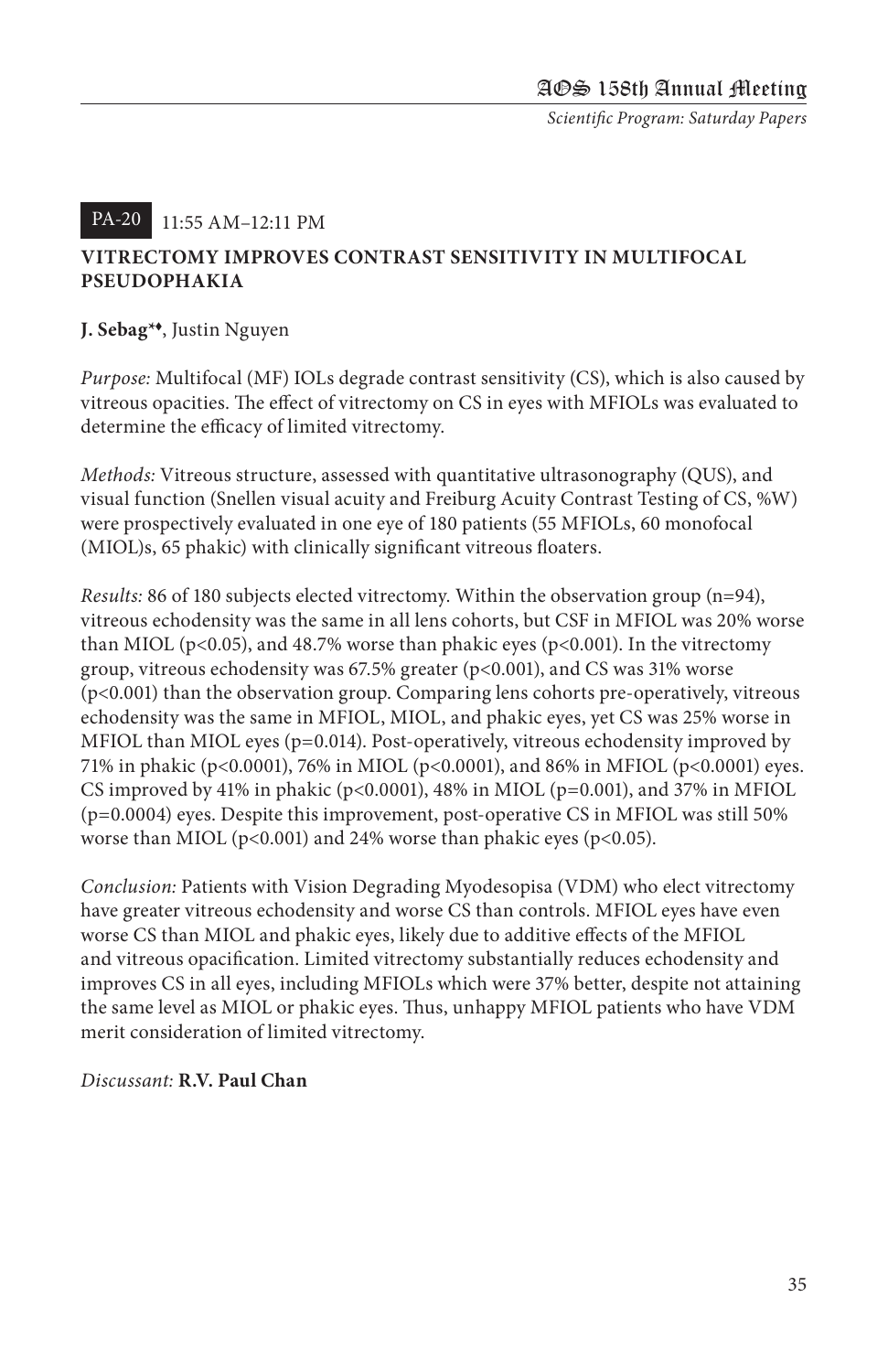PA-20 11:55 AM–12:11 PM

## VITRECTOMY IMPROVES CONTRAST SENSITIVITY IN MULTIFOCAL PSEUDOPHAKIA

**J. Sebag**[*♦], Justin Nguyen

*Purpose:* Multifocal (MF) IOLs degrade contrast sensitivity (CS), which is also caused by vitreous opacities. The effect of vitrectomy on CS in eyes with MFIOLs was evaluated to determine the efficacy of limited vitrectomy.

*Methods:* Vitreous structure, assessed with quantitative ultrasonography (QUS), and visual function (Snellen visual acuity and Freiburg Acuity Contrast Testing of CS, %W) were prospectively evaluated in one eye of 180 patients (55 MFIOLs, 60 monofocal (MIOL)s, 65 phakic) with clinically significant vitreous floaters.

*Results:* 86 of 180 subjects elected vitrectomy. Within the observation group (n=94), vitreous echodensity was the same in all lens cohorts, but CSF in MFIOL was 20% worse than MIOL ($p<0.05$), and 48.7% worse than phakic eyes ($p<0.001$). In the vitrectomy group, vitreous echodensity was 67.5% greater ($p<0.001$), and CS was 31% worse ($p<0.001$) than the observation group. Comparing lens cohorts pre-operatively, vitreous echodensity was the same in MFIOL, MIOL, and phakic eyes, yet CS was 25% worse in MFIOL than MIOL eyes ($p=0.014$). Post-operatively, vitreous echodensity improved by 71% in phakic ($p<0.0001$), 76% in MIOL ($p<0.0001$), and 86% in MFIOL ($p<0.0001$) eyes. CS improved by 41% in phakic ($p<0.0001$), 48% in MIOL ($p=0.001$), and 37% in MFIOL ($p=0.0004$) eyes. Despite this improvement, post-operative CS in MFIOL was still 50% worse than MIOL ($p<0.001$) and 24% worse than phakic eyes ($p<0.05$).

*Conclusion:* Patients with Vision Degrading Myodesopisa (VDM) who elect vitrectomy have greater vitreous echodensity and worse CS than controls. MFIOL eyes have even worse CS than MIOL and phakic eyes, likely due to additive effects of the MFIOL and vitreous opacification. Limited vitrectomy substantially reduces echodensity and improves CS in all eyes, including MFIOLs which were 37% better, despite not attaining the same level as MIOL or phakic eyes. Thus, unhappy MFIOL patients who have VDM merit consideration of limited vitrectomy.

*Discussant:* **R.V. Paul Chan**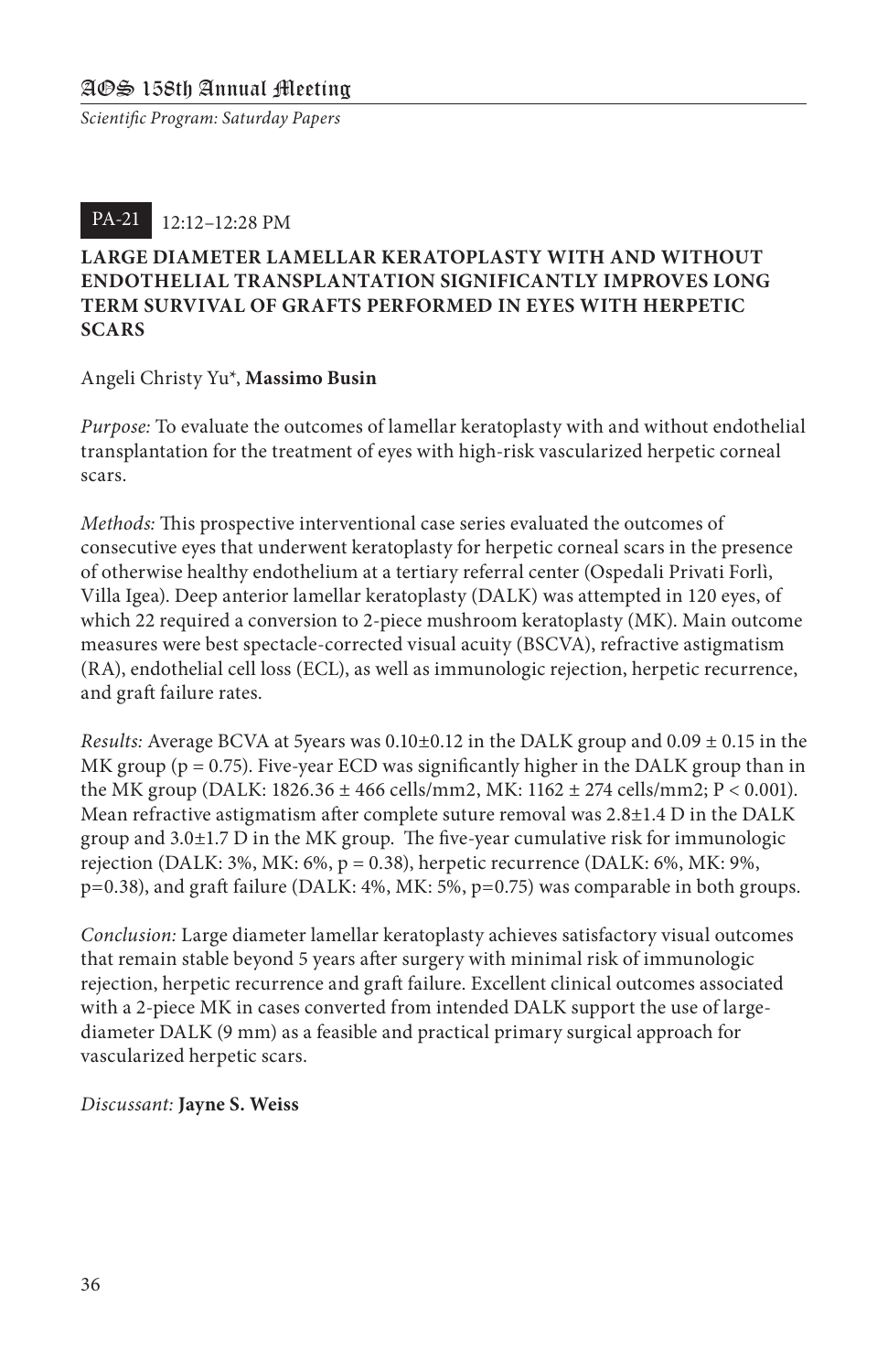PA-21 12:12–12:28 PM

### LARGE DIAMETER LAMELLAR KERATOPLASTY WITH AND WITHOUT ENDOTHELIAL TRANSPLANTATION SIGNIFICANTLY IMPROVES LONG TERM SURVIVAL OF GRAFTS PERFORMED IN EYES WITH HERPETIC SCARS

Angeli Christy Yu*, **Massimo Busin**

*Purpose:* To evaluate the outcomes of lamellar keratoplasty with and without endothelial transplantation for the treatment of eyes with high-risk vascularized herpetic corneal scars.

*Methods:* This prospective interventional case series evaluated the outcomes of consecutive eyes that underwent keratoplasty for herpetic corneal scars in the presence of otherwise healthy endothelium at a tertiary referral center (Ospedali Privati Forlì, Villa Igea). Deep anterior lamellar keratoplasty (DALK) was attempted in 120 eyes, of which 22 required a conversion to 2-piece mushroom keratoplasty (MK). Main outcome measures were best spectacle-corrected visual acuity (BSCVA), refractive astigmatism (RA), endothelial cell loss (ECL), as well as immunologic rejection, herpetic recurrence, and graft failure rates.

*Results:* Average BCVA at 5years was 0.10±0.12 in the DALK group and 0.09 ± 0.15 in the MK group ($p = 0.75$). Five-year ECD was significantly higher in the DALK group than in the MK group (DALK: 1826.36 ± 466 cells/mm2, MK: 1162 ± 274 cells/mm2; $P < 0.001$). Mean refractive astigmatism after complete suture removal was 2.8±1.4 D in the DALK group and 3.0±1.7 D in the MK group. The five-year cumulative risk for immunologic rejection (DALK: 3%, MK: 6%, $p = 0.38$), herpetic recurrence (DALK: 6%, MK: 9%, $p=0.38$), and graft failure (DALK: 4%, MK: 5%, $p=0.75$) was comparable in both groups.

*Conclusion:* Large diameter lamellar keratoplasty achieves satisfactory visual outcomes that remain stable beyond 5 years after surgery with minimal risk of immunologic rejection, herpetic recurrence and graft failure. Excellent clinical outcomes associated with a 2-piece MK in cases converted from intended DALK support the use of large-diameter DALK (9 mm) as a feasible and practical primary surgical approach for vascularized herpetic scars.

*Discussant:* **Jayne S. Weiss**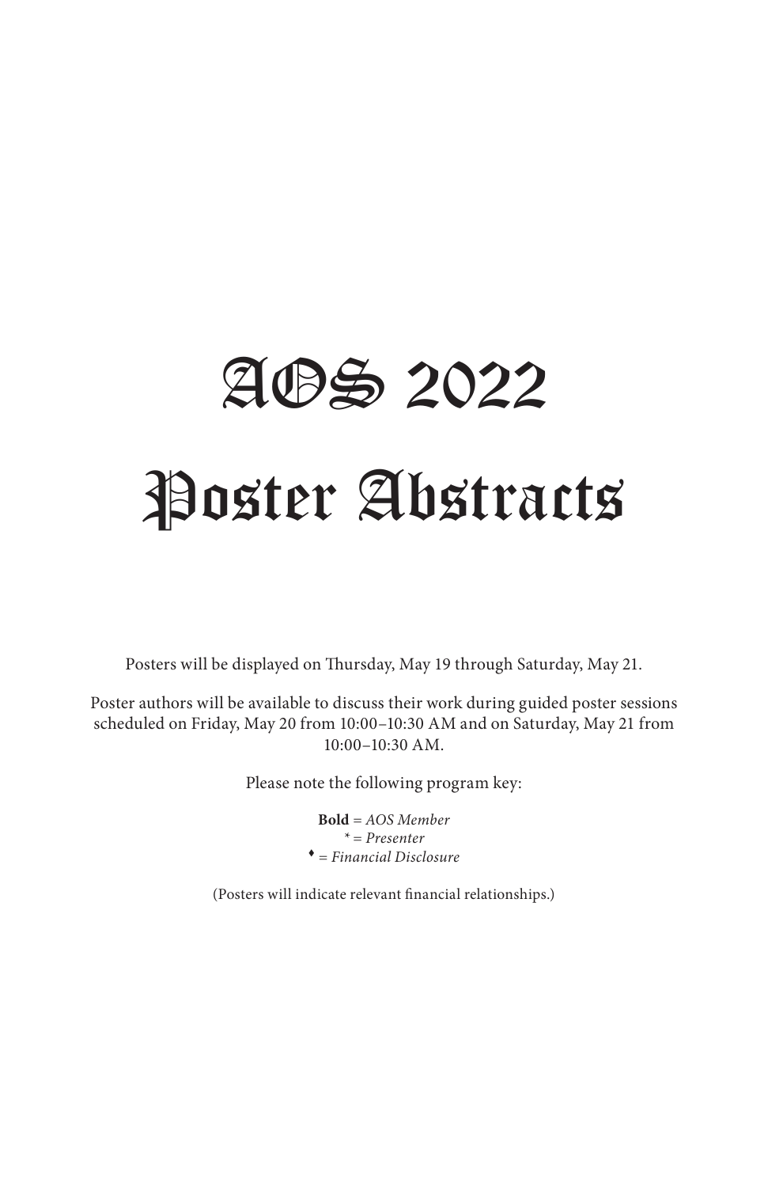# AOS 2022

# Poster Abstracts

Posters will be displayed on Thursday, May 19 through Saturday, May 21.

Poster authors will be available to discuss their work during guided poster sessions scheduled on Friday, May 20 from 10:00–10:30 AM and on Saturday, May 21 from 10:00–10:30 AM.

Please note the following program key:

**Bold** = *AOS Member*
* = *Presenter*
♦ = *Financial Disclosure*

(Posters will indicate relevant financial relationships.)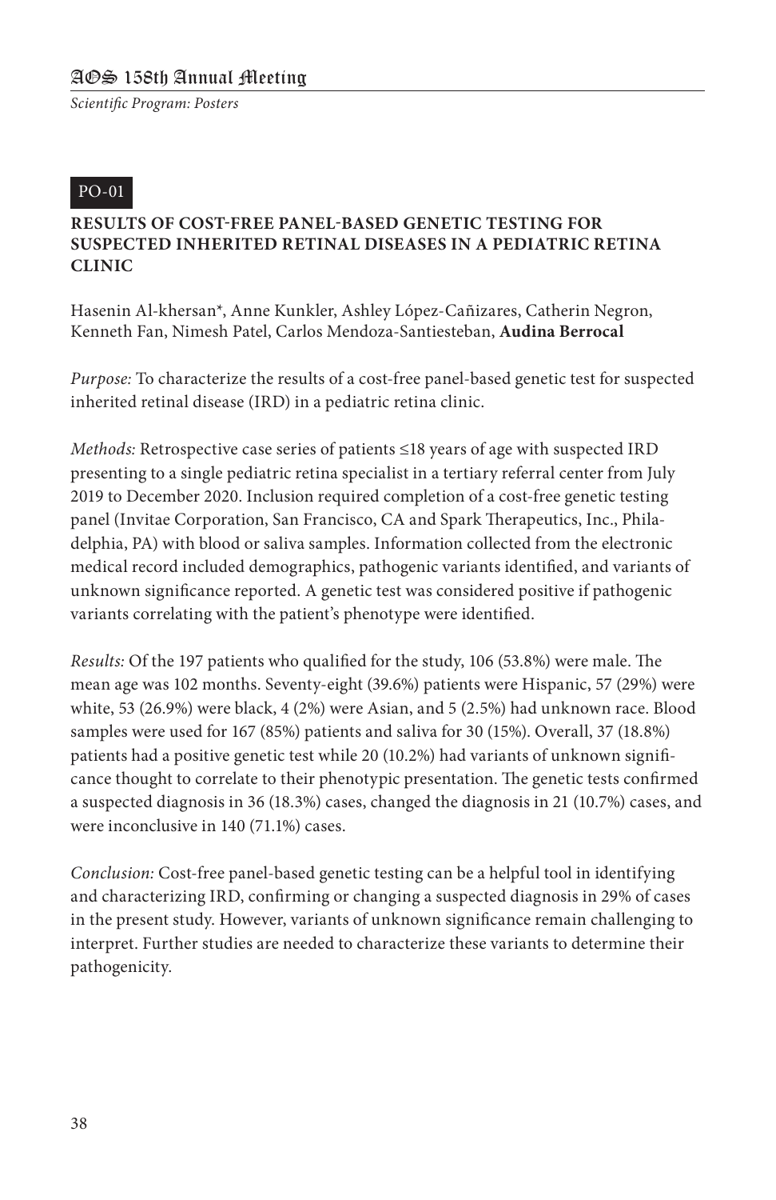PO-01

### RESULTS OF COST-FREE PANEL-BASED GENETIC TESTING FOR SUSPECTED INHERITED RETINAL DISEASES IN A PEDIATRIC RETINA CLINIC

Hasenin Al-khersan*, Anne Kunkler, Ashley López-Cañizares, Catherin Negron, Kenneth Fan, Nimesh Patel, Carlos Mendoza-Santiesteban, **Audina Berrocal**

*Purpose:* To characterize the results of a cost-free panel-based genetic test for suspected inherited retinal disease (IRD) in a pediatric retina clinic.

*Methods:* Retrospective case series of patients ≤18 years of age with suspected IRD presenting to a single pediatric retina specialist in a tertiary referral center from July 2019 to December 2020. Inclusion required completion of a cost-free genetic testing panel (Invitae Corporation, San Francisco, CA and Spark Therapeutics, Inc., Philadelphia, PA) with blood or saliva samples. Information collected from the electronic medical record included demographics, pathogenic variants identified, and variants of unknown significance reported. A genetic test was considered positive if pathogenic variants correlating with the patient's phenotype were identified.

*Results:* Of the 197 patients who qualified for the study, 106 (53.8%) were male. The mean age was 102 months. Seventy-eight (39.6%) patients were Hispanic, 57 (29%) were white, 53 (26.9%) were black, 4 (2%) were Asian, and 5 (2.5%) had unknown race. Blood samples were used for 167 (85%) patients and saliva for 30 (15%). Overall, 37 (18.8%) patients had a positive genetic test while 20 (10.2%) had variants of unknown significance thought to correlate to their phenotypic presentation. The genetic tests confirmed a suspected diagnosis in 36 (18.3%) cases, changed the diagnosis in 21 (10.7%) cases, and were inconclusive in 140 (71.1%) cases.

*Conclusion:* Cost-free panel-based genetic testing can be a helpful tool in identifying and characterizing IRD, confirming or changing a suspected diagnosis in 29% of cases in the present study. However, variants of unknown significance remain challenging to interpret. Further studies are needed to characterize these variants to determine their pathogenicity.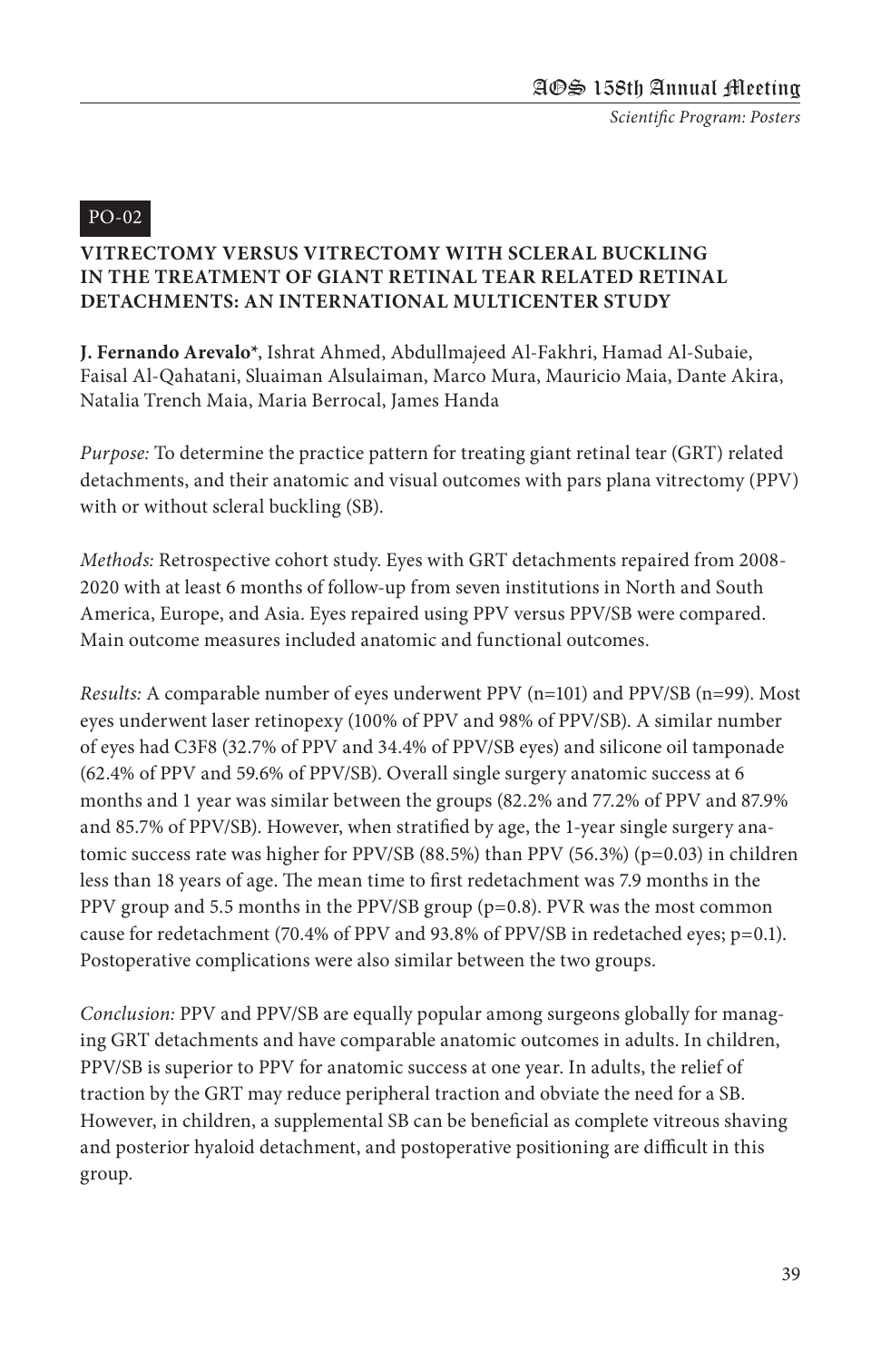PO-02

## VITRECTOMY VERSUS VITRECTOMY WITH SCLERAL BUCKLING IN THE TREATMENT OF GIANT RETINAL TEAR RELATED RETINAL DETACHMENTS: AN INTERNATIONAL MULTICENTER STUDY

**J. Fernando Arevalo***, Ishrat Ahmed, Abdullmajeed Al-Fakhri, Hamad Al-Subaie, Faisal Al-Qahatani, Sluaiman Alsulaiman, Marco Mura, Mauricio Maia, Dante Akira, Natalia Trench Maia, Maria Berrocal, James Handa

*Purpose:* To determine the practice pattern for treating giant retinal tear (GRT) related detachments, and their anatomic and visual outcomes with pars plana vitrectomy (PPV) with or without scleral buckling (SB).

*Methods:* Retrospective cohort study. Eyes with GRT detachments repaired from 2008-2020 with at least 6 months of follow-up from seven institutions in North and South America, Europe, and Asia. Eyes repaired using PPV versus PPV/SB were compared. Main outcome measures included anatomic and functional outcomes.

*Results:* A comparable number of eyes underwent PPV (n=101) and PPV/SB (n=99). Most eyes underwent laser retinopexy (100% of PPV and 98% of PPV/SB). A similar number of eyes had C3F8 (32.7% of PPV and 34.4% of PPV/SB eyes) and silicone oil tamponade (62.4% of PPV and 59.6% of PPV/SB). Overall single surgery anatomic success at 6 months and 1 year was similar between the groups (82.2% and 77.2% of PPV and 87.9% and 85.7% of PPV/SB). However, when stratified by age, the 1-year single surgery anatomic success rate was higher for PPV/SB (88.5%) than PPV (56.3%) (p=0.03) in children less than 18 years of age. The mean time to first redetachment was 7.9 months in the PPV group and 5.5 months in the PPV/SB group (p=0.8). PVR was the most common cause for redetachment (70.4% of PPV and 93.8% of PPV/SB in redetached eyes; p=0.1). Postoperative complications were also similar between the two groups.

*Conclusion:* PPV and PPV/SB are equally popular among surgeons globally for managing GRT detachments and have comparable anatomic outcomes in adults. In children, PPV/SB is superior to PPV for anatomic success at one year. In adults, the relief of traction by the GRT may reduce peripheral traction and obviate the need for a SB. However, in children, a supplemental SB can be beneficial as complete vitreous shaving and posterior hyaloid detachment, and postoperative positioning are difficult in this group.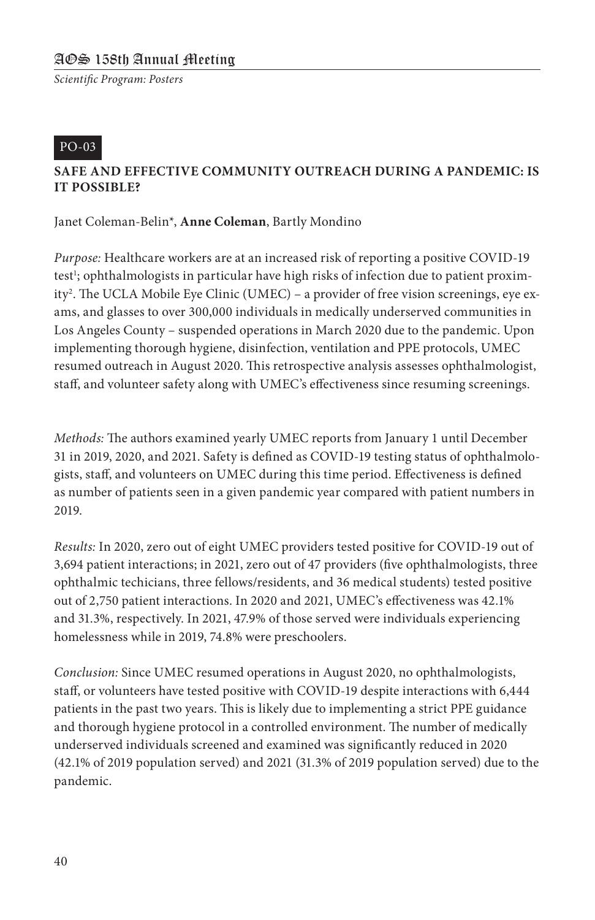PO-03

## SAFE AND EFFECTIVE COMMUNITY OUTREACH DURING A PANDEMIC: IS IT POSSIBLE?

Janet Coleman-Belin*, **Anne Coleman**, Bartly Mondino

*Purpose:* Healthcare workers are at an increased risk of reporting a positive COVID-19 test[1]; ophthalmologists in particular have high risks of infection due to patient proximity[2]. The UCLA Mobile Eye Clinic (UMEC) – a provider of free vision screenings, eye exams, and glasses to over 300,000 individuals in medically underserved communities in Los Angeles County – suspended operations in March 2020 due to the pandemic. Upon implementing thorough hygiene, disinfection, ventilation and PPE protocols, UMEC resumed outreach in August 2020. This retrospective analysis assesses ophthalmologist, staff, and volunteer safety along with UMEC's effectiveness since resuming screenings.

*Methods:* The authors examined yearly UMEC reports from January 1 until December 31 in 2019, 2020, and 2021. Safety is defined as COVID-19 testing status of ophthalmologists, staff, and volunteers on UMEC during this time period. Effectiveness is defined as number of patients seen in a given pandemic year compared with patient numbers in 2019.

*Results:* In 2020, zero out of eight UMEC providers tested positive for COVID-19 out of 3,694 patient interactions; in 2021, zero out of 47 providers (five ophthalmologists, three ophthalmic techicians, three fellows/residents, and 36 medical students) tested positive out of 2,750 patient interactions. In 2020 and 2021, UMEC's effectiveness was 42.1% and 31.3%, respectively. In 2021, 47.9% of those served were individuals experiencing homelessness while in 2019, 74.8% were preschoolers.

*Conclusion:* Since UMEC resumed operations in August 2020, no ophthalmologists, staff, or volunteers have tested positive with COVID-19 despite interactions with 6,444 patients in the past two years. This is likely due to implementing a strict PPE guidance and thorough hygiene protocol in a controlled environment. The number of medically underserved individuals screened and examined was significantly reduced in 2020 (42.1% of 2019 population served) and 2021 (31.3% of 2019 population served) due to the pandemic.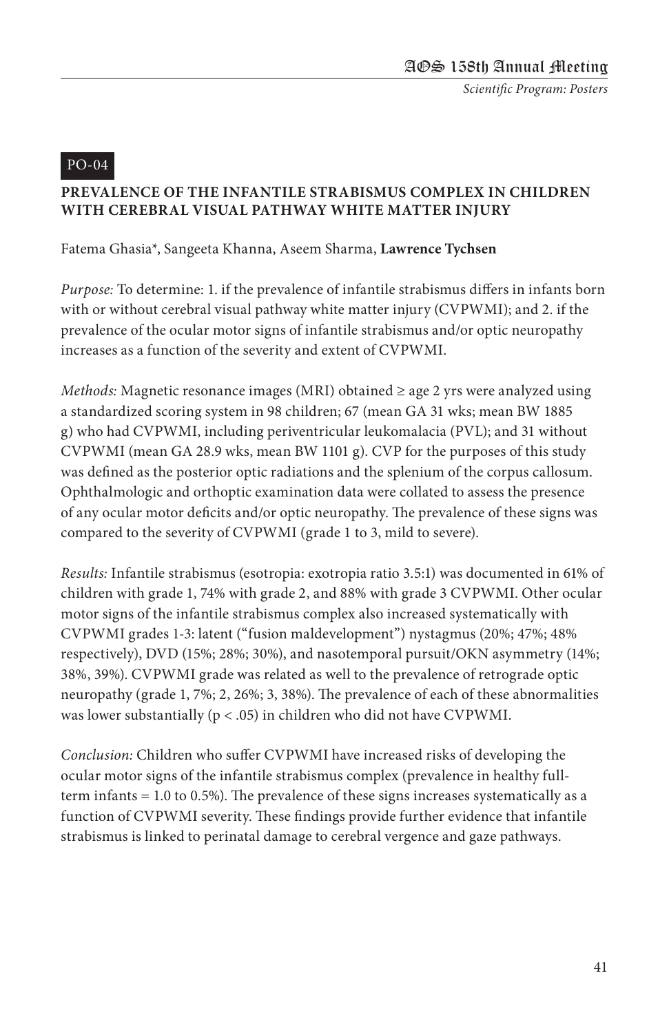PO-04

## PREVALENCE OF THE INFANTILE STRABISMUS COMPLEX IN CHILDREN WITH CEREBRAL VISUAL PATHWAY WHITE MATTER INJURY

Fatema Ghasia*, Sangeeta Khanna, Aseem Sharma, **Lawrence Tychsen**

*Purpose:* To determine: 1. if the prevalence of infantile strabismus differs in infants born with or without cerebral visual pathway white matter injury (CVPWMI); and 2. if the prevalence of the ocular motor signs of infantile strabismus and/or optic neuropathy increases as a function of the severity and extent of CVPWMI.

*Methods:* Magnetic resonance images (MRI) obtained ≥ age 2 yrs were analyzed using a standardized scoring system in 98 children; 67 (mean GA 31 wks; mean BW 1885 g) who had CVPWMI, including periventricular leukomalacia (PVL); and 31 without CVPWMI (mean GA 28.9 wks, mean BW 1101 g). CVP for the purposes of this study was defined as the posterior optic radiations and the splenium of the corpus callosum. Ophthalmologic and orthoptic examination data were collated to assess the presence of any ocular motor deficits and/or optic neuropathy. The prevalence of these signs was compared to the severity of CVPWMI (grade 1 to 3, mild to severe).

*Results:* Infantile strabismus (esotropia: exotropia ratio 3.5:1) was documented in 61% of children with grade 1, 74% with grade 2, and 88% with grade 3 CVPWMI. Other ocular motor signs of the infantile strabismus complex also increased systematically with CVPWMI grades 1-3: latent ("fusion maldevelopment") nystagmus (20%; 47%; 48% respectively), DVD (15%; 28%; 30%), and nasotemporal pursuit/OKN asymmetry (14%; 38%, 39%). CVPWMI grade was related as well to the prevalence of retrograde optic neuropathy (grade 1, 7%; 2, 26%; 3, 38%). The prevalence of each of these abnormalities was lower substantially ($p < .05$) in children who did not have CVPWMI.

*Conclusion:* Children who suffer CVPWMI have increased risks of developing the ocular motor signs of the infantile strabismus complex (prevalence in healthy full-term infants = 1.0 to 0.5%). The prevalence of these signs increases systematically as a function of CVPWMI severity. These findings provide further evidence that infantile strabismus is linked to perinatal damage to cerebral vergence and gaze pathways.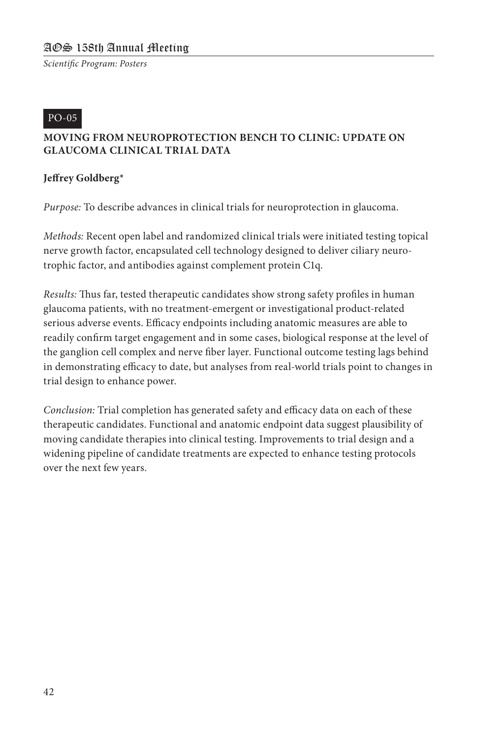PO-05

## MOVING FROM NEUROPROTECTION BENCH TO CLINIC: UPDATE ON GLAUCOMA CLINICAL TRIAL DATA

**Jeffrey Goldberg***

*Purpose:* To describe advances in clinical trials for neuroprotection in glaucoma.

*Methods:* Recent open label and randomized clinical trials were initiated testing topical nerve growth factor, encapsulated cell technology designed to deliver ciliary neurotrophic factor, and antibodies against complement protein C1q.

*Results:* Thus far, tested therapeutic candidates show strong safety profiles in human glaucoma patients, with no treatment-emergent or investigational product-related serious adverse events. Efficacy endpoints including anatomic measures are able to readily confirm target engagement and in some cases, biological response at the level of the ganglion cell complex and nerve fiber layer. Functional outcome testing lags behind in demonstrating efficacy to date, but analyses from real-world trials point to changes in trial design to enhance power.

*Conclusion:* Trial completion has generated safety and efficacy data on each of these therapeutic candidates. Functional and anatomic endpoint data suggest plausibility of moving candidate therapies into clinical testing. Improvements to trial design and a widening pipeline of candidate treatments are expected to enhance testing protocols over the next few years.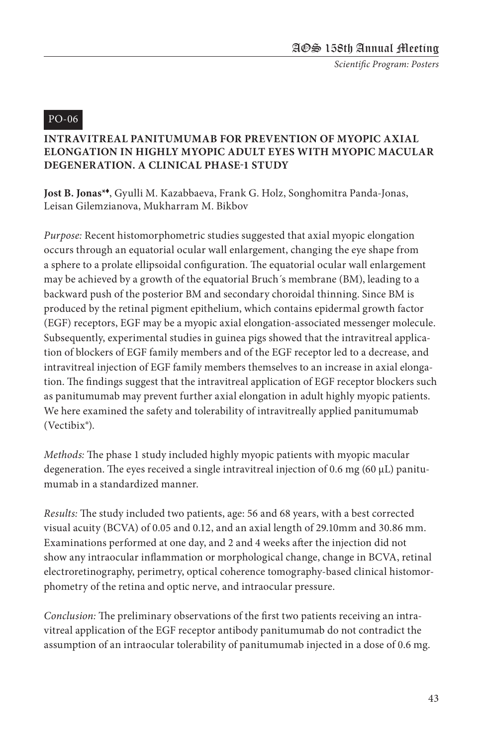PO-06

## INTRAVITREAL PANITUMUMAB FOR PREVENTION OF MYOPIC AXIAL ELONGATION IN HIGHLY MYOPIC ADULT EYES WITH MYOPIC MACULAR DEGENERATION. A CLINICAL PHASE-1 STUDY

**Jost B. Jonas*♦**, Gyulli M. Kazabbaeva, Frank G. Holz, Songhomitra Panda-Jonas, Leisan Gilemzianova, Mukharram M. Bikbov

*Purpose:* Recent histomorphometric studies suggested that axial myopic elongation occurs through an equatorial ocular wall enlargement, changing the eye shape from a sphere to a prolate ellipsoidal configuration. The equatorial ocular wall enlargement may be achieved by a growth of the equatorial Bruch´s membrane (BM), leading to a backward push of the posterior BM and secondary choroidal thinning. Since BM is produced by the retinal pigment epithelium, which contains epidermal growth factor (EGF) receptors, EGF may be a myopic axial elongation-associated messenger molecule. Subsequently, experimental studies in guinea pigs showed that the intravitreal application of blockers of EGF family members and of the EGF receptor led to a decrease, and intravitreal injection of EGF family members themselves to an increase in axial elongation. The findings suggest that the intravitreal application of EGF receptor blockers such as panitumumab may prevent further axial elongation in adult highly myopic patients. We here examined the safety and tolerability of intravitreally applied panitumumab (Vectibix®).

*Methods:* The phase 1 study included highly myopic patients with myopic macular degeneration. The eyes received a single intravitreal injection of 0.6 mg (60 μL) panitumumab in a standardized manner.

*Results:* The study included two patients, age: 56 and 68 years, with a best corrected visual acuity (BCVA) of 0.05 and 0.12, and an axial length of 29.10mm and 30.86 mm. Examinations performed at one day, and 2 and 4 weeks after the injection did not show any intraocular inflammation or morphological change, change in BCVA, retinal electroretinography, perimetry, optical coherence tomography-based clinical histomorphometry of the retina and optic nerve, and intraocular pressure.

*Conclusion:* The preliminary observations of the first two patients receiving an intravitreal application of the EGF receptor antibody panitumumab do not contradict the assumption of an intraocular tolerability of panitumumab injected in a dose of 0.6 mg.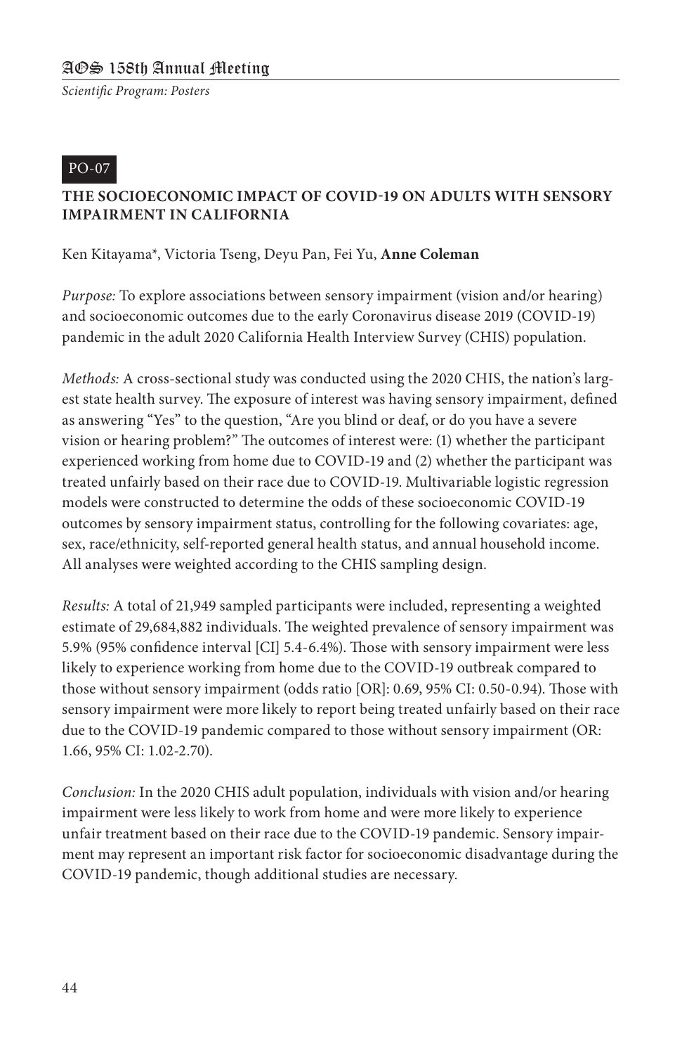PO-07

## THE SOCIOECONOMIC IMPACT OF COVID-19 ON ADULTS WITH SENSORY IMPAIRMENT IN CALIFORNIA

Ken Kitayama*, Victoria Tseng, Deyu Pan, Fei Yu, **Anne Coleman**

*Purpose:* To explore associations between sensory impairment (vision and/or hearing) and socioeconomic outcomes due to the early Coronavirus disease 2019 (COVID-19) pandemic in the adult 2020 California Health Interview Survey (CHIS) population.

*Methods:* A cross-sectional study was conducted using the 2020 CHIS, the nation's largest state health survey. The exposure of interest was having sensory impairment, defined as answering "Yes" to the question, "Are you blind or deaf, or do you have a severe vision or hearing problem?" The outcomes of interest were: (1) whether the participant experienced working from home due to COVID-19 and (2) whether the participant was treated unfairly based on their race due to COVID-19. Multivariable logistic regression models were constructed to determine the odds of these socioeconomic COVID-19 outcomes by sensory impairment status, controlling for the following covariates: age, sex, race/ethnicity, self-reported general health status, and annual household income. All analyses were weighted according to the CHIS sampling design.

*Results:* A total of 21,949 sampled participants were included, representing a weighted estimate of 29,684,882 individuals. The weighted prevalence of sensory impairment was 5.9% (95% confidence interval [CI] 5.4-6.4%). Those with sensory impairment were less likely to experience working from home due to the COVID-19 outbreak compared to those without sensory impairment (odds ratio [OR]: 0.69, 95% CI: 0.50-0.94). Those with sensory impairment were more likely to report being treated unfairly based on their race due to the COVID-19 pandemic compared to those without sensory impairment (OR: 1.66, 95% CI: 1.02-2.70).

*Conclusion:* In the 2020 CHIS adult population, individuals with vision and/or hearing impairment were less likely to work from home and were more likely to experience unfair treatment based on their race due to the COVID-19 pandemic. Sensory impairment may represent an important risk factor for socioeconomic disadvantage during the COVID-19 pandemic, though additional studies are necessary.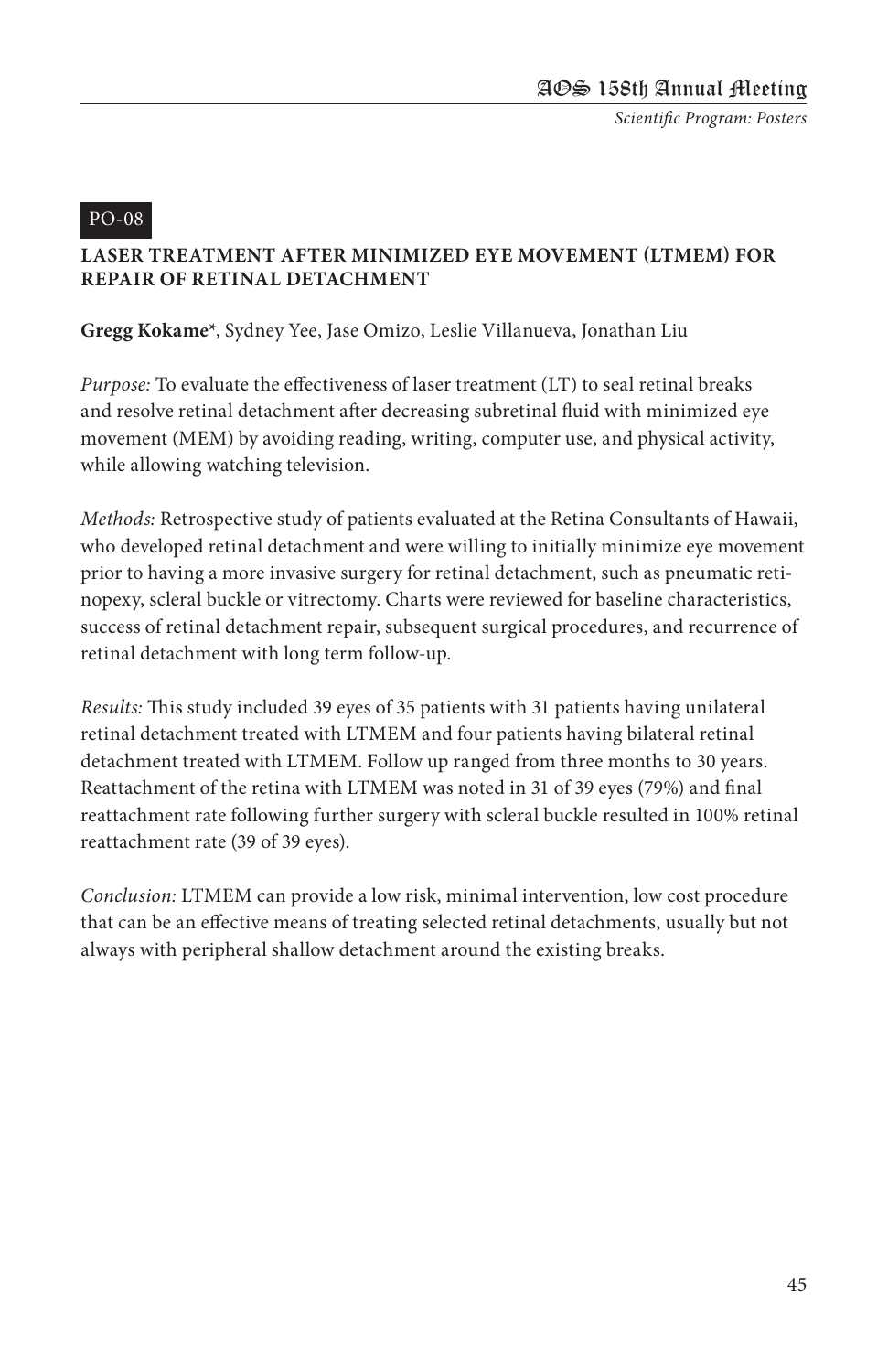PO-08

## LASER TREATMENT AFTER MINIMIZED EYE MOVEMENT (LTMEM) FOR REPAIR OF RETINAL DETACHMENT

**Gregg Kokame***, Sydney Yee, Jase Omizo, Leslie Villanueva, Jonathan Liu

*Purpose:* To evaluate the effectiveness of laser treatment (LT) to seal retinal breaks and resolve retinal detachment after decreasing subretinal fluid with minimized eye movement (MEM) by avoiding reading, writing, computer use, and physical activity, while allowing watching television.

*Methods:* Retrospective study of patients evaluated at the Retina Consultants of Hawaii, who developed retinal detachment and were willing to initially minimize eye movement prior to having a more invasive surgery for retinal detachment, such as pneumatic retinopexy, scleral buckle or vitrectomy. Charts were reviewed for baseline characteristics, success of retinal detachment repair, subsequent surgical procedures, and recurrence of retinal detachment with long term follow-up.

*Results:* This study included 39 eyes of 35 patients with 31 patients having unilateral retinal detachment treated with LTMEM and four patients having bilateral retinal detachment treated with LTMEM. Follow up ranged from three months to 30 years. Reattachment of the retina with LTMEM was noted in 31 of 39 eyes (79%) and final reattachment rate following further surgery with scleral buckle resulted in 100% retinal reattachment rate (39 of 39 eyes).

*Conclusion:* LTMEM can provide a low risk, minimal intervention, low cost procedure that can be an effective means of treating selected retinal detachments, usually but not always with peripheral shallow detachment around the existing breaks.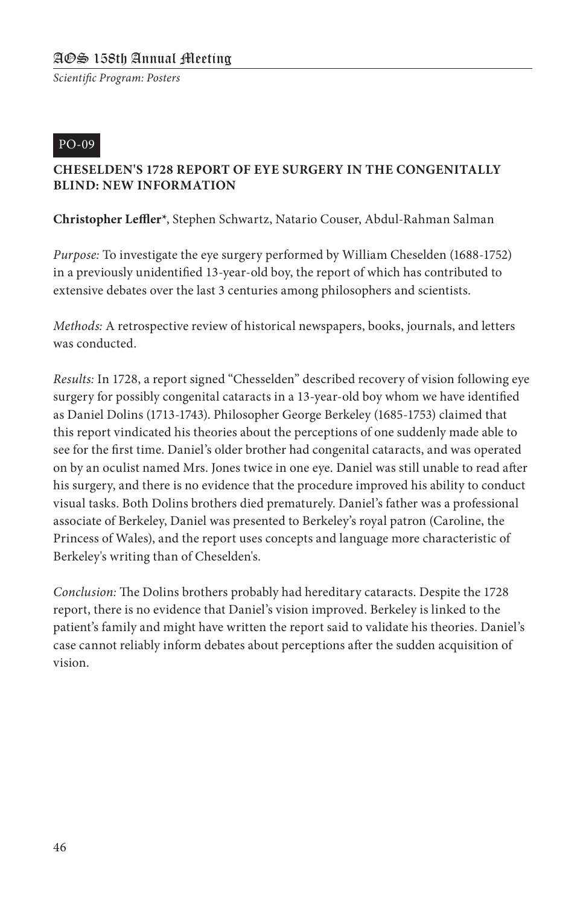PO-09

### CHESELDEN'S 1728 REPORT OF EYE SURGERY IN THE CONGENITALLY BLIND: NEW INFORMATION

**Christopher Leffler***, Stephen Schwartz, Natario Couser, Abdul-Rahman Salman

*Purpose:* To investigate the eye surgery performed by William Cheselden (1688-1752) in a previously unidentified 13-year-old boy, the report of which has contributed to extensive debates over the last 3 centuries among philosophers and scientists.

*Methods:* A retrospective review of historical newspapers, books, journals, and letters was conducted.

*Results:* In 1728, a report signed "Chesselden" described recovery of vision following eye surgery for possibly congenital cataracts in a 13-year-old boy whom we have identified as Daniel Dolins (1713-1743). Philosopher George Berkeley (1685-1753) claimed that this report vindicated his theories about the perceptions of one suddenly made able to see for the first time. Daniel's older brother had congenital cataracts, and was operated on by an oculist named Mrs. Jones twice in one eye. Daniel was still unable to read after his surgery, and there is no evidence that the procedure improved his ability to conduct visual tasks. Both Dolins brothers died prematurely. Daniel's father was a professional associate of Berkeley, Daniel was presented to Berkeley's royal patron (Caroline, the Princess of Wales), and the report uses concepts and language more characteristic of Berkeley's writing than of Cheselden's.

*Conclusion:* The Dolins brothers probably had hereditary cataracts. Despite the 1728 report, there is no evidence that Daniel's vision improved. Berkeley is linked to the patient's family and might have written the report said to validate his theories. Daniel's case cannot reliably inform debates about perceptions after the sudden acquisition of vision.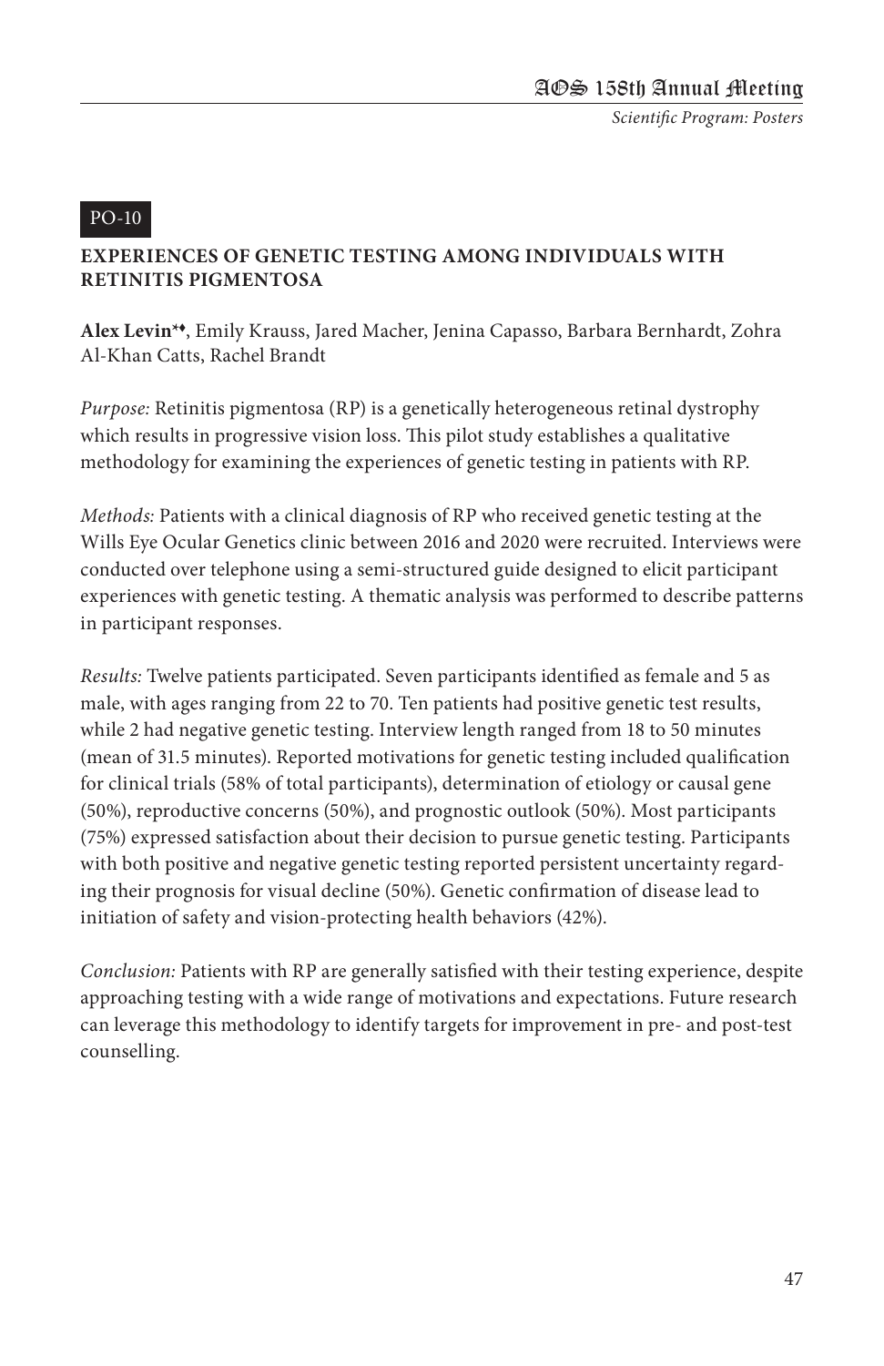PO-10

## EXPERIENCES OF GENETIC TESTING AMONG INDIVIDUALS WITH RETINITIS PIGMENTOSA

**Alex Levin*♦**, Emily Krauss, Jared Macher, Jenina Capasso, Barbara Bernhardt, Zohra Al-Khan Catts, Rachel Brandt

*Purpose:* Retinitis pigmentosa (RP) is a genetically heterogeneous retinal dystrophy which results in progressive vision loss. This pilot study establishes a qualitative methodology for examining the experiences of genetic testing in patients with RP.

*Methods:* Patients with a clinical diagnosis of RP who received genetic testing at the Wills Eye Ocular Genetics clinic between 2016 and 2020 were recruited. Interviews were conducted over telephone using a semi-structured guide designed to elicit participant experiences with genetic testing. A thematic analysis was performed to describe patterns in participant responses.

*Results:* Twelve patients participated. Seven participants identified as female and 5 as male, with ages ranging from 22 to 70. Ten patients had positive genetic test results, while 2 had negative genetic testing. Interview length ranged from 18 to 50 minutes (mean of 31.5 minutes). Reported motivations for genetic testing included qualification for clinical trials (58% of total participants), determination of etiology or causal gene (50%), reproductive concerns (50%), and prognostic outlook (50%). Most participants (75%) expressed satisfaction about their decision to pursue genetic testing. Participants with both positive and negative genetic testing reported persistent uncertainty regarding their prognosis for visual decline (50%). Genetic confirmation of disease lead to initiation of safety and vision-protecting health behaviors (42%).

*Conclusion:* Patients with RP are generally satisfied with their testing experience, despite approaching testing with a wide range of motivations and expectations. Future research can leverage this methodology to identify targets for improvement in pre- and post-test counselling.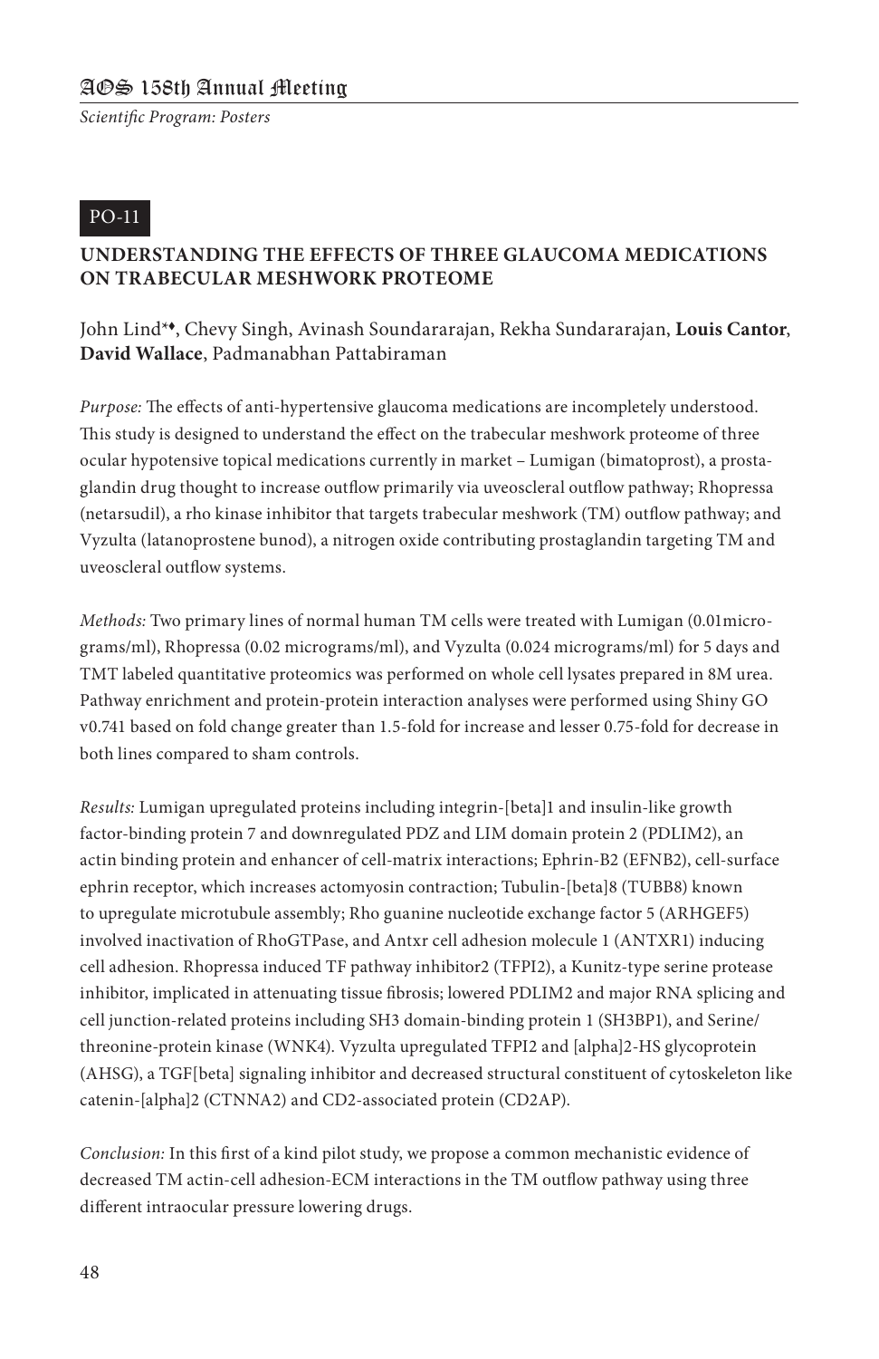PO-11

## UNDERSTANDING THE EFFECTS OF THREE GLAUCOMA MEDICATIONS ON TRABECULAR MESHWORK PROTEOME

John Lind*♦, Chevy Singh, Avinash Soundararajan, Rekha Sundararajan, **Louis Cantor**, **David Wallace**, Padmanabhan Pattabiraman

*Purpose:* The effects of anti-hypertensive glaucoma medications are incompletely understood. This study is designed to understand the effect on the trabecular meshwork proteome of three ocular hypotensive topical medications currently in market – Lumigan (bimatoprost), a prostaglandin drug thought to increase outflow primarily via uveoscleral outflow pathway; Rhopressa (netarsudil), a rho kinase inhibitor that targets trabecular meshwork (TM) outflow pathway; and Vyzulta (latanoprostene bunod), a nitrogen oxide contributing prostaglandin targeting TM and uveoscleral outflow systems.

*Methods:* Two primary lines of normal human TM cells were treated with Lumigan (0.01micrograms/ml), Rhopressa (0.02 micrograms/ml), and Vyzulta (0.024 micrograms/ml) for 5 days and TMT labeled quantitative proteomics was performed on whole cell lysates prepared in 8M urea. Pathway enrichment and protein-protein interaction analyses were performed using Shiny GO v0.741 based on fold change greater than 1.5-fold for increase and lesser 0.75-fold for decrease in both lines compared to sham controls.

*Results:* Lumigan upregulated proteins including integrin-[beta]1 and insulin-like growth factor-binding protein 7 and downregulated PDZ and LIM domain protein 2 (PDLIM2), an actin binding protein and enhancer of cell-matrix interactions; Ephrin-B2 (EFNB2), cell-surface ephrin receptor, which increases actomyosin contraction; Tubulin-[beta]8 (TUBB8) known to upregulate microtubule assembly; Rho guanine nucleotide exchange factor 5 (ARHGEF5) involved inactivation of RhoGTPase, and Antxr cell adhesion molecule 1 (ANTXR1) inducing cell adhesion. Rhopressa induced TF pathway inhibitor2 (TFPI2), a Kunitz-type serine protease inhibitor, implicated in attenuating tissue fibrosis; lowered PDLIM2 and major RNA splicing and cell junction-related proteins including SH3 domain-binding protein 1 (SH3BP1), and Serine/threonine-protein kinase (WNK4). Vyzulta upregulated TFPI2 and [alpha]2-HS glycoprotein (AHSG), a TGF[beta] signaling inhibitor and decreased structural constituent of cytoskeleton like catenin-[alpha]2 (CTNNA2) and CD2-associated protein (CD2AP).

*Conclusion:* In this first of a kind pilot study, we propose a common mechanistic evidence of decreased TM actin-cell adhesion-ECM interactions in the TM outflow pathway using three different intraocular pressure lowering drugs.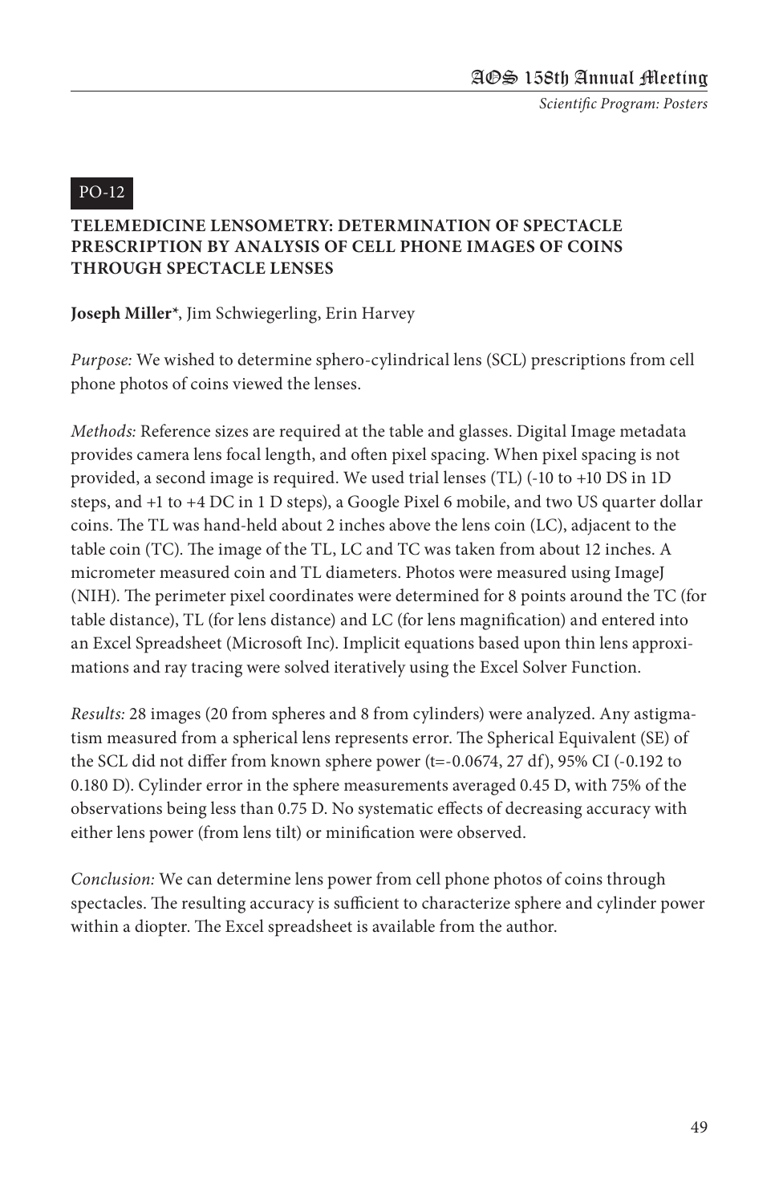PO-12

### TELEMEDICINE LENSOMETRY: DETERMINATION OF SPECTACLE PRESCRIPTION BY ANALYSIS OF CELL PHONE IMAGES OF COINS THROUGH SPECTACLE LENSES

**Joseph Miller***, Jim Schwiegerling, Erin Harvey

*Purpose:* We wished to determine sphero-cylindrical lens (SCL) prescriptions from cell phone photos of coins viewed the lenses.

*Methods:* Reference sizes are required at the table and glasses. Digital Image metadata provides camera lens focal length, and often pixel spacing. When pixel spacing is not provided, a second image is required. We used trial lenses (TL) (-10 to +10 DS in 1D steps, and +1 to +4 DC in 1 D steps), a Google Pixel 6 mobile, and two US quarter dollar coins. The TL was hand-held about 2 inches above the lens coin (LC), adjacent to the table coin (TC). The image of the TL, LC and TC was taken from about 12 inches. A micrometer measured coin and TL diameters. Photos were measured using ImageJ (NIH). The perimeter pixel coordinates were determined for 8 points around the TC (for table distance), TL (for lens distance) and LC (for lens magnification) and entered into an Excel Spreadsheet (Microsoft Inc). Implicit equations based upon thin lens approximations and ray tracing were solved iteratively using the Excel Solver Function.

*Results:* 28 images (20 from spheres and 8 from cylinders) were analyzed. Any astigmatism measured from a spherical lens represents error. The Spherical Equivalent (SE) of the SCL did not differ from known sphere power (t=-0.0674, 27 df), 95% CI (-0.192 to 0.180 D). Cylinder error in the sphere measurements averaged 0.45 D, with 75% of the observations being less than 0.75 D. No systematic effects of decreasing accuracy with either lens power (from lens tilt) or minification were observed.

*Conclusion:* We can determine lens power from cell phone photos of coins through spectacles. The resulting accuracy is sufficient to characterize sphere and cylinder power within a diopter. The Excel spreadsheet is available from the author.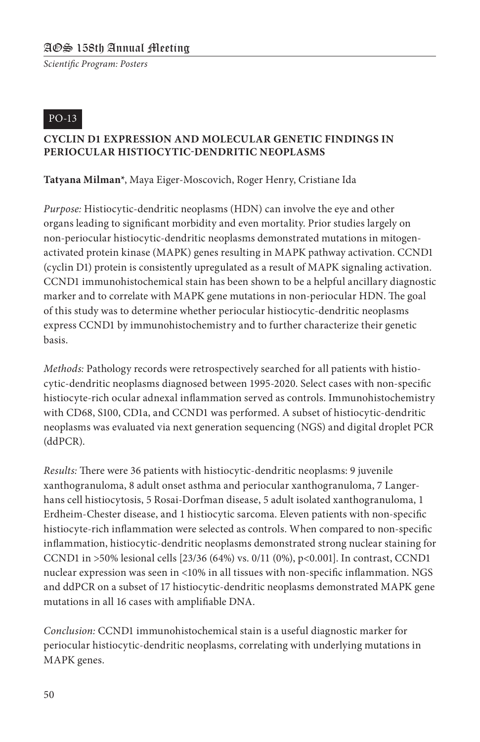PO-13

## CYCLIN D1 EXPRESSION AND MOLECULAR GENETIC FINDINGS IN PERIOCULAR HISTIOCYTIC-DENDRITIC NEOPLASMS

**Tatyana Milman***, Maya Eiger-Moscovich, Roger Henry, Cristiane Ida

*Purpose:* Histiocytic-dendritic neoplasms (HDN) can involve the eye and other organs leading to significant morbidity and even mortality. Prior studies largely on non-periocular histiocytic-dendritic neoplasms demonstrated mutations in mitogen-activated protein kinase (MAPK) genes resulting in MAPK pathway activation. CCND1 (cyclin D1) protein is consistently upregulated as a result of MAPK signaling activation. CCND1 immunohistochemical stain has been shown to be a helpful ancillary diagnostic marker and to correlate with MAPK gene mutations in non-periocular HDN. The goal of this study was to determine whether periocular histiocytic-dendritic neoplasms express CCND1 by immunohistochemistry and to further characterize their genetic basis.

*Methods:* Pathology records were retrospectively searched for all patients with histiocytic-dendritic neoplasms diagnosed between 1995-2020. Select cases with non-specific histiocyte-rich ocular adnexal inflammation served as controls. Immunohistochemistry with CD68, S100, CD1a, and CCND1 was performed. A subset of histiocytic-dendritic neoplasms was evaluated via next generation sequencing (NGS) and digital droplet PCR (ddPCR).

*Results:* There were 36 patients with histiocytic-dendritic neoplasms: 9 juvenile xanthogranuloma, 8 adult onset asthma and periocular xanthogranuloma, 7 Langerhans cell histiocytosis, 5 Rosai-Dorfman disease, 5 adult isolated xanthogranuloma, 1 Erdheim-Chester disease, and 1 histiocytic sarcoma. Eleven patients with non-specific histiocyte-rich inflammation were selected as controls. When compared to non-specific inflammation, histiocytic-dendritic neoplasms demonstrated strong nuclear staining for CCND1 in >50% lesional cells [23/36 (64%) vs. 0/11 (0%), $p<0.001$]. In contrast, CCND1 nuclear expression was seen in <10% in all tissues with non-specific inflammation. NGS and ddPCR on a subset of 17 histiocytic-dendritic neoplasms demonstrated MAPK gene mutations in all 16 cases with amplifiable DNA.

*Conclusion:* CCND1 immunohistochemical stain is a useful diagnostic marker for periocular histiocytic-dendritic neoplasms, correlating with underlying mutations in MAPK genes.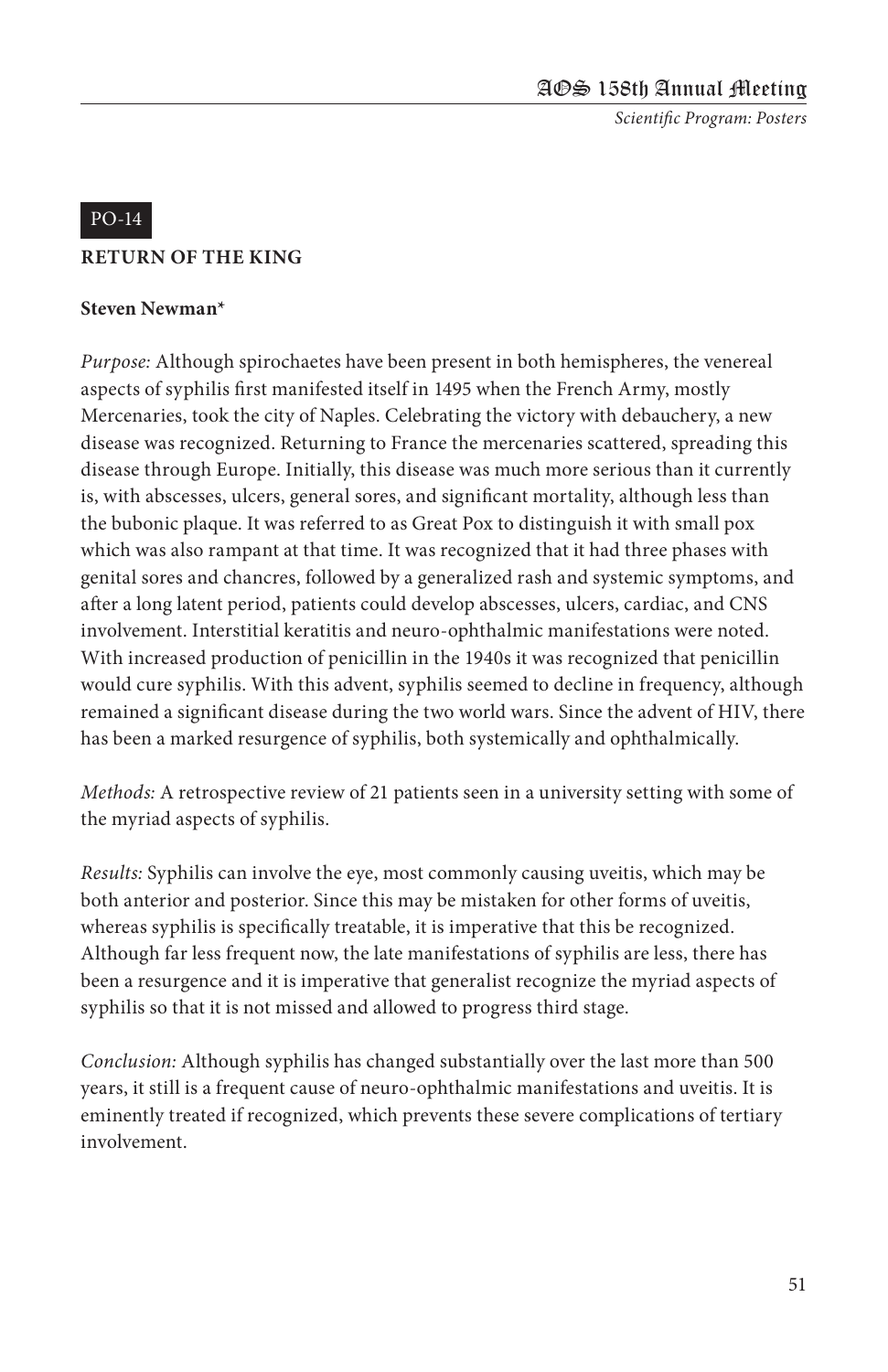PO-14

## RETURN OF THE KING

**Steven Newman***

*Purpose:* Although spirochaetes have been present in both hemispheres, the venereal aspects of syphilis first manifested itself in 1495 when the French Army, mostly Mercenaries, took the city of Naples. Celebrating the victory with debauchery, a new disease was recognized. Returning to France the mercenaries scattered, spreading this disease through Europe. Initially, this disease was much more serious than it currently is, with abscesses, ulcers, general sores, and significant mortality, although less than the bubonic plaque. It was referred to as Great Pox to distinguish it with small pox which was also rampant at that time. It was recognized that it had three phases with genital sores and chancres, followed by a generalized rash and systemic symptoms, and after a long latent period, patients could develop abscesses, ulcers, cardiac, and CNS involvement. Interstitial keratitis and neuro-ophthalmic manifestations were noted. With increased production of penicillin in the 1940s it was recognized that penicillin would cure syphilis. With this advent, syphilis seemed to decline in frequency, although remained a significant disease during the two world wars. Since the advent of HIV, there has been a marked resurgence of syphilis, both systemically and ophthalmically.

*Methods:* A retrospective review of 21 patients seen in a university setting with some of the myriad aspects of syphilis.

*Results:* Syphilis can involve the eye, most commonly causing uveitis, which may be both anterior and posterior. Since this may be mistaken for other forms of uveitis, whereas syphilis is specifically treatable, it is imperative that this be recognized. Although far less frequent now, the late manifestations of syphilis are less, there has been a resurgence and it is imperative that generalist recognize the myriad aspects of syphilis so that it is not missed and allowed to progress third stage.

*Conclusion:* Although syphilis has changed substantially over the last more than 500 years, it still is a frequent cause of neuro-ophthalmic manifestations and uveitis. It is eminently treated if recognized, which prevents these severe complications of tertiary involvement.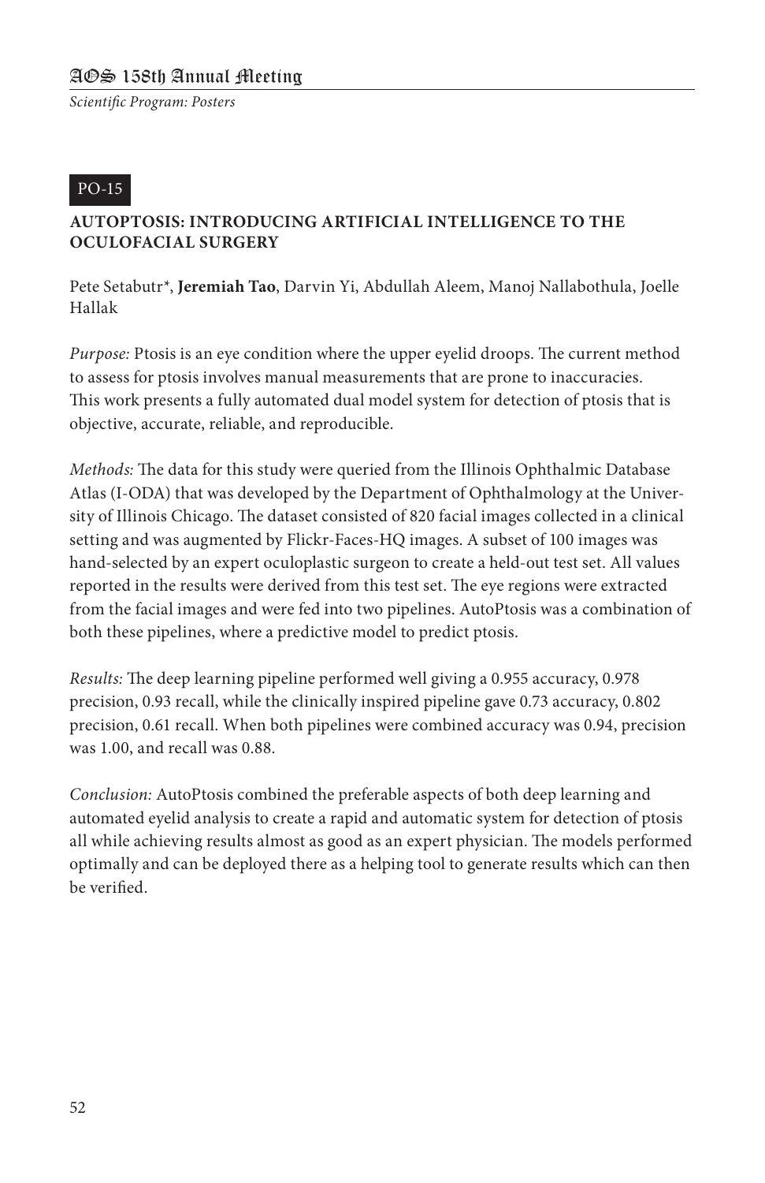PO-15

## AUTOPTOSIS: INTRODUCING ARTIFICIAL INTELLIGENCE TO THE OCULOFACIAL SURGERY

Pete Setabutr*, **Jeremiah Tao**, Darvin Yi, Abdullah Aleem, Manoj Nallabothula, Joelle Hallak

*Purpose:* Ptosis is an eye condition where the upper eyelid droops. The current method to assess for ptosis involves manual measurements that are prone to inaccuracies. This work presents a fully automated dual model system for detection of ptosis that is objective, accurate, reliable, and reproducible.

*Methods:* The data for this study were queried from the Illinois Ophthalmic Database Atlas (I-ODA) that was developed by the Department of Ophthalmology at the University of Illinois Chicago. The dataset consisted of 820 facial images collected in a clinical setting and was augmented by Flickr-Faces-HQ images. A subset of 100 images was hand-selected by an expert oculoplastic surgeon to create a held-out test set. All values reported in the results were derived from this test set. The eye regions were extracted from the facial images and were fed into two pipelines. AutoPtosis was a combination of both these pipelines, where a predictive model to predict ptosis.

*Results:* The deep learning pipeline performed well giving a 0.955 accuracy, 0.978 precision, 0.93 recall, while the clinically inspired pipeline gave 0.73 accuracy, 0.802 precision, 0.61 recall. When both pipelines were combined accuracy was 0.94, precision was 1.00, and recall was 0.88.

*Conclusion:* AutoPtosis combined the preferable aspects of both deep learning and automated eyelid analysis to create a rapid and automatic system for detection of ptosis all while achieving results almost as good as an expert physician. The models performed optimally and can be deployed there as a helping tool to generate results which can then be verified.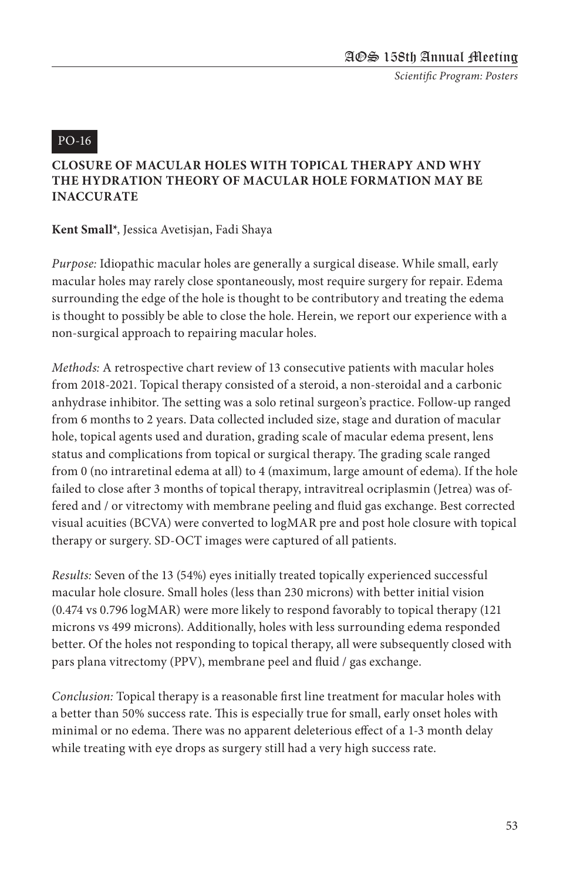PO-16

## CLOSURE OF MACULAR HOLES WITH TOPICAL THERAPY AND WHY THE HYDRATION THEORY OF MACULAR HOLE FORMATION MAY BE INACCURATE

**Kent Small***, Jessica Avetisjan, Fadi Shaya

*Purpose:* Idiopathic macular holes are generally a surgical disease. While small, early macular holes may rarely close spontaneously, most require surgery for repair. Edema surrounding the edge of the hole is thought to be contributory and treating the edema is thought to possibly be able to close the hole. Herein, we report our experience with a non-surgical approach to repairing macular holes.

*Methods:* A retrospective chart review of 13 consecutive patients with macular holes from 2018-2021. Topical therapy consisted of a steroid, a non-steroidal and a carbonic anhydrase inhibitor. The setting was a solo retinal surgeon's practice. Follow-up ranged from 6 months to 2 years. Data collected included size, stage and duration of macular hole, topical agents used and duration, grading scale of macular edema present, lens status and complications from topical or surgical therapy. The grading scale ranged from 0 (no intraretinal edema at all) to 4 (maximum, large amount of edema). If the hole failed to close after 3 months of topical therapy, intravitreal ocriplasmin (Jetrea) was offered and / or vitrectomy with membrane peeling and fluid gas exchange. Best corrected visual acuities (BCVA) were converted to logMAR pre and post hole closure with topical therapy or surgery. SD-OCT images were captured of all patients.

*Results:* Seven of the 13 (54%) eyes initially treated topically experienced successful macular hole closure. Small holes (less than 230 microns) with better initial vision (0.474 vs 0.796 logMAR) were more likely to respond favorably to topical therapy (121 microns vs 499 microns). Additionally, holes with less surrounding edema responded better. Of the holes not responding to topical therapy, all were subsequently closed with pars plana vitrectomy (PPV), membrane peel and fluid / gas exchange.

*Conclusion:* Topical therapy is a reasonable first line treatment for macular holes with a better than 50% success rate. This is especially true for small, early onset holes with minimal or no edema. There was no apparent deleterious effect of a 1-3 month delay while treating with eye drops as surgery still had a very high success rate.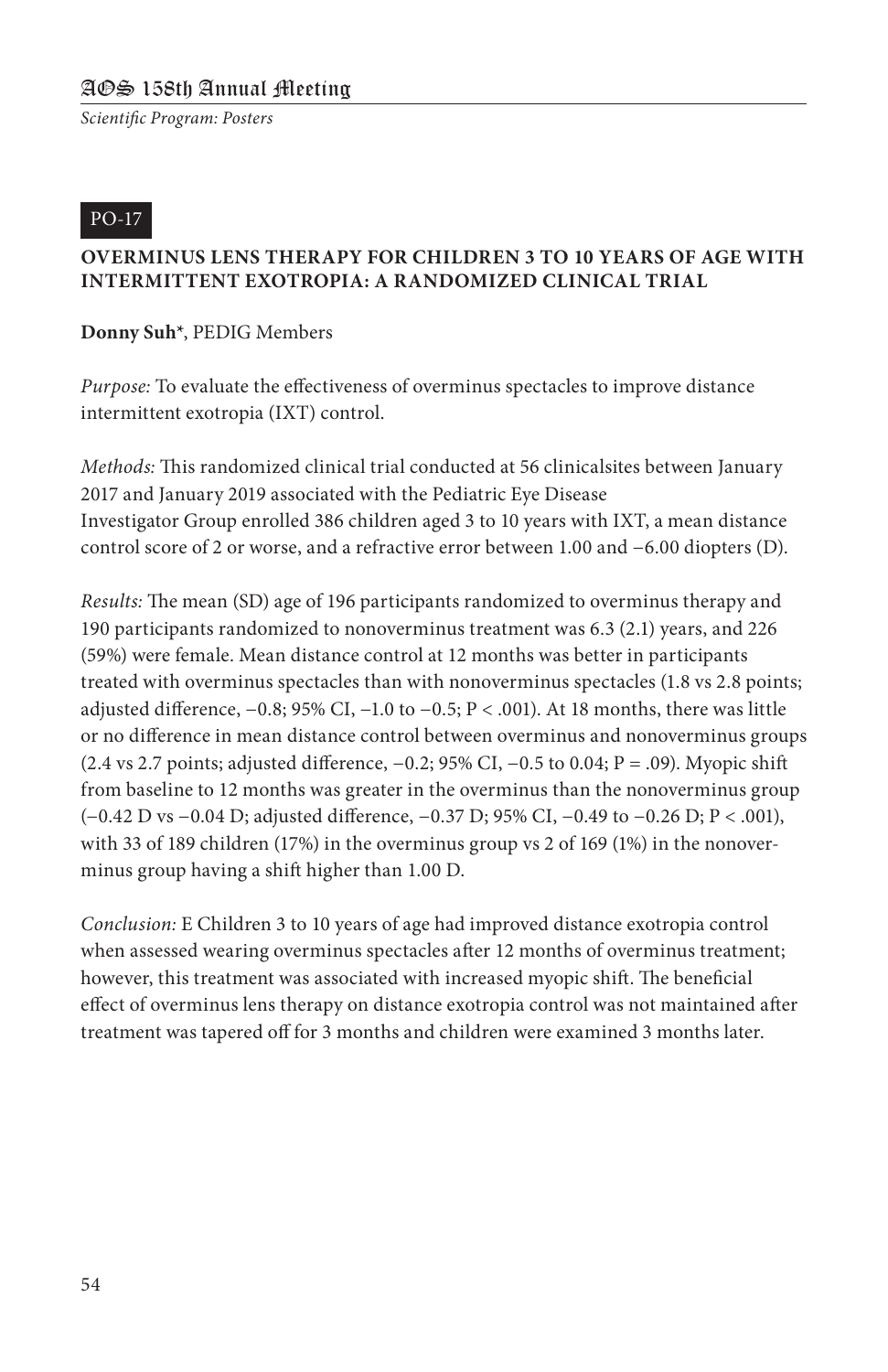PO-17

## OVERMINUS LENS THERAPY FOR CHILDREN 3 TO 10 YEARS OF AGE WITH INTERMITTENT EXOTROPIA: A RANDOMIZED CLINICAL TRIAL

**Donny Suh***, PEDIG Members

*Purpose:* To evaluate the effectiveness of overminus spectacles to improve distance intermittent exotropia (IXT) control.

*Methods:* This randomized clinical trial conducted at 56 clinicalsites between January 2017 and January 2019 associated with the Pediatric Eye Disease Investigator Group enrolled 386 children aged 3 to 10 years with IXT, a mean distance control score of 2 or worse, and a refractive error between 1.00 and −6.00 diopters (D).

*Results:* The mean (SD) age of 196 participants randomized to overminus therapy and 190 participants randomized to nonoverminus treatment was 6.3 (2.1) years, and 226 (59%) were female. Mean distance control at 12 months was better in participants treated with overminus spectacles than with nonoverminus spectacles (1.8 vs 2.8 points; adjusted difference, −0.8; 95% CI, −1.0 to −0.5; $P < .001$). At 18 months, there was little or no difference in mean distance control between overminus and nonoverminus groups (2.4 vs 2.7 points; adjusted difference, −0.2; 95% CI, −0.5 to 0.04; $P = .09$). Myopic shift from baseline to 12 months was greater in the overminus than the nonoverminus group (−0.42 D vs −0.04 D; adjusted difference, −0.37 D; 95% CI, −0.49 to −0.26 D; $P < .001$), with 33 of 189 children (17%) in the overminus group vs 2 of 169 (1%) in the nonoverminus group having a shift higher than 1.00 D.

*Conclusion:* E Children 3 to 10 years of age had improved distance exotropia control when assessed wearing overminus spectacles after 12 months of overminus treatment; however, this treatment was associated with increased myopic shift. The beneficial effect of overminus lens therapy on distance exotropia control was not maintained after treatment was tapered off for 3 months and children were examined 3 months later.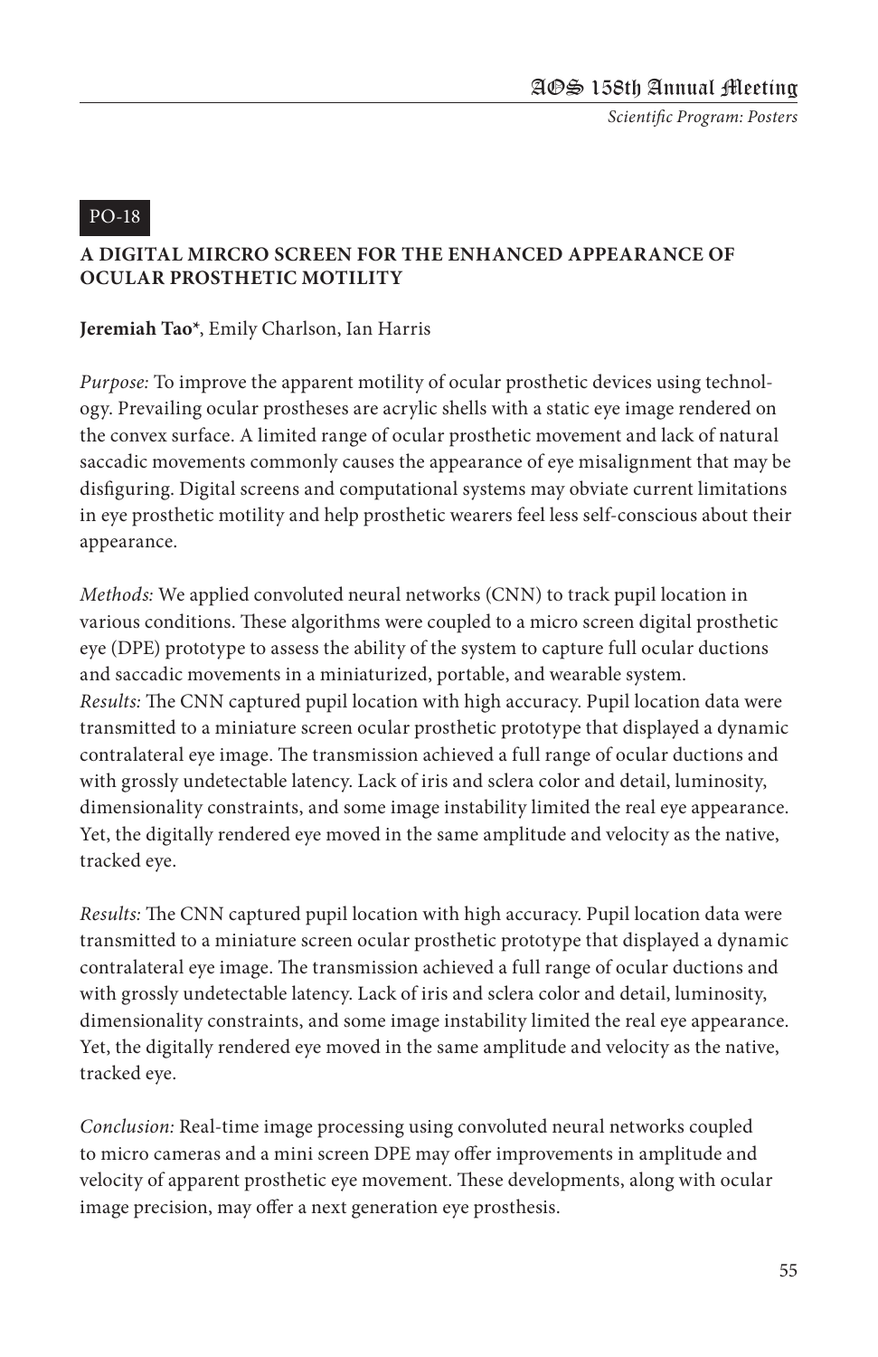PO-18

### A DIGITAL MIRCRO SCREEN FOR THE ENHANCED APPEARANCE OF OCULAR PROSTHETIC MOTILITY

**Jeremiah Tao***, Emily Charlson, Ian Harris

*Purpose:* To improve the apparent motility of ocular prosthetic devices using technology. Prevailing ocular prostheses are acrylic shells with a static eye image rendered on the convex surface. A limited range of ocular prosthetic movement and lack of natural saccadic movements commonly causes the appearance of eye misalignment that may be disfiguring. Digital screens and computational systems may obviate current limitations in eye prosthetic motility and help prosthetic wearers feel less self-conscious about their appearance.

*Methods:* We applied convoluted neural networks (CNN) to track pupil location in various conditions. These algorithms were coupled to a micro screen digital prosthetic eye (DPE) prototype to assess the ability of the system to capture full ocular ductions and saccadic movements in a miniaturized, portable, and wearable system.
*Results:* The CNN captured pupil location with high accuracy. Pupil location data were transmitted to a miniature screen ocular prosthetic prototype that displayed a dynamic contralateral eye image. The transmission achieved a full range of ocular ductions and with grossly undetectable latency. Lack of iris and sclera color and detail, luminosity, dimensionality constraints, and some image instability limited the real eye appearance. Yet, the digitally rendered eye moved in the same amplitude and velocity as the native, tracked eye.

*Results:* The CNN captured pupil location with high accuracy. Pupil location data were transmitted to a miniature screen ocular prosthetic prototype that displayed a dynamic contralateral eye image. The transmission achieved a full range of ocular ductions and with grossly undetectable latency. Lack of iris and sclera color and detail, luminosity, dimensionality constraints, and some image instability limited the real eye appearance. Yet, the digitally rendered eye moved in the same amplitude and velocity as the native, tracked eye.

*Conclusion:* Real-time image processing using convoluted neural networks coupled to micro cameras and a mini screen DPE may offer improvements in amplitude and velocity of apparent prosthetic eye movement. These developments, along with ocular image precision, may offer a next generation eye prosthesis.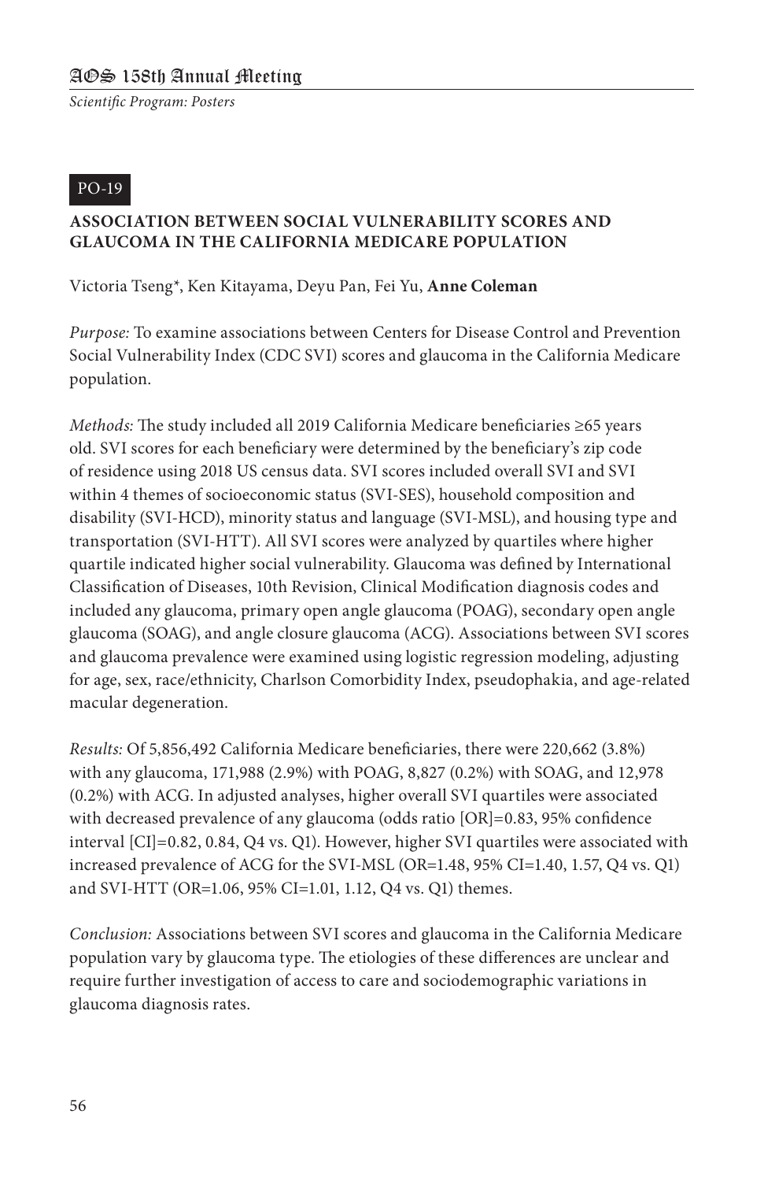PO-19

## ASSOCIATION BETWEEN SOCIAL VULNERABILITY SCORES AND GLAUCOMA IN THE CALIFORNIA MEDICARE POPULATION

Victoria Tseng*, Ken Kitayama, Deyu Pan, Fei Yu, **Anne Coleman**

*Purpose:* To examine associations between Centers for Disease Control and Prevention Social Vulnerability Index (CDC SVI) scores and glaucoma in the California Medicare population.

*Methods:* The study included all 2019 California Medicare beneficiaries ≥65 years old. SVI scores for each beneficiary were determined by the beneficiary's zip code of residence using 2018 US census data. SVI scores included overall SVI and SVI within 4 themes of socioeconomic status (SVI-SES), household composition and disability (SVI-HCD), minority status and language (SVI-MSL), and housing type and transportation (SVI-HTT). All SVI scores were analyzed by quartiles where higher quartile indicated higher social vulnerability. Glaucoma was defined by International Classification of Diseases, 10th Revision, Clinical Modification diagnosis codes and included any glaucoma, primary open angle glaucoma (POAG), secondary open angle glaucoma (SOAG), and angle closure glaucoma (ACG). Associations between SVI scores and glaucoma prevalence were examined using logistic regression modeling, adjusting for age, sex, race/ethnicity, Charlson Comorbidity Index, pseudophakia, and age-related macular degeneration.

*Results:* Of 5,856,492 California Medicare beneficiaries, there were 220,662 (3.8%) with any glaucoma, 171,988 (2.9%) with POAG, 8,827 (0.2%) with SOAG, and 12,978 (0.2%) with ACG. In adjusted analyses, higher overall SVI quartiles were associated with decreased prevalence of any glaucoma (odds ratio [OR]=0.83, 95% confidence interval [CI]=0.82, 0.84, Q4 vs. Q1). However, higher SVI quartiles were associated with increased prevalence of ACG for the SVI-MSL (OR=1.48, 95% CI=1.40, 1.57, Q4 vs. Q1) and SVI-HTT (OR=1.06, 95% CI=1.01, 1.12, Q4 vs. Q1) themes.

*Conclusion:* Associations between SVI scores and glaucoma in the California Medicare population vary by glaucoma type. The etiologies of these differences are unclear and require further investigation of access to care and sociodemographic variations in glaucoma diagnosis rates.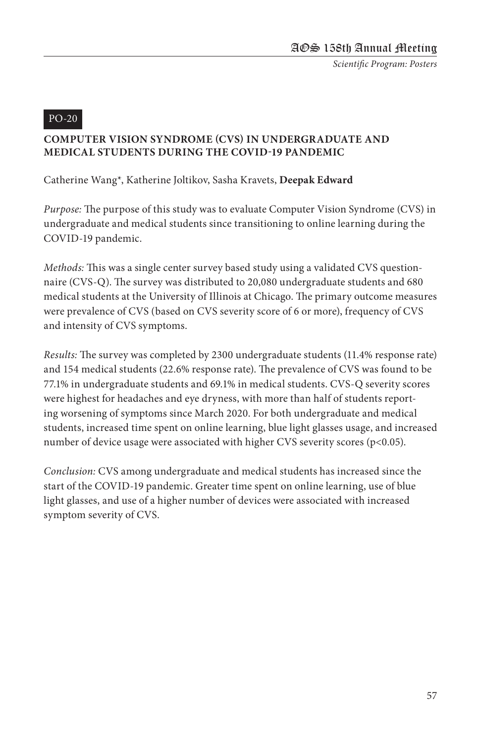PO-20

## COMPUTER VISION SYNDROME (CVS) IN UNDERGRADUATE AND MEDICAL STUDENTS DURING THE COVID-19 PANDEMIC

Catherine Wang*, Katherine Joltikov, Sasha Kravets, **Deepak Edward**

*Purpose:* The purpose of this study was to evaluate Computer Vision Syndrome (CVS) in undergraduate and medical students since transitioning to online learning during the COVID-19 pandemic.

*Methods:* This was a single center survey based study using a validated CVS questionnaire (CVS-Q). The survey was distributed to 20,080 undergraduate students and 680 medical students at the University of Illinois at Chicago. The primary outcome measures were prevalence of CVS (based on CVS severity score of 6 or more), frequency of CVS and intensity of CVS symptoms.

*Results:* The survey was completed by 2300 undergraduate students (11.4% response rate) and 154 medical students (22.6% response rate). The prevalence of CVS was found to be 77.1% in undergraduate students and 69.1% in medical students. CVS-Q severity scores were highest for headaches and eye dryness, with more than half of students reporting worsening of symptoms since March 2020. For both undergraduate and medical students, increased time spent on online learning, blue light glasses usage, and increased number of device usage were associated with higher CVS severity scores ($p<0.05$).

*Conclusion:* CVS among undergraduate and medical students has increased since the start of the COVID-19 pandemic. Greater time spent on online learning, use of blue light glasses, and use of a higher number of devices were associated with increased symptom severity of CVS.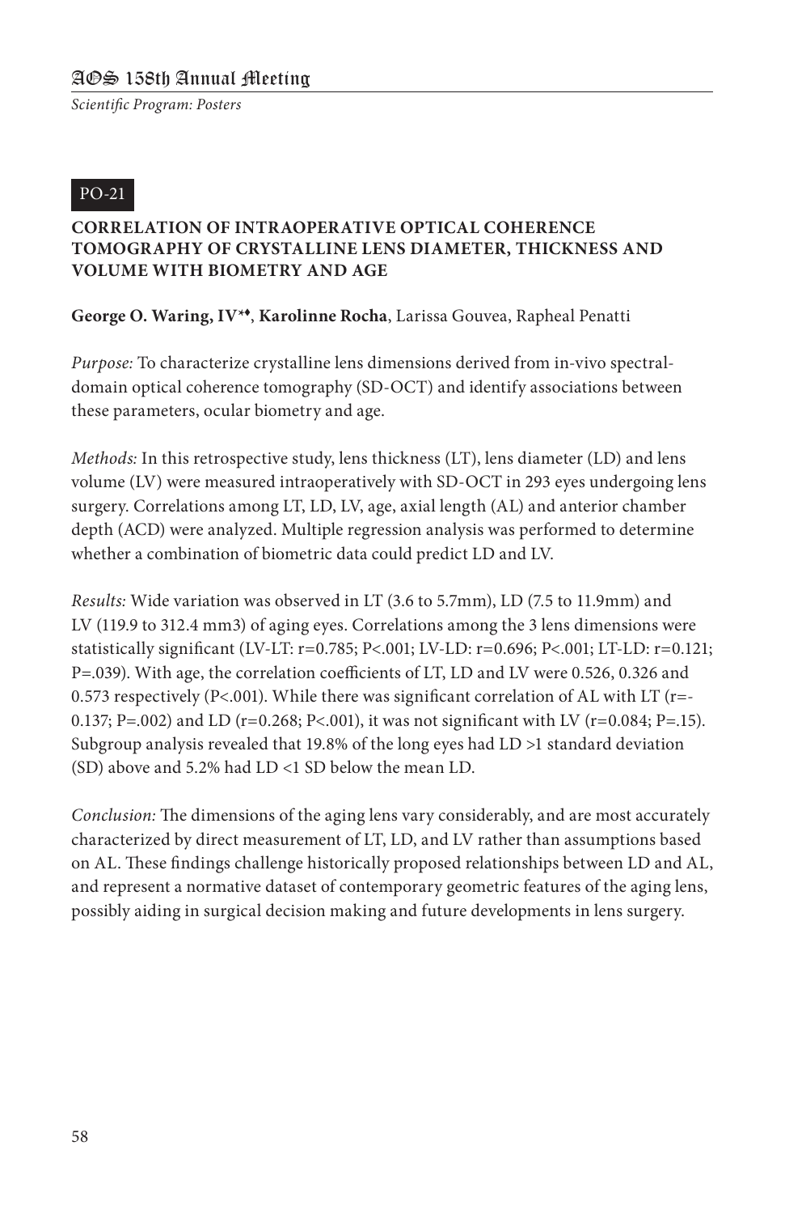PO-21

### CORRELATION OF INTRAOPERATIVE OPTICAL COHERENCE TOMOGRAPHY OF CRYSTALLINE LENS DIAMETER, THICKNESS AND VOLUME WITH BIOMETRY AND AGE

**George O. Waring, IV*♦**, **Karolinne Rocha**, Larissa Gouvea, Rapheal Penatti

*Purpose:* To characterize crystalline lens dimensions derived from in-vivo spectral-domain optical coherence tomography (SD-OCT) and identify associations between these parameters, ocular biometry and age.

*Methods:* In this retrospective study, lens thickness (LT), lens diameter (LD) and lens volume (LV) were measured intraoperatively with SD-OCT in 293 eyes undergoing lens surgery. Correlations among LT, LD, LV, age, axial length (AL) and anterior chamber depth (ACD) were analyzed. Multiple regression analysis was performed to determine whether a combination of biometric data could predict LD and LV.

*Results:* Wide variation was observed in LT (3.6 to 5.7mm), LD (7.5 to 11.9mm) and LV (119.9 to 312.4 mm3) of aging eyes. Correlations among the 3 lens dimensions were statistically significant (LV-LT: r=0.785; P<.001; LV-LD: r=0.696; P<.001; LT-LD: r=0.121; P=.039). With age, the correlation coefficients of LT, LD and LV were 0.526, 0.326 and 0.573 respectively (P<.001). While there was significant correlation of AL with LT (r=-0.137; P=.002) and LD (r=0.268; P<.001), it was not significant with LV (r=0.084; P=.15). Subgroup analysis revealed that 19.8% of the long eyes had LD >1 standard deviation (SD) above and 5.2% had LD <1 SD below the mean LD.

*Conclusion:* The dimensions of the aging lens vary considerably, and are most accurately characterized by direct measurement of LT, LD, and LV rather than assumptions based on AL. These findings challenge historically proposed relationships between LD and AL, and represent a normative dataset of contemporary geometric features of the aging lens, possibly aiding in surgical decision making and future developments in lens surgery.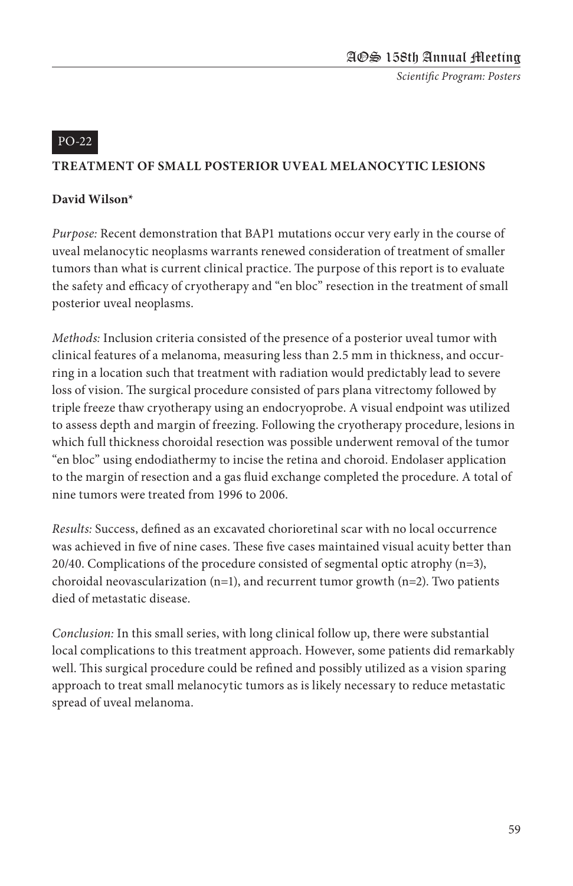PO-22

## TREATMENT OF SMALL POSTERIOR UVEAL MELANOCYTIC LESIONS

**David Wilson***

*Purpose:* Recent demonstration that BAP1 mutations occur very early in the course of uveal melanocytic neoplasms warrants renewed consideration of treatment of smaller tumors than what is current clinical practice. The purpose of this report is to evaluate the safety and efficacy of cryotherapy and "en bloc" resection in the treatment of small posterior uveal neoplasms.

*Methods:* Inclusion criteria consisted of the presence of a posterior uveal tumor with clinical features of a melanoma, measuring less than 2.5 mm in thickness, and occurring in a location such that treatment with radiation would predictably lead to severe loss of vision. The surgical procedure consisted of pars plana vitrectomy followed by triple freeze thaw cryotherapy using an endocryoprobe. A visual endpoint was utilized to assess depth and margin of freezing. Following the cryotherapy procedure, lesions in which full thickness choroidal resection was possible underwent removal of the tumor "en bloc" using endodiathermy to incise the retina and choroid. Endolaser application to the margin of resection and a gas fluid exchange completed the procedure. A total of nine tumors were treated from 1996 to 2006.

*Results:* Success, defined as an excavated chorioretinal scar with no local occurrence was achieved in five of nine cases. These five cases maintained visual acuity better than 20/40. Complications of the procedure consisted of segmental optic atrophy (n=3), choroidal neovascularization (n=1), and recurrent tumor growth (n=2). Two patients died of metastatic disease.

*Conclusion:* In this small series, with long clinical follow up, there were substantial local complications to this treatment approach. However, some patients did remarkably well. This surgical procedure could be refined and possibly utilized as a vision sparing approach to treat small melanocytic tumors as is likely necessary to reduce metastatic spread of uveal melanoma.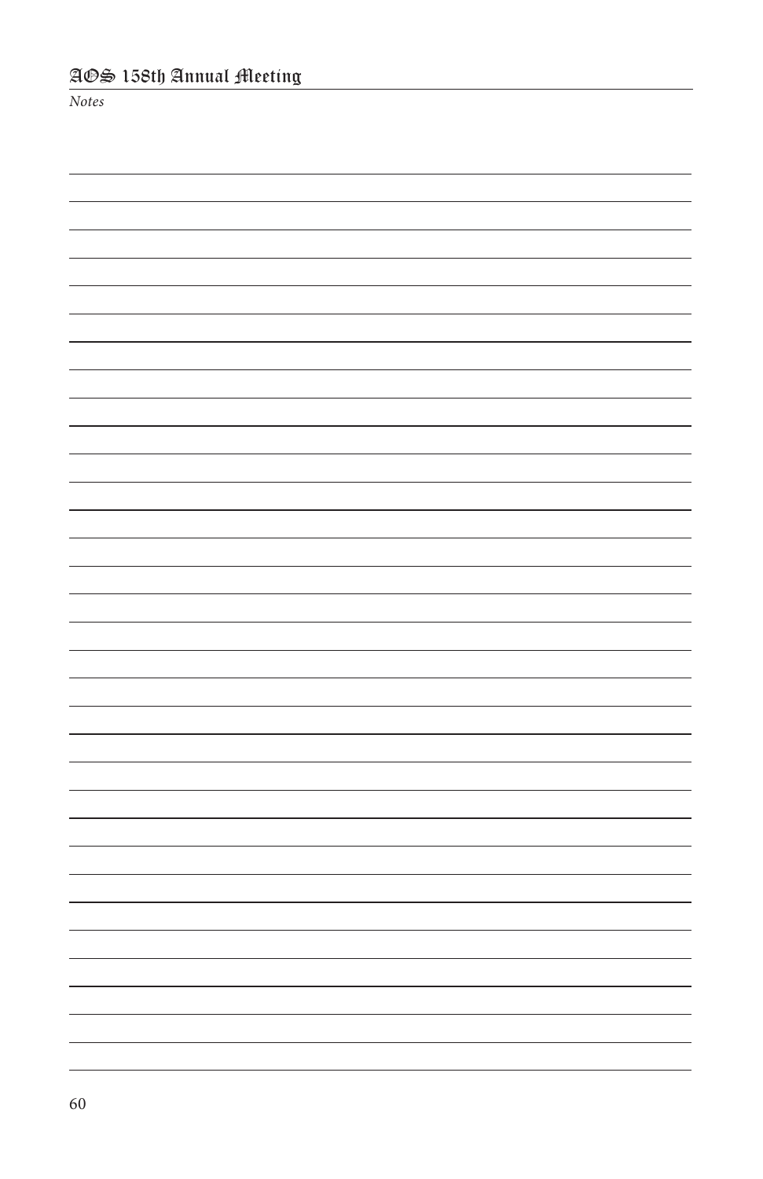*Notes*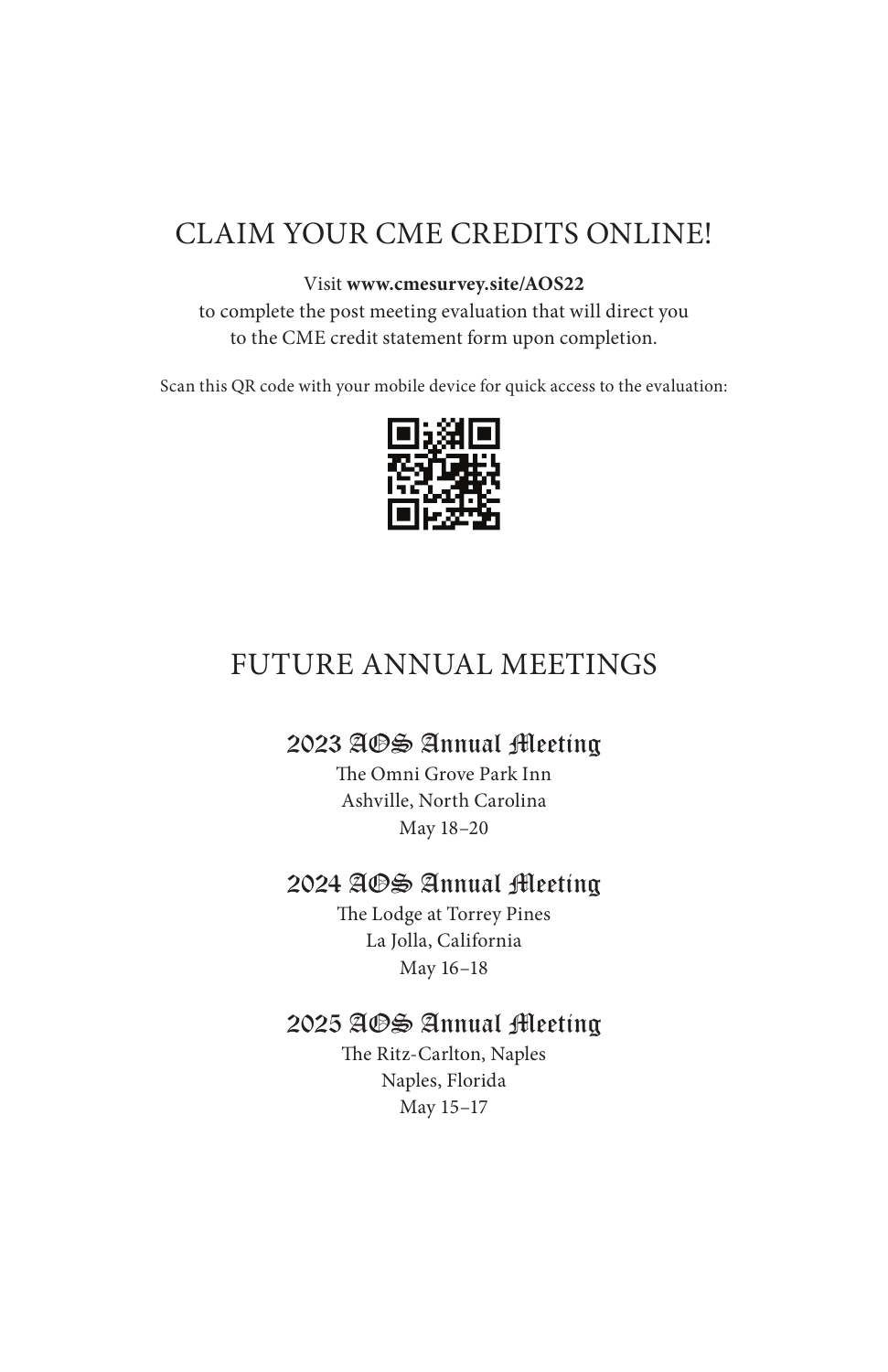## CLAIM YOUR CME CREDITS ONLINE!

Visit **www.cmesurvey.site/AOS22**
to complete the post meeting evaluation that will direct you to the CME credit statement form upon completion.

Scan this QR code with your mobile device for quick access to the evaluation:

## FUTURE ANNUAL MEETINGS

### 2023 AOS Annual Meeting

The Omni Grove Park Inn
Ashville, North Carolina
May 18–20

### 2024 AOS Annual Meeting

The Lodge at Torrey Pines
La Jolla, California
May 16–18

### 2025 AOS Annual Meeting

The Ritz-Carlton, Naples
Naples, Florida
May 15–17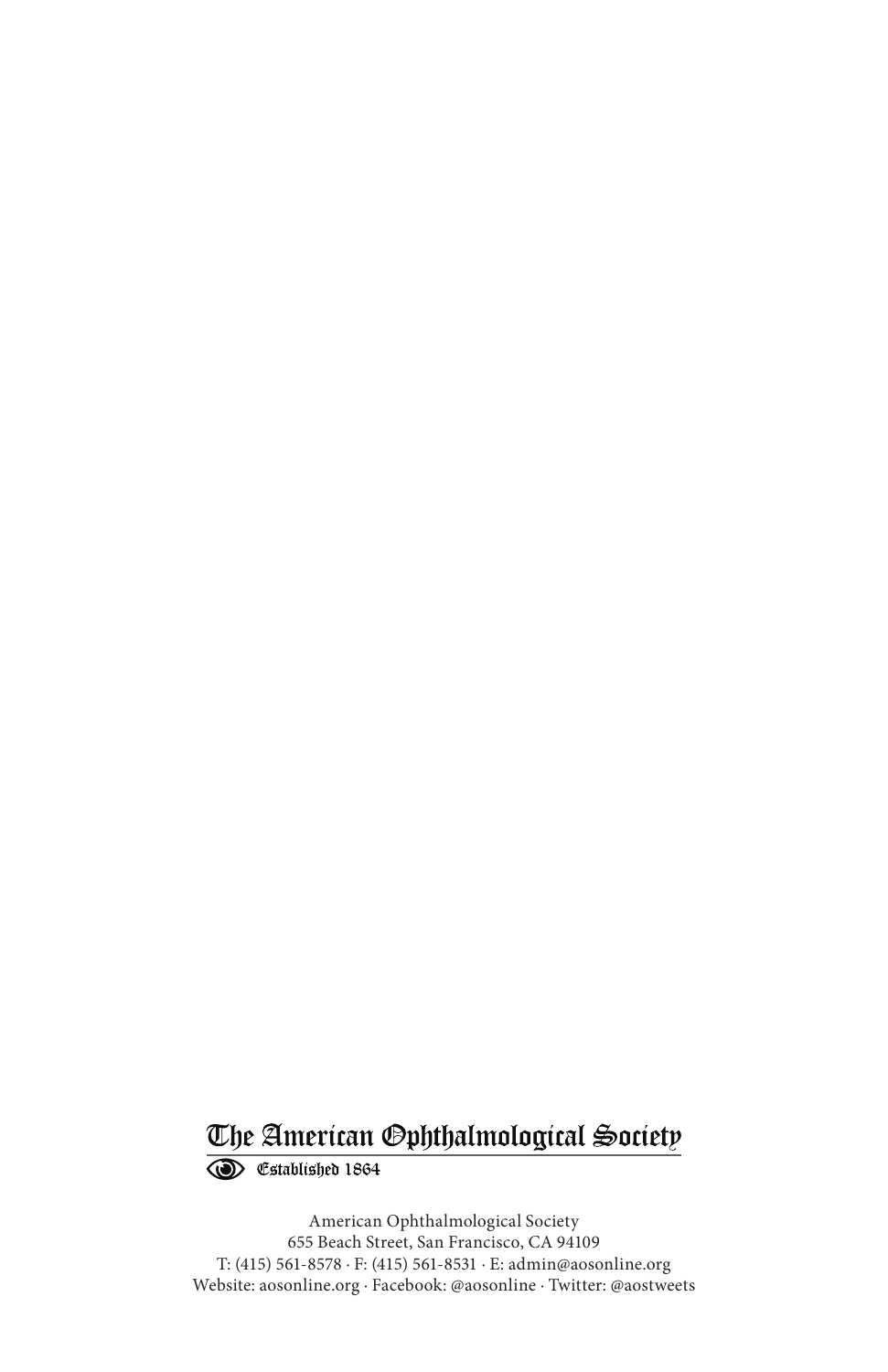The American Ophthalmological Society

Established 1864

American Ophthalmological Society
655 Beach Street, San Francisco, CA 94109
T: (415) 561-8578 · F: (415) 561-8531 · E: admin@aosonline.org
Website: aosonline.org · Facebook: @aosonline · Twitter: @aostweets